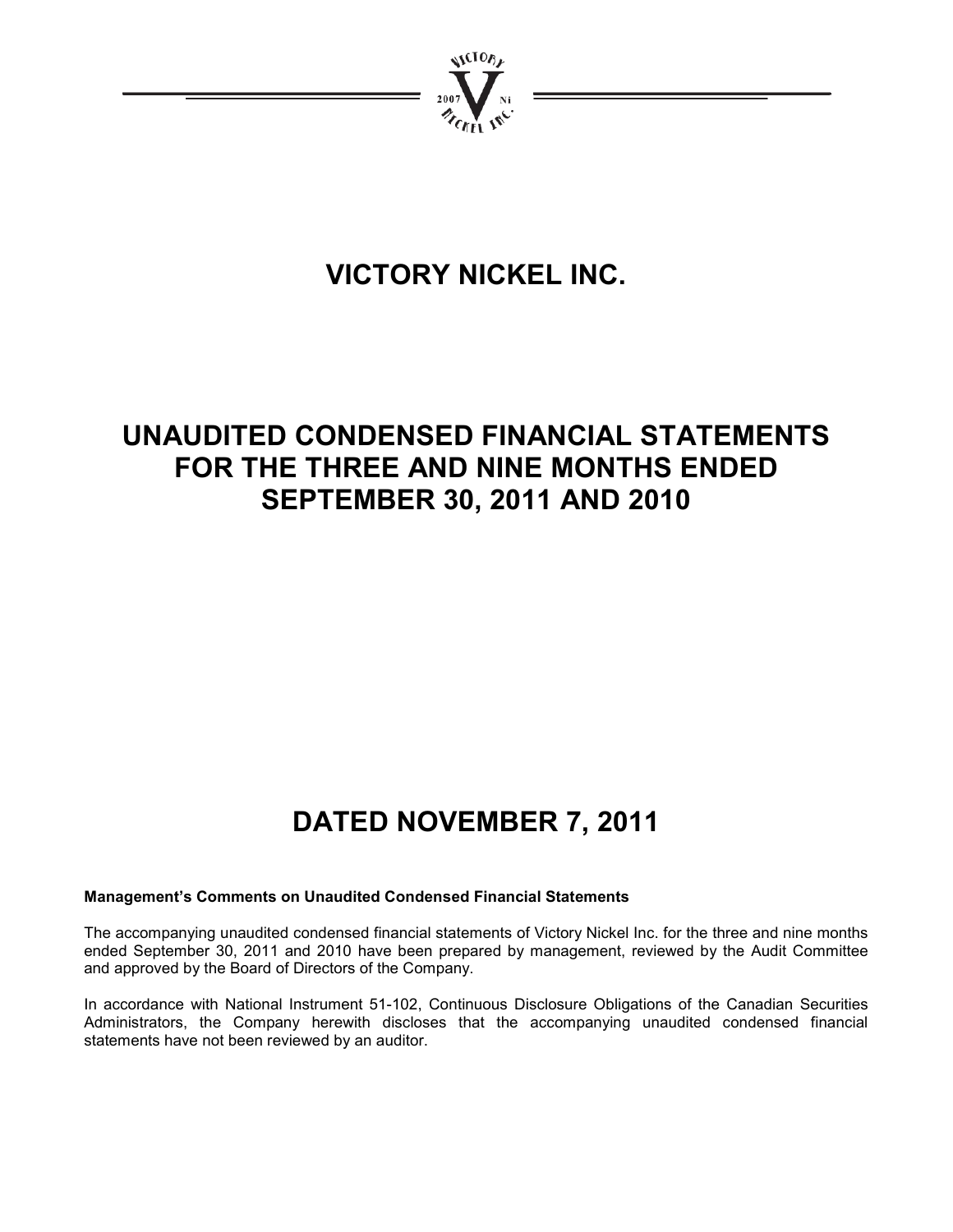# VICTORY NICKEL INC.

# UNAUDITED CONDENSED FINANCIAL STATEMENTS FOR THE THREE AND NINE MONTHS ENDED SEPTEMBER 30, 2011 AND 2010

# DATED NOVEMBER 7, 2011

**Management's Comments on Unaudited Condensed Financial Statements**

The accompanying unaudited condensed financial statements of Victory Nickel Inc. for the three and nine months ended September 30, 2011 and 2010 have been prepared by management, reviewed by the Audit Committee and approved by the Board of Directors of the Company.

In accordance with National Instrument 51-102, Continuous Disclosure Obligations of the Canadian Securities Administrators, the Company herewith discloses that the accompanying unaudited condensed financial statements have not been reviewed by an auditor.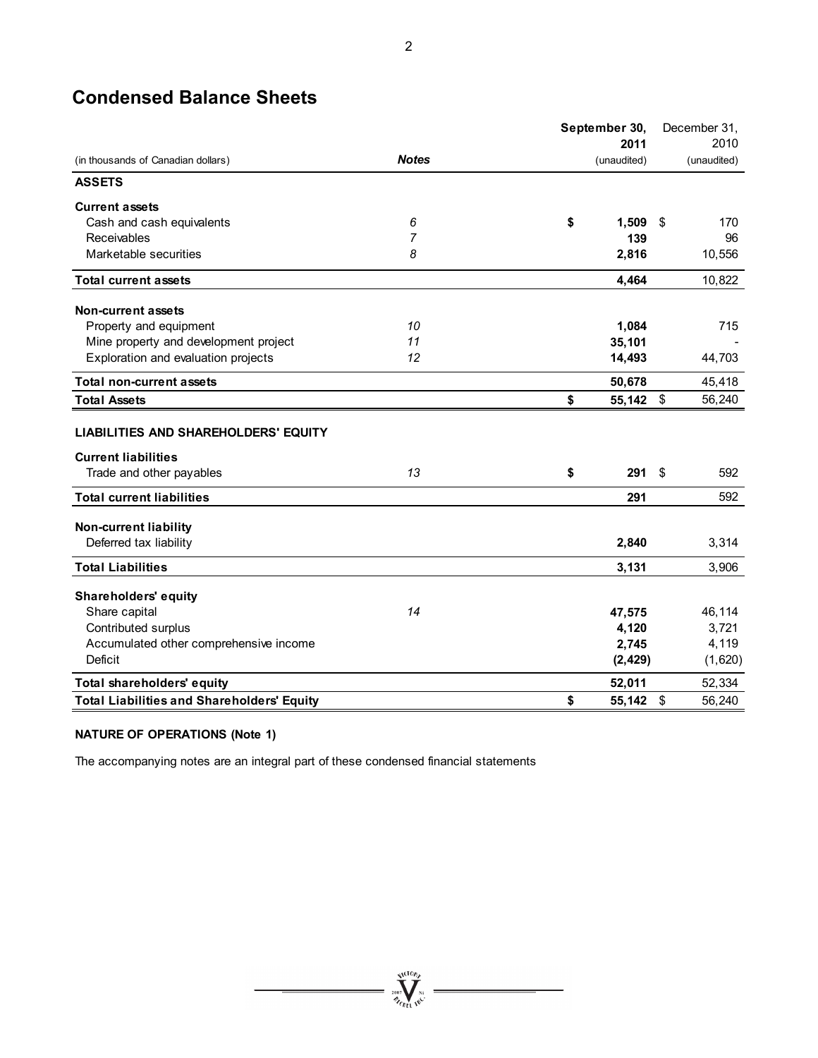# Condensed Balance Sheets

| (in thousands of Canadian dollars) | Notes | September 30, 2011 (unaudited) | December 31, 2010 (unaudited) |
|---|---|---|---|
| **ASSETS** | | | |
| **Current assets** | | | |
| Cash and cash equivalents | 6 | **$ 1,509** | $ 170 |
| Receivables | 7 | **139** | 96 |
| Marketable securities | 8 | **2,816** | 10,556 |
| **Total current assets** | | **4,464** | 10,822 |
| **Non-current assets** | | | |
| Property and equipment | 10 | **1,084** | 715 |
| Mine property and development project | 11 | **35,101** | - |
| Exploration and evaluation projects | 12 | **14,493** | 44,703 |
| **Total non-current assets** | | **50,678** | 45,418 |
| **Total Assets** | | **$ 55,142** | $ 56,240 |
| **LIABILITIES AND SHAREHOLDERS' EQUITY** | | | |
| **Current liabilities** | | | |
| Trade and other payables | 13 | **$ 291** | $ 592 |
| **Total current liabilities** | | **291** | 592 |
| **Non-current liability** | | | |
| Deferred tax liability | | **2,840** | 3,314 |
| **Total Liabilities** | | **3,131** | 3,906 |
| **Shareholders' equity** | | | |
| Share capital | 14 | **47,575** | 46,114 |
| Contributed surplus | | **4,120** | 3,721 |
| Accumulated other comprehensive income | | **2,745** | 4,119 |
| Deficit | | **(2,429)** | (1,620) |
| **Total shareholders' equity** | | **52,011** | 52,334 |
| **Total Liabilities and Shareholders' Equity** | | **$ 55,142** | $ 56,240 |

**NATURE OF OPERATIONS (Note 1)**

The accompanying notes are an integral part of these condensed financial statements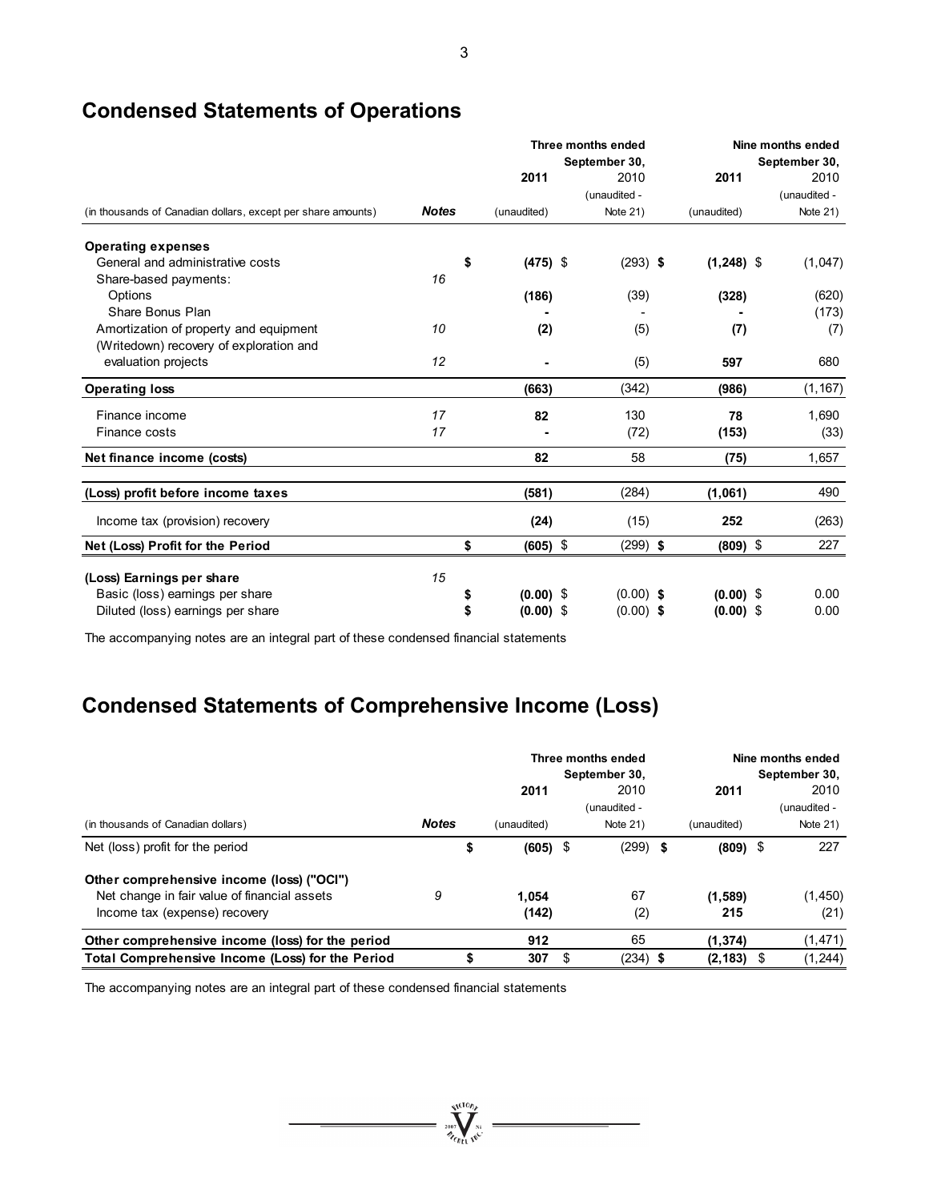## Condensed Statements of Operations

| (in thousands of Canadian dollars, except per share amounts) | Notes | Three months ended September 30, 2011 (unaudited) | Three months ended September 30, 2010 (unaudited - Note 21) | Nine months ended September 30, 2011 (unaudited) | Nine months ended September 30, 2010 (unaudited - Note 21) |
|---|---|---|---|---|---|
| **Operating expenses** | | | | | |
| General and administrative costs | | **$ (475)** | $ (293) | **$ (1,248)** | $ (1,047) |
| Share-based payments: | 16 | | | | |
| Options | | **(186)** | (39) | **(328)** | (620) |
| Share Bonus Plan | | **-** | - | **-** | (173) |
| Amortization of property and equipment | 10 | **(2)** | (5) | **(7)** | (7) |
| (Writedown) recovery of exploration and evaluation projects | 12 | **-** | (5) | **597** | 680 |
| **Operating loss** | | **(663)** | (342) | **(986)** | (1,167) |
| Finance income | 17 | **82** | 130 | **78** | 1,690 |
| Finance costs | 17 | **-** | (72) | **(153)** | (33) |
| **Net finance income (costs)** | | **82** | 58 | **(75)** | 1,657 |
| **(Loss) profit before income taxes** | | **(581)** | (284) | **(1,061)** | 490 |
| Income tax (provision) recovery | | **(24)** | (15) | **252** | (263) |
| **Net (Loss) Profit for the Period** | | **$ (605)** | $ (299) | **$ (809)** | $ 227 |
| **(Loss) Earnings per share** | 15 | | | | |
| Basic (loss) earnings per share | | **$ (0.00)** | $ (0.00) | **$ (0.00)** | $ 0.00 |
| Diluted (loss) earnings per share | | **$ (0.00)** | $ (0.00) | **$ (0.00)** | $ 0.00 |

The accompanying notes are an integral part of these condensed financial statements

## Condensed Statements of Comprehensive Income (Loss)

| (in thousands of Canadian dollars) | Notes | Three months ended September 30, 2011 (unaudited) | Three months ended September 30, 2010 (unaudited - Note 21) | Nine months ended September 30, 2011 (unaudited) | Nine months ended September 30, 2010 (unaudited - Note 21) |
|---|---|---|---|---|---|
| Net (loss) profit for the period | | **$ (605)** | $ (299) | **$ (809)** | $ 227 |
| **Other comprehensive income (loss) ("OCI")** | | | | | |
| Net change in fair value of financial assets | 9 | **1,054** | 67 | **(1,589)** | (1,450) |
| Income tax (expense) recovery | | **(142)** | (2) | **215** | (21) |
| **Other comprehensive income (loss) for the period** | | **912** | 65 | **(1,374)** | (1,471) |
| **Total Comprehensive Income (Loss) for the Period** | | **$ 307** | $ (234) | **$ (2,183)** | $ (1,244) |

The accompanying notes are an integral part of these condensed financial statements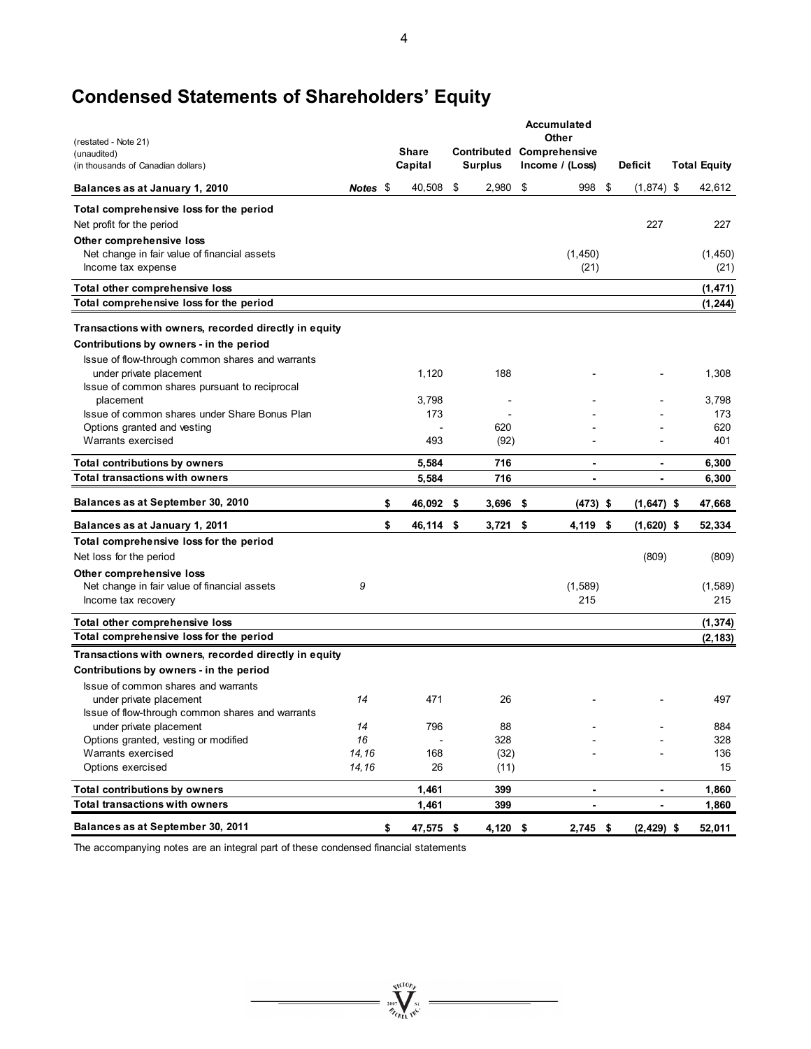# Condensed Statements of Shareholders' Equity

(restated - Note 21)
(unaudited)
(in thousands of Canadian dollars)

| | Notes | Share Capital | Contributed Surplus | Accumulated Other Comprehensive Income / (Loss) | Deficit | Total Equity |
|---|---|---|---|---|---|---|
| **Balances as at January 1, 2010** | | $ 40,508 | $ 2,980 | $ 998 | $ (1,874) | $ 42,612 |
| **Total comprehensive loss for the period** | | | | | | |
| Net profit for the period | | | | | 227 | 227 |
| **Other comprehensive loss** | | | | | | |
| Net change in fair value of financial assets | | | | (1,450) | | (1,450) |
| Income tax expense | | | | (21) | | (21) |
| **Total other comprehensive loss** | | | | | | **(1,471)** |
| **Total comprehensive loss for the period** | | | | | | **(1,244)** |
| **Transactions with owners, recorded directly in equity** | | | | | | |
| **Contributions by owners - in the period** | | | | | | |
| Issue of flow-through common shares and warrants under private placement | | 1,120 | 188 | - | - | 1,308 |
| Issue of common shares pursuant to reciprocal placement | | 3,798 | - | - | - | 3,798 |
| Issue of common shares under Share Bonus Plan | | 173 | - | - | - | 173 |
| Options granted and vesting | | - | 620 | - | - | 620 |
| Warrants exercised | | 493 | (92) | - | - | 401 |
| **Total contributions by owners** | | **5,584** | **716** | **-** | **-** | **6,300** |
| **Total transactions with owners** | | **5,584** | **716** | **-** | **-** | **6,300** |
| **Balances as at September 30, 2010** | | **$ 46,092** | **$ 3,696** | **$ (473)** | **$ (1,647)** | **$ 47,668** |
| **Balances as at January 1, 2011** | | **$ 46,114** | **$ 3,721** | **$ 4,119** | **$ (1,620)** | **$ 52,334** |
| **Total comprehensive loss for the period** | | | | | | |
| Net loss for the period | | | | | (809) | (809) |
| **Other comprehensive loss** | | | | | | |
| Net change in fair value of financial assets | 9 | | | (1,589) | | (1,589) |
| Income tax recovery | | | | 215 | | 215 |
| **Total other comprehensive loss** | | | | | | **(1,374)** |
| **Total comprehensive loss for the period** | | | | | | **(2,183)** |
| **Transactions with owners, recorded directly in equity** | | | | | | |
| **Contributions by owners - in the period** | | | | | | |
| Issue of common shares and warrants under private placement | 14 | 471 | 26 | - | - | 497 |
| Issue of flow-through common shares and warrants under private placement | 14 | 796 | 88 | - | - | 884 |
| Options granted, vesting or modified | 16 | - | 328 | - | - | 328 |
| Warrants exercised | 14, 16 | 168 | (32) | - | - | 136 |
| Options exercised | 14, 16 | 26 | (11) | | | 15 |
| **Total contributions by owners** | | **1,461** | **399** | **-** | **-** | **1,860** |
| **Total transactions with owners** | | **1,461** | **399** | **-** | **-** | **1,860** |
| **Balances as at September 30, 2011** | | **$ 47,575** | **$ 4,120** | **$ 2,745** | **$ (2,429)** | **$ 52,011** |

The accompanying notes are an integral part of these condensed financial statements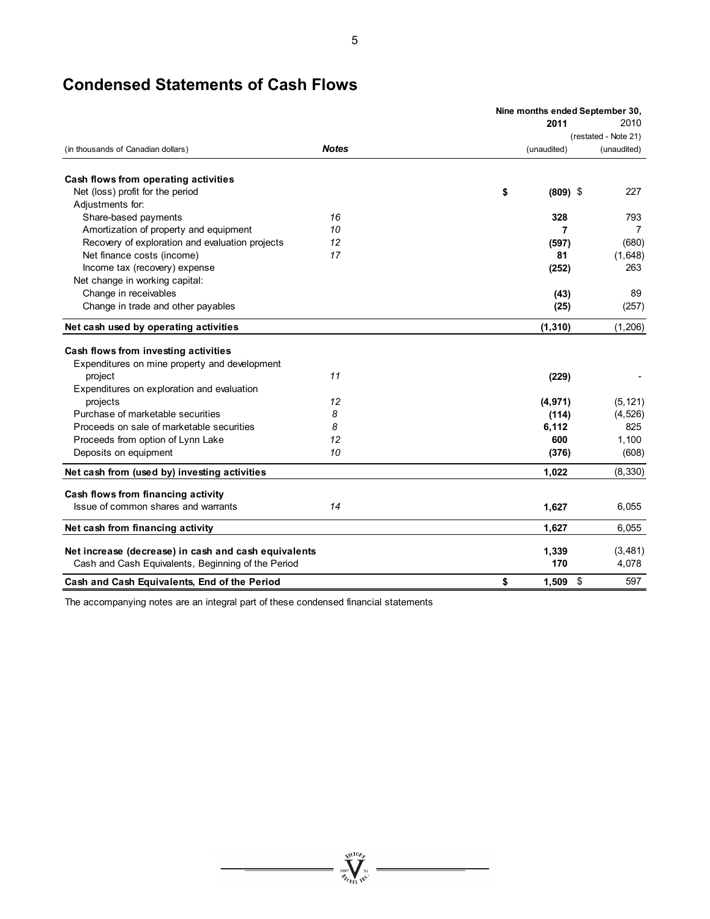# Condensed Statements of Cash Flows

| (in thousands of Canadian dollars) | Notes | Nine months ended September 30, 2011 (unaudited) | 2010 (restated - Note 21) (unaudited) |
|---|---|---|---|
| **Cash flows from operating activities** | | | |
| Net (loss) profit for the period | | $ **(809)** | $ 227 |
| Adjustments for: | | | |
| Share-based payments | *16* | **328** | 793 |
| Amortization of property and equipment | *10* | **7** | 7 |
| Recovery of exploration and evaluation projects | *12* | **(597)** | (680) |
| Net finance costs (income) | *17* | **81** | (1,648) |
| Income tax (recovery) expense | | **(252)** | 263 |
| Net change in working capital: | | | |
| Change in receivables | | **(43)** | 89 |
| Change in trade and other payables | | **(25)** | (257) |
| **Net cash used by operating activities** | | **(1,310)** | (1,206) |
| **Cash flows from investing activities** | | | |
| Expenditures on mine property and development project | *11* | **(229)** | - |
| Expenditures on exploration and evaluation projects | *12* | **(4,971)** | (5,121) |
| Purchase of marketable securities | *8* | **(114)** | (4,526) |
| Proceeds on sale of marketable securities | *8* | **6,112** | 825 |
| Proceeds from option of Lynn Lake | *12* | **600** | 1,100 |
| Deposits on equipment | *10* | **(376)** | (608) |
| **Net cash from (used by) investing activities** | | **1,022** | (8,330) |
| **Cash flows from financing activity** | | | |
| Issue of common shares and warrants | *14* | **1,627** | 6,055 |
| **Net cash from financing activity** | | **1,627** | 6,055 |
| **Net increase (decrease) in cash and cash equivalents** | | **1,339** | (3,481) |
| Cash and Cash Equivalents, Beginning of the Period | | **170** | 4,078 |
| **Cash and Cash Equivalents, End of the Period** | | $ **1,509** | $ 597 |

The accompanying notes are an integral part of these condensed financial statements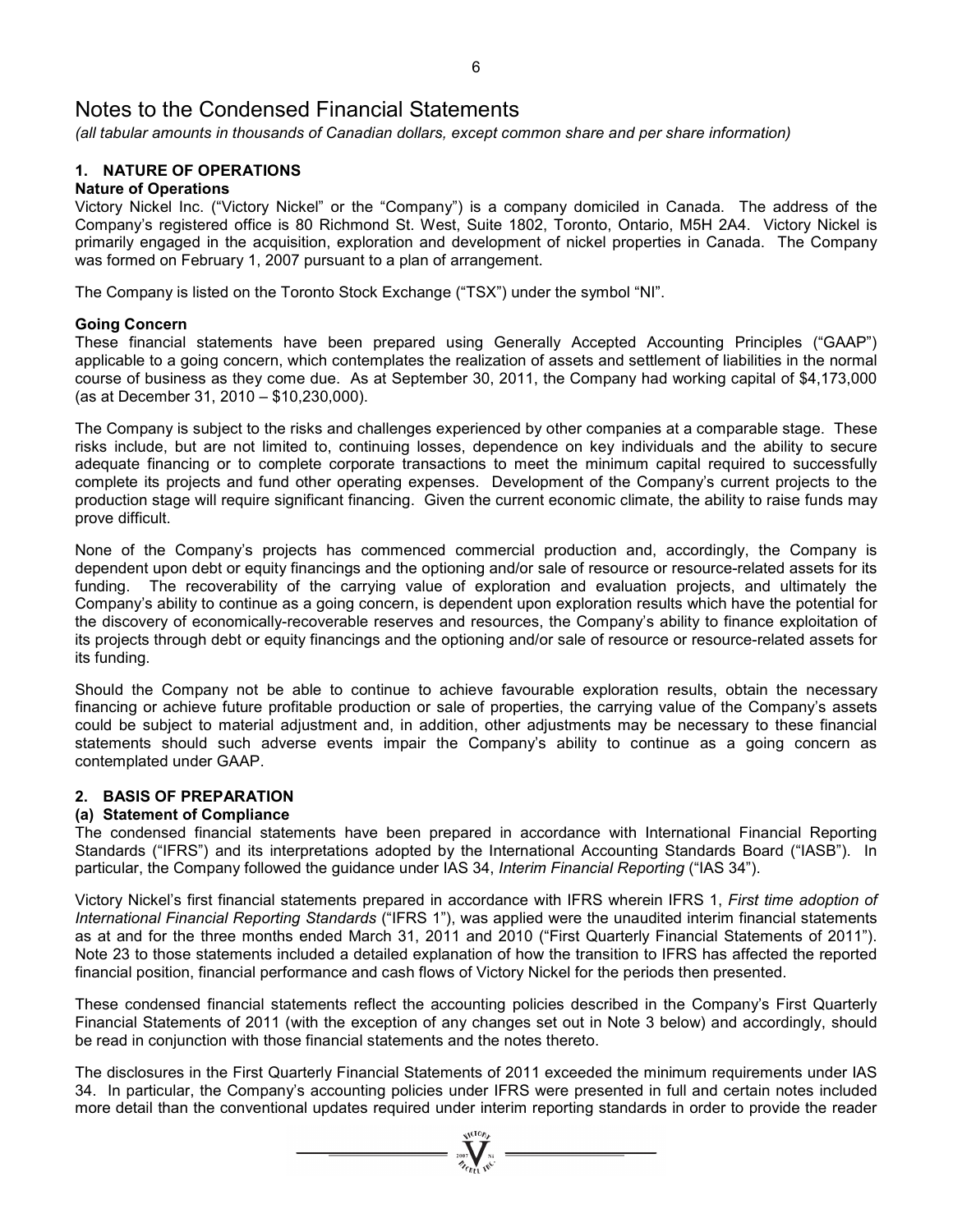# Notes to the Condensed Financial Statements

*(all tabular amounts in thousands of Canadian dollars, except common share and per share information)*

## 1. NATURE OF OPERATIONS

### Nature of Operations

Victory Nickel Inc. ("Victory Nickel" or the "Company") is a company domiciled in Canada. The address of the Company's registered office is 80 Richmond St. West, Suite 1802, Toronto, Ontario, M5H 2A4. Victory Nickel is primarily engaged in the acquisition, exploration and development of nickel properties in Canada. The Company was formed on February 1, 2007 pursuant to a plan of arrangement.

The Company is listed on the Toronto Stock Exchange ("TSX") under the symbol "NI".

### Going Concern

These financial statements have been prepared using Generally Accepted Accounting Principles ("GAAP") applicable to a going concern, which contemplates the realization of assets and settlement of liabilities in the normal course of business as they come due. As at September 30, 2011, the Company had working capital of $4,173,000 (as at December 31, 2010 – $10,230,000).

The Company is subject to the risks and challenges experienced by other companies at a comparable stage. These risks include, but are not limited to, continuing losses, dependence on key individuals and the ability to secure adequate financing or to complete corporate transactions to meet the minimum capital required to successfully complete its projects and fund other operating expenses. Development of the Company's current projects to the production stage will require significant financing. Given the current economic climate, the ability to raise funds may prove difficult.

None of the Company's projects has commenced commercial production and, accordingly, the Company is dependent upon debt or equity financings and the optioning and/or sale of resource or resource-related assets for its funding. The recoverability of the carrying value of exploration and evaluation projects, and ultimately the Company's ability to continue as a going concern, is dependent upon exploration results which have the potential for the discovery of economically-recoverable reserves and resources, the Company's ability to finance exploitation of its projects through debt or equity financings and the optioning and/or sale of resource or resource-related assets for its funding.

Should the Company not be able to continue to achieve favourable exploration results, obtain the necessary financing or achieve future profitable production or sale of properties, the carrying value of the Company's assets could be subject to material adjustment and, in addition, other adjustments may be necessary to these financial statements should such adverse events impair the Company's ability to continue as a going concern as contemplated under GAAP.

## 2. BASIS OF PREPARATION

### (a) Statement of Compliance

The condensed financial statements have been prepared in accordance with International Financial Reporting Standards ("IFRS") and its interpretations adopted by the International Accounting Standards Board ("IASB"). In particular, the Company followed the guidance under IAS 34, *Interim Financial Reporting* ("IAS 34").

Victory Nickel's first financial statements prepared in accordance with IFRS wherein IFRS 1, *First time adoption of International Financial Reporting Standards* ("IFRS 1"), was applied were the unaudited interim financial statements as at and for the three months ended March 31, 2011 and 2010 ("First Quarterly Financial Statements of 2011"). Note 23 to those statements included a detailed explanation of how the transition to IFRS has affected the reported financial position, financial performance and cash flows of Victory Nickel for the periods then presented.

These condensed financial statements reflect the accounting policies described in the Company's First Quarterly Financial Statements of 2011 (with the exception of any changes set out in Note 3 below) and accordingly, should be read in conjunction with those financial statements and the notes thereto.

The disclosures in the First Quarterly Financial Statements of 2011 exceeded the minimum requirements under IAS 34. In particular, the Company's accounting policies under IFRS were presented in full and certain notes included more detail than the conventional updates required under interim reporting standards in order to provide the reader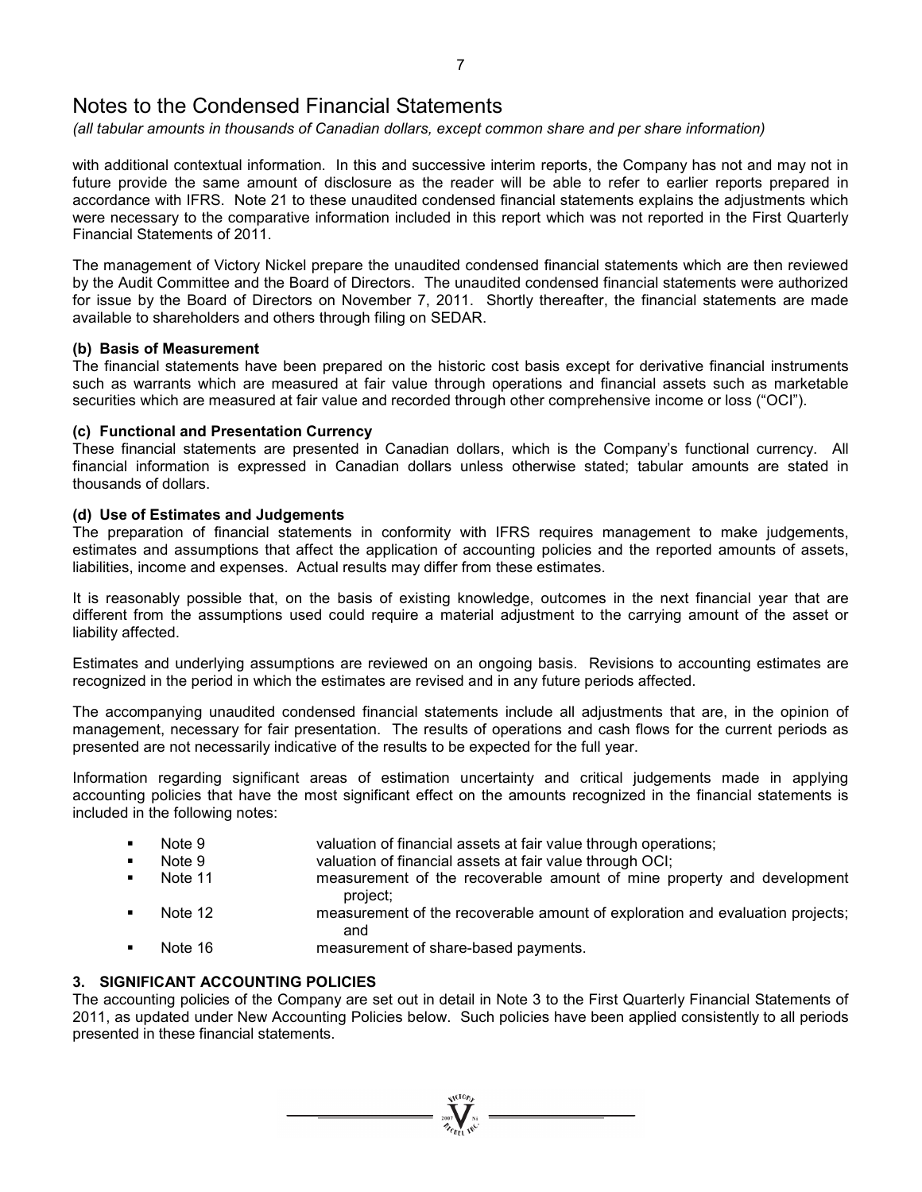# Notes to the Condensed Financial Statements

*(all tabular amounts in thousands of Canadian dollars, except common share and per share information)*

with additional contextual information. In this and successive interim reports, the Company has not and may not in future provide the same amount of disclosure as the reader will be able to refer to earlier reports prepared in accordance with IFRS. Note 21 to these unaudited condensed financial statements explains the adjustments which were necessary to the comparative information included in this report which was not reported in the First Quarterly Financial Statements of 2011.

The management of Victory Nickel prepare the unaudited condensed financial statements which are then reviewed by the Audit Committee and the Board of Directors. The unaudited condensed financial statements were authorized for issue by the Board of Directors on November 7, 2011. Shortly thereafter, the financial statements are made available to shareholders and others through filing on SEDAR.

### (b) Basis of Measurement

The financial statements have been prepared on the historic cost basis except for derivative financial instruments such as warrants which are measured at fair value through operations and financial assets such as marketable securities which are measured at fair value and recorded through other comprehensive income or loss ("OCI").

### (c) Functional and Presentation Currency

These financial statements are presented in Canadian dollars, which is the Company's functional currency. All financial information is expressed in Canadian dollars unless otherwise stated; tabular amounts are stated in thousands of dollars.

### (d) Use of Estimates and Judgements

The preparation of financial statements in conformity with IFRS requires management to make judgements, estimates and assumptions that affect the application of accounting policies and the reported amounts of assets, liabilities, income and expenses. Actual results may differ from these estimates.

It is reasonably possible that, on the basis of existing knowledge, outcomes in the next financial year that are different from the assumptions used could require a material adjustment to the carrying amount of the asset or liability affected.

Estimates and underlying assumptions are reviewed on an ongoing basis. Revisions to accounting estimates are recognized in the period in which the estimates are revised and in any future periods affected.

The accompanying unaudited condensed financial statements include all adjustments that are, in the opinion of management, necessary for fair presentation. The results of operations and cash flows for the current periods as presented are not necessarily indicative of the results to be expected for the full year.

Information regarding significant areas of estimation uncertainty and critical judgements made in applying accounting policies that have the most significant effect on the amounts recognized in the financial statements is included in the following notes:

- Note 9 valuation of financial assets at fair value through operations;
- Note 9 valuation of financial assets at fair value through OCI;
- Note 11 measurement of the recoverable amount of mine property and development project;
- Note 12 measurement of the recoverable amount of exploration and evaluation projects; and
- Note 16 measurement of share-based payments.

## 3. SIGNIFICANT ACCOUNTING POLICIES

The accounting policies of the Company are set out in detail in Note 3 to the First Quarterly Financial Statements of 2011, as updated under New Accounting Policies below. Such policies have been applied consistently to all periods presented in these financial statements.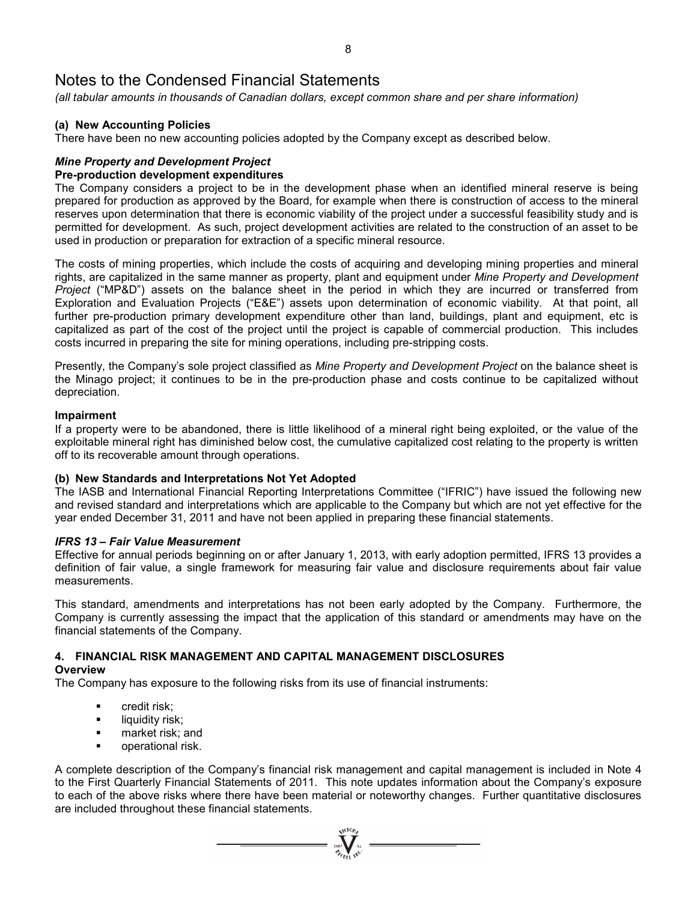# Notes to the Condensed Financial Statements

*(all tabular amounts in thousands of Canadian dollars, except common share and per share information)*

### (a) New Accounting Policies

There have been no new accounting policies adopted by the Company except as described below.

#### *Mine Property and Development Project*

**Pre-production development expenditures**

The Company considers a project to be in the development phase when an identified mineral reserve is being prepared for production as approved by the Board, for example when there is construction of access to the mineral reserves upon determination that there is economic viability of the project under a successful feasibility study and is permitted for development. As such, project development activities are related to the construction of an asset to be used in production or preparation for extraction of a specific mineral resource.

The costs of mining properties, which include the costs of acquiring and developing mining properties and mineral rights, are capitalized in the same manner as property, plant and equipment under *Mine Property and Development Project* ("MP&D") assets on the balance sheet in the period in which they are incurred or transferred from Exploration and Evaluation Projects ("E&E") assets upon determination of economic viability. At that point, all further pre-production primary development expenditure other than land, buildings, plant and equipment, etc is capitalized as part of the cost of the project until the project is capable of commercial production. This includes costs incurred in preparing the site for mining operations, including pre-stripping costs.

Presently, the Company's sole project classified as *Mine Property and Development Project* on the balance sheet is the Minago project; it continues to be in the pre-production phase and costs continue to be capitalized without depreciation.

**Impairment**

If a property were to be abandoned, there is little likelihood of a mineral right being exploited, or the value of the exploitable mineral right has diminished below cost, the cumulative capitalized cost relating to the property is written off to its recoverable amount through operations.

### (b) New Standards and Interpretations Not Yet Adopted

The IASB and International Financial Reporting Interpretations Committee ("IFRIC") have issued the following new and revised standard and interpretations which are applicable to the Company but which are not yet effective for the year ended December 31, 2011 and have not been applied in preparing these financial statements.

#### *IFRS 13 – Fair Value Measurement*

Effective for annual periods beginning on or after January 1, 2013, with early adoption permitted, IFRS 13 provides a definition of fair value, a single framework for measuring fair value and disclosure requirements about fair value measurements.

This standard, amendments and interpretations has not been early adopted by the Company. Furthermore, the Company is currently assessing the impact that the application of this standard or amendments may have on the financial statements of the Company.

## 4. FINANCIAL RISK MANAGEMENT AND CAPITAL MANAGEMENT DISCLOSURES

**Overview**

The Company has exposure to the following risks from its use of financial instruments:

- credit risk;
- liquidity risk;
- market risk; and
- operational risk.

A complete description of the Company's financial risk management and capital management is included in Note 4 to the First Quarterly Financial Statements of 2011. This note updates information about the Company's exposure to each of the above risks where there have been material or noteworthy changes. Further quantitative disclosures are included throughout these financial statements.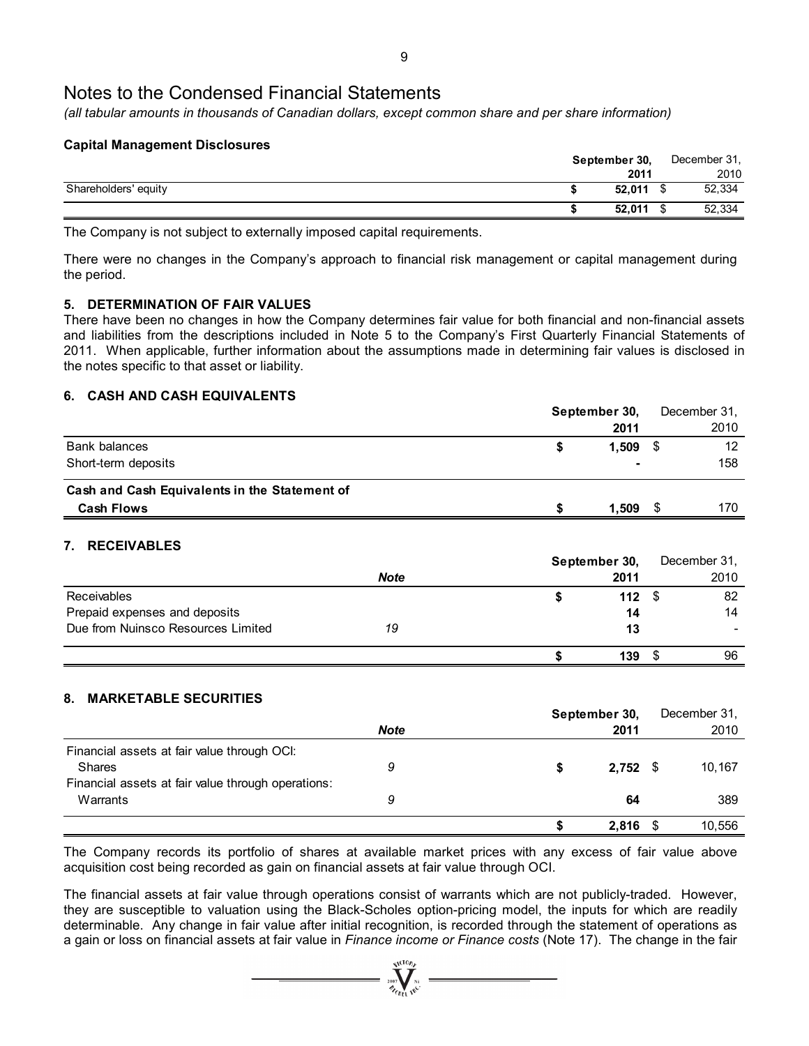# Notes to the Condensed Financial Statements

*(all tabular amounts in thousands of Canadian dollars, except common share and per share information)*

**Capital Management Disclosures**

| | September 30, 2011 | December 31, 2010 |
|---|---|---|
| Shareholders' equity | **$ 52,011** | $ 52,334 |
| | **$ 52,011** | $ 52,334 |

The Company is not subject to externally imposed capital requirements.

There were no changes in the Company's approach to financial risk management or capital management during the period.

### 5. DETERMINATION OF FAIR VALUES

There have been no changes in how the Company determines fair value for both financial and non-financial assets and liabilities from the descriptions included in Note 5 to the Company's First Quarterly Financial Statements of 2011. When applicable, further information about the assumptions made in determining fair values is disclosed in the notes specific to that asset or liability.

### 6. CASH AND CASH EQUIVALENTS

| | September 30, 2011 | December 31, 2010 |
|---|---|---|
| Bank balances | **$ 1,509** | $ 12 |
| Short-term deposits | **-** | 158 |
| **Cash and Cash Equivalents in the Statement of Cash Flows** | **$ 1,509** | $ 170 |

### 7. RECEIVABLES

| | *Note* | September 30, 2011 | December 31, 2010 |
|---|---|---|---|
| Receivables | | **$ 112** | $ 82 |
| Prepaid expenses and deposits | | **14** | 14 |
| Due from Nuinsco Resources Limited | *19* | **13** | - |
| | | **$ 139** | $ 96 |

### 8. MARKETABLE SECURITIES

| | *Note* | September 30, 2011 | December 31, 2010 |
|---|---|---|---|
| Financial assets at fair value through OCI: | | | |
| Shares | *9* | **$ 2,752** | $ 10,167 |
| Financial assets at fair value through operations: | | | |
| Warrants | *9* | **64** | 389 |
| | | **$ 2,816** | $ 10,556 |

The Company records its portfolio of shares at available market prices with any excess of fair value above acquisition cost being recorded as gain on financial assets at fair value through OCI.

The financial assets at fair value through operations consist of warrants which are not publicly-traded. However, they are susceptible to valuation using the Black-Scholes option-pricing model, the inputs for which are readily determinable. Any change in fair value after initial recognition, is recorded through the statement of operations as a gain or loss on financial assets at fair value in *Finance income or Finance costs* (Note 17). The change in the fair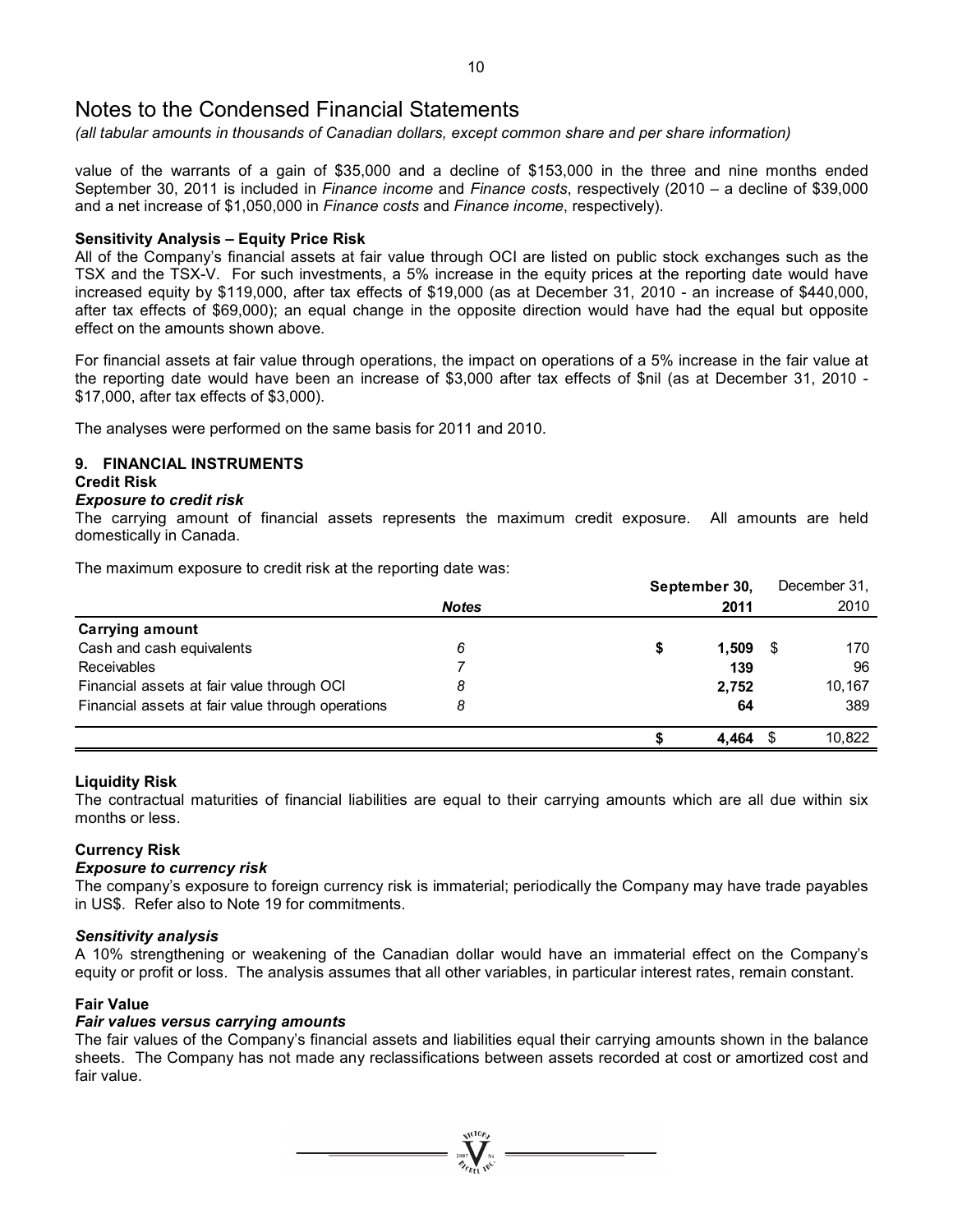# Notes to the Condensed Financial Statements

*(all tabular amounts in thousands of Canadian dollars, except common share and per share information)*

value of the warrants of a gain of $35,000 and a decline of $153,000 in the three and nine months ended September 30, 2011 is included in *Finance income* and *Finance costs*, respectively (2010 – a decline of $39,000 and a net increase of $1,050,000 in *Finance costs* and *Finance income*, respectively).

**Sensitivity Analysis – Equity Price Risk**

All of the Company's financial assets at fair value through OCI are listed on public stock exchanges such as the TSX and the TSX-V. For such investments, a 5% increase in the equity prices at the reporting date would have increased equity by $119,000, after tax effects of $19,000 (as at December 31, 2010 - an increase of $440,000, after tax effects of $69,000); an equal change in the opposite direction would have had the equal but opposite effect on the amounts shown above.

For financial assets at fair value through operations, the impact on operations of a 5% increase in the fair value at the reporting date would have been an increase of $3,000 after tax effects of $nil (as at December 31, 2010 - $17,000, after tax effects of $3,000).

The analyses were performed on the same basis for 2011 and 2010.

## 9. FINANCIAL INSTRUMENTS

**Credit Risk**

***Exposure to credit risk***

The carrying amount of financial assets represents the maximum credit exposure. All amounts are held domestically in Canada.

The maximum exposure to credit risk at the reporting date was:

| | *Notes* | **September 30, 2011** | December 31, 2010 |
|---|---|---|---|
| **Carrying amount** | | | |
| Cash and cash equivalents | *6* | **$ 1,509** | $ 170 |
| Receivables | *7* | **139** | 96 |
| Financial assets at fair value through OCI | *8* | **2,752** | 10,167 |
| Financial assets at fair value through operations | *8* | **64** | 389 |
| | | **$ 4,464** | $ 10,822 |

**Liquidity Risk**

The contractual maturities of financial liabilities are equal to their carrying amounts which are all due within six months or less.

**Currency Risk**

***Exposure to currency risk***

The company's exposure to foreign currency risk is immaterial; periodically the Company may have trade payables in US$. Refer also to Note 19 for commitments.

***Sensitivity analysis***

A 10% strengthening or weakening of the Canadian dollar would have an immaterial effect on the Company's equity or profit or loss. The analysis assumes that all other variables, in particular interest rates, remain constant.

**Fair Value**

***Fair values versus carrying amounts***

The fair values of the Company's financial assets and liabilities equal their carrying amounts shown in the balance sheets. The Company has not made any reclassifications between assets recorded at cost or amortized cost and fair value.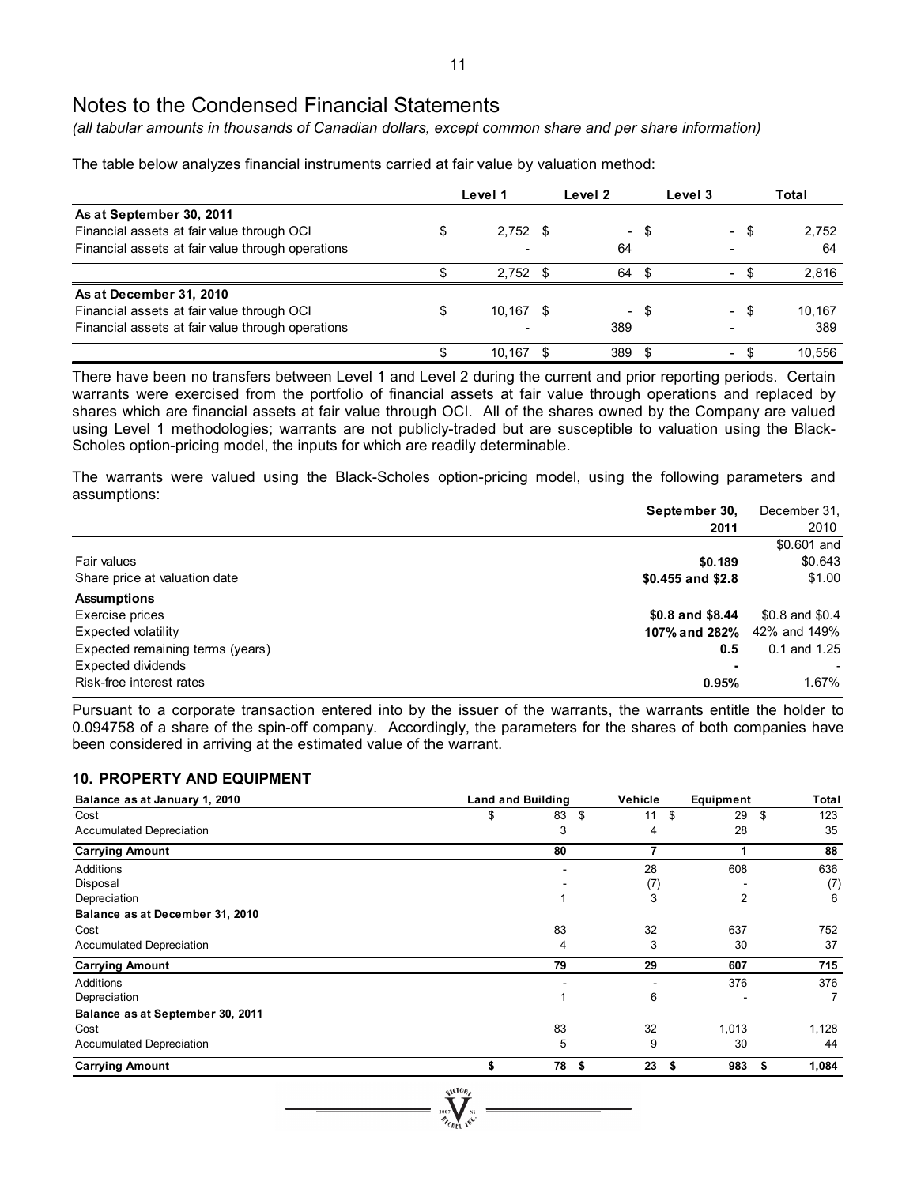# Notes to the Condensed Financial Statements

*(all tabular amounts in thousands of Canadian dollars, except common share and per share information)*

The table below analyzes financial instruments carried at fair value by valuation method:

| | Level 1 | Level 2 | Level 3 | Total |
|---|---|---|---|---|
| **As at September 30, 2011** | | | | |
| Financial assets at fair value through OCI | $ 2,752 | $ - | $ - | $ 2,752 |
| Financial assets at fair value through operations | - | 64 | - | 64 |
| | $ 2,752 | $ 64 | $ - | $ 2,816 |
| **As at December 31, 2010** | | | | |
| Financial assets at fair value through OCI | $ 10,167 | $ - | $ - | $ 10,167 |
| Financial assets at fair value through operations | - | 389 | - | 389 |
| | $ 10,167 | $ 389 | $ - | $ 10,556 |

There have been no transfers between Level 1 and Level 2 during the current and prior reporting periods. Certain warrants were exercised from the portfolio of financial assets at fair value through operations and replaced by shares which are financial assets at fair value through OCI. All of the shares owned by the Company are valued using Level 1 methodologies; warrants are not publicly-traded but are susceptible to valuation using the Black-Scholes option-pricing model, the inputs for which are readily determinable.

The warrants were valued using the Black-Scholes option-pricing model, using the following parameters and assumptions:

| | **September 30, 2011** | December 31, 2010 |
|---|---|---|
| Fair values | **$0.189** | $0.601 and $0.643 |
| Share price at valuation date | **$0.455 and $2.8** | $1.00 |
| **Assumptions** | | |
| Exercise prices | **$0.8 and $8.44** | $0.8 and $0.4 |
| Expected volatility | **107% and 282%** | 42% and 149% |
| Expected remaining terms (years) | **0.5** | 0.1 and 1.25 |
| Expected dividends | **-** | - |
| Risk-free interest rates | **0.95%** | 1.67% |

Pursuant to a corporate transaction entered into by the issuer of the warrants, the warrants entitle the holder to 0.094758 of a share of the spin-off company. Accordingly, the parameters for the shares of both companies have been considered in arriving at the estimated value of the warrant.

## 10. PROPERTY AND EQUIPMENT

| Balance as at January 1, 2010 | Land and Building | Vehicle | Equipment | Total |
|---|---|---|---|---|
| Cost | $ 83 | $ 11 | $ 29 | $ 123 |
| Accumulated Depreciation | 3 | 4 | 28 | 35 |
| **Carrying Amount** | **80** | **7** | **1** | **88** |
| Additions | - | 28 | 608 | 636 |
| Disposal | - | (7) | - | (7) |
| Depreciation | 1 | 3 | 2 | 6 |
| **Balance as at December 31, 2010** | | | | |
| Cost | 83 | 32 | 637 | 752 |
| Accumulated Depreciation | 4 | 3 | 30 | 37 |
| **Carrying Amount** | **79** | **29** | **607** | **715** |
| Additions | - | - | 376 | 376 |
| Depreciation | 1 | 6 | - | 7 |
| **Balance as at September 30, 2011** | | | | |
| Cost | 83 | 32 | 1,013 | 1,128 |
| Accumulated Depreciation | 5 | 9 | 30 | 44 |
| **Carrying Amount** | **$ 78** | **$ 23** | **$ 983** | **$ 1,084** |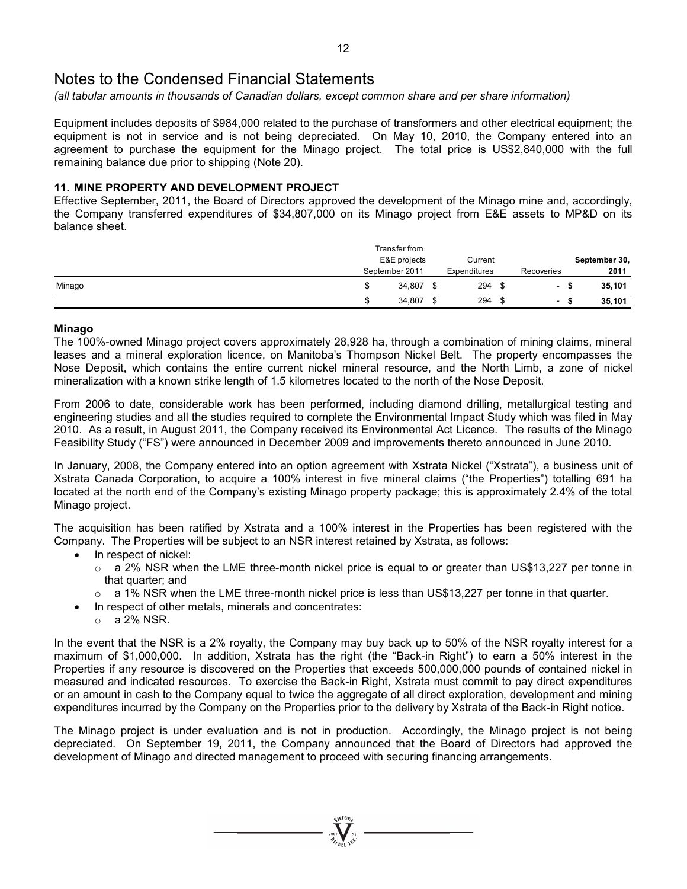# Notes to the Condensed Financial Statements

*(all tabular amounts in thousands of Canadian dollars, except common share and per share information)*

Equipment includes deposits of $984,000 related to the purchase of transformers and other electrical equipment; the equipment is not in service and is not being depreciated. On May 10, 2010, the Company entered into an agreement to purchase the equipment for the Minago project. The total price is US$2,840,000 with the full remaining balance due prior to shipping (Note 20).

### 11. MINE PROPERTY AND DEVELOPMENT PROJECT

Effective September, 2011, the Board of Directors approved the development of the Minago mine and, accordingly, the Company transferred expenditures of $34,807,000 on its Minago project from E&E assets to MP&D on its balance sheet.

| | Transfer from E&E projects September 2011 | Current Expenditures | Recoveries | September 30, 2011 |
|---|---|---|---|---|
| Minago | $ 34,807 | $ 294 | $ - | **$ 35,101** |
| | $ 34,807 | $ 294 | $ - | **$ 35,101** |

#### Minago

The 100%-owned Minago project covers approximately 28,928 ha, through a combination of mining claims, mineral leases and a mineral exploration licence, on Manitoba's Thompson Nickel Belt. The property encompasses the Nose Deposit, which contains the entire current nickel mineral resource, and the North Limb, a zone of nickel mineralization with a known strike length of 1.5 kilometres located to the north of the Nose Deposit.

From 2006 to date, considerable work has been performed, including diamond drilling, metallurgical testing and engineering studies and all the studies required to complete the Environmental Impact Study which was filed in May 2010. As a result, in August 2011, the Company received its Environmental Act Licence. The results of the Minago Feasibility Study ("FS") were announced in December 2009 and improvements thereto announced in June 2010.

In January, 2008, the Company entered into an option agreement with Xstrata Nickel ("Xstrata"), a business unit of Xstrata Canada Corporation, to acquire a 100% interest in five mineral claims ("the Properties") totalling 691 ha located at the north end of the Company's existing Minago property package; this is approximately 2.4% of the total Minago project.

The acquisition has been ratified by Xstrata and a 100% interest in the Properties has been registered with the Company. The Properties will be subject to an NSR interest retained by Xstrata, as follows:

- In respect of nickel:
  - a 2% NSR when the LME three-month nickel price is equal to or greater than US$13,227 per tonne in that quarter; and
  - a 1% NSR when the LME three-month nickel price is less than US$13,227 per tonne in that quarter.
- In respect of other metals, minerals and concentrates:
  - a 2% NSR.

In the event that the NSR is a 2% royalty, the Company may buy back up to 50% of the NSR royalty interest for a maximum of $1,000,000. In addition, Xstrata has the right (the "Back-in Right") to earn a 50% interest in the Properties if any resource is discovered on the Properties that exceeds 500,000,000 pounds of contained nickel in measured and indicated resources. To exercise the Back-in Right, Xstrata must commit to pay direct expenditures or an amount in cash to the Company equal to twice the aggregate of all direct exploration, development and mining expenditures incurred by the Company on the Properties prior to the delivery by Xstrata of the Back-in Right notice.

The Minago project is under evaluation and is not in production. Accordingly, the Minago project is not being depreciated. On September 19, 2011, the Company announced that the Board of Directors had approved the development of Minago and directed management to proceed with securing financing arrangements.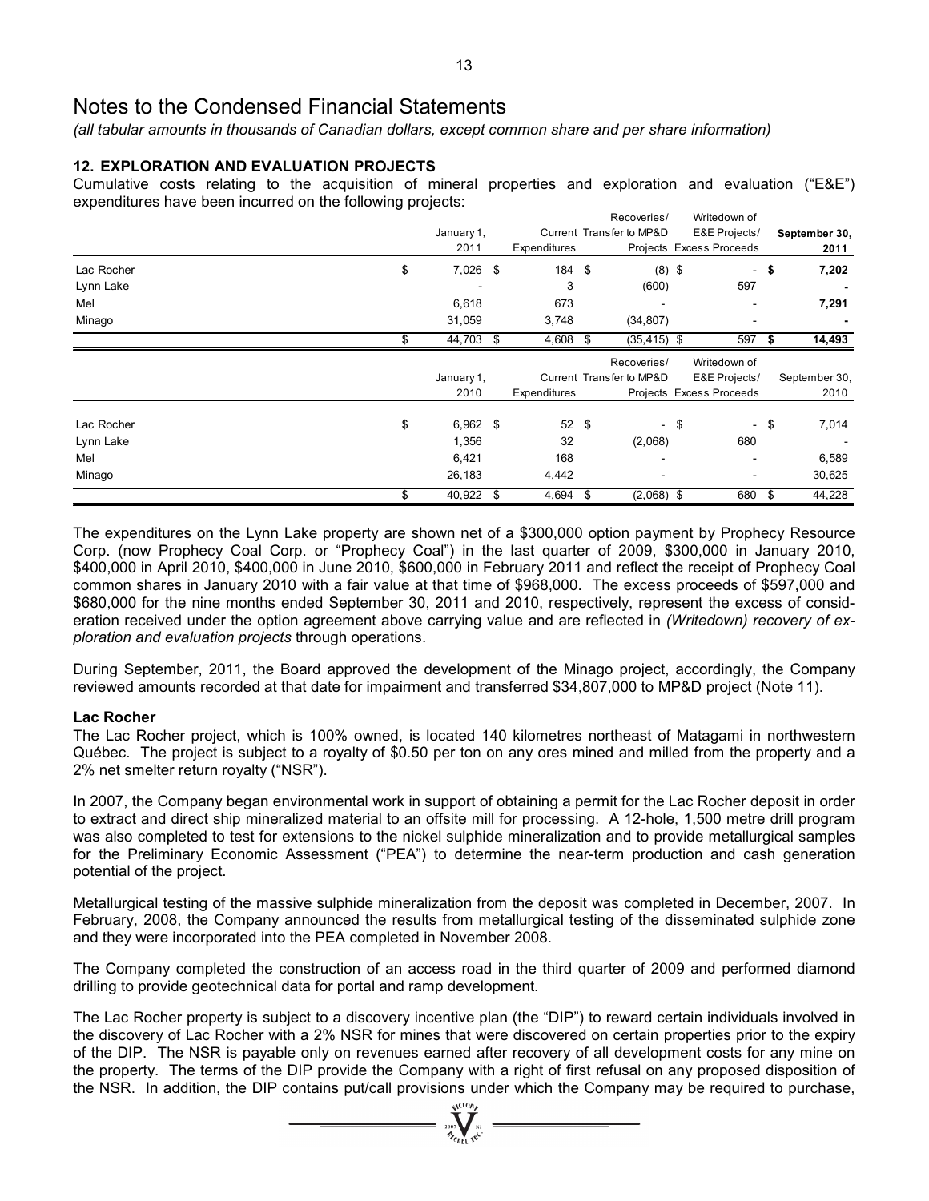# Notes to the Condensed Financial Statements

*(all tabular amounts in thousands of Canadian dollars, except common share and per share information)*

### 12. EXPLORATION AND EVALUATION PROJECTS

Cumulative costs relating to the acquisition of mineral properties and exploration and evaluation ("E&E") expenditures have been incurred on the following projects:

| | January 1, 2011 | Current Expenditures | Recoveries/ Transfer to MP&D Projects | Writedown of E&E Projects/ Excess Proceeds | **September 30, 2011** |
|---|---|---|---|---|---|
| Lac Rocher | $ 7,026 | $ 184 | $ (8) | $ - | **$ 7,202** |
| Lynn Lake | - | 3 | (600) | 597 | **-** |
| Mel | 6,618 | 673 | - | - | **7,291** |
| Minago | 31,059 | 3,748 | (34,807) | - | **-** |
| | $ 44,703 | $ 4,608 | $ (35,415) | $ 597 | **$ 14,493** |

| | January 1, 2010 | Current Expenditures | Recoveries/ Transfer to MP&D Projects | Writedown of E&E Projects/ Excess Proceeds | September 30, 2010 |
|---|---|---|---|---|---|
| Lac Rocher | $ 6,962 | $ 52 | $ - | $ - | $ 7,014 |
| Lynn Lake | 1,356 | 32 | (2,068) | 680 | - |
| Mel | 6,421 | 168 | - | - | 6,589 |
| Minago | 26,183 | 4,442 | - | - | 30,625 |
| | $ 40,922 | $ 4,694 | $ (2,068) | $ 680 | $ 44,228 |

The expenditures on the Lynn Lake property are shown net of a $300,000 option payment by Prophecy Resource Corp. (now Prophecy Coal Corp. or "Prophecy Coal") in the last quarter of 2009, $300,000 in January 2010, $400,000 in April 2010, $400,000 in June 2010, $600,000 in February 2011 and reflect the receipt of Prophecy Coal common shares in January 2010 with a fair value at that time of $968,000. The excess proceeds of $597,000 and $680,000 for the nine months ended September 30, 2011 and 2010, respectively, represent the excess of consideration received under the option agreement above carrying value and are reflected in *(Writedown) recovery of exploration and evaluation projects* through operations.

During September, 2011, the Board approved the development of the Minago project, accordingly, the Company reviewed amounts recorded at that date for impairment and transferred $34,807,000 to MP&D project (Note 11).

#### Lac Rocher

The Lac Rocher project, which is 100% owned, is located 140 kilometres northeast of Matagami in northwestern Québec. The project is subject to a royalty of $0.50 per ton on any ores mined and milled from the property and a 2% net smelter return royalty ("NSR").

In 2007, the Company began environmental work in support of obtaining a permit for the Lac Rocher deposit in order to extract and direct ship mineralized material to an offsite mill for processing. A 12-hole, 1,500 metre drill program was also completed to test for extensions to the nickel sulphide mineralization and to provide metallurgical samples for the Preliminary Economic Assessment ("PEA") to determine the near-term production and cash generation potential of the project.

Metallurgical testing of the massive sulphide mineralization from the deposit was completed in December, 2007. In February, 2008, the Company announced the results from metallurgical testing of the disseminated sulphide zone and they were incorporated into the PEA completed in November 2008.

The Company completed the construction of an access road in the third quarter of 2009 and performed diamond drilling to provide geotechnical data for portal and ramp development.

The Lac Rocher property is subject to a discovery incentive plan (the "DIP") to reward certain individuals involved in the discovery of Lac Rocher with a 2% NSR for mines that were discovered on certain properties prior to the expiry of the DIP. The NSR is payable only on revenues earned after recovery of all development costs for any mine on the property. The terms of the DIP provide the Company with a right of first refusal on any proposed disposition of the NSR. In addition, the DIP contains put/call provisions under which the Company may be required to purchase,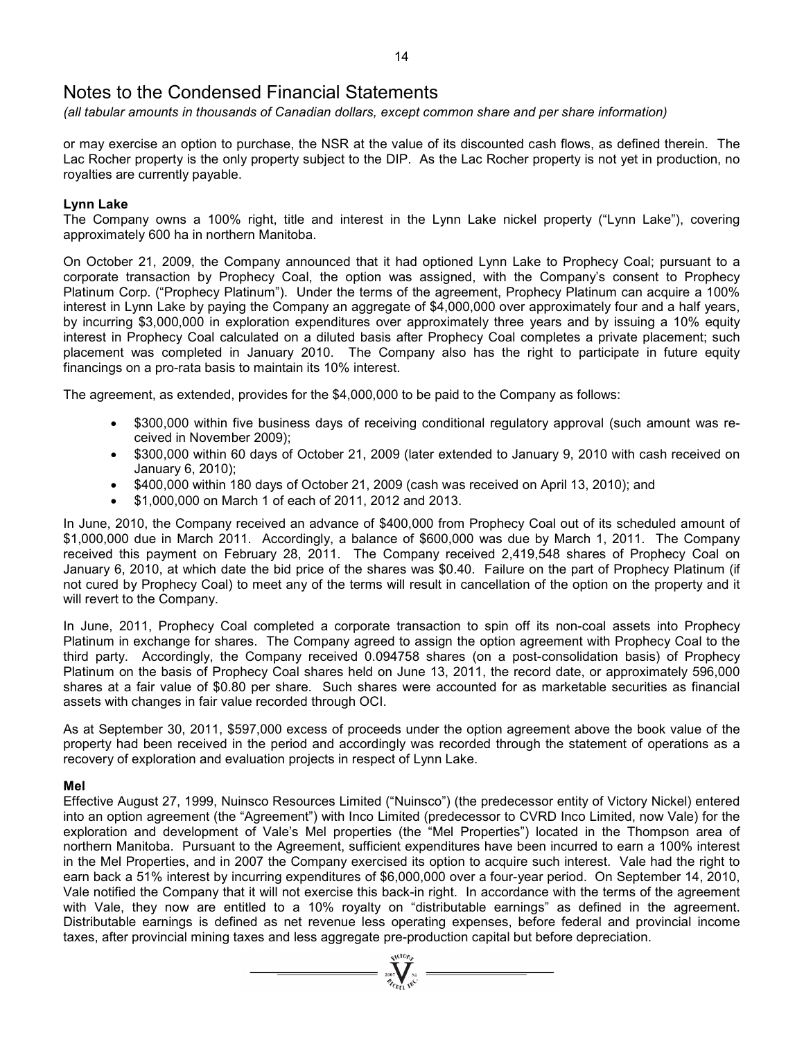# Notes to the Condensed Financial Statements

*(all tabular amounts in thousands of Canadian dollars, except common share and per share information)*

or may exercise an option to purchase, the NSR at the value of its discounted cash flows, as defined therein. The Lac Rocher property is the only property subject to the DIP. As the Lac Rocher property is not yet in production, no royalties are currently payable.

**Lynn Lake**

The Company owns a 100% right, title and interest in the Lynn Lake nickel property ("Lynn Lake"), covering approximately 600 ha in northern Manitoba.

On October 21, 2009, the Company announced that it had optioned Lynn Lake to Prophecy Coal; pursuant to a corporate transaction by Prophecy Coal, the option was assigned, with the Company's consent to Prophecy Platinum Corp. ("Prophecy Platinum"). Under the terms of the agreement, Prophecy Platinum can acquire a 100% interest in Lynn Lake by paying the Company an aggregate of $4,000,000 over approximately four and a half years, by incurring $3,000,000 in exploration expenditures over approximately three years and by issuing a 10% equity interest in Prophecy Coal calculated on a diluted basis after Prophecy Coal completes a private placement; such placement was completed in January 2010. The Company also has the right to participate in future equity financings on a pro-rata basis to maintain its 10% interest.

The agreement, as extended, provides for the $4,000,000 to be paid to the Company as follows:

- $300,000 within five business days of receiving conditional regulatory approval (such amount was received in November 2009);
- $300,000 within 60 days of October 21, 2009 (later extended to January 9, 2010 with cash received on January 6, 2010);
- $400,000 within 180 days of October 21, 2009 (cash was received on April 13, 2010); and
- $1,000,000 on March 1 of each of 2011, 2012 and 2013.

In June, 2010, the Company received an advance of $400,000 from Prophecy Coal out of its scheduled amount of $1,000,000 due in March 2011. Accordingly, a balance of $600,000 was due by March 1, 2011. The Company received this payment on February 28, 2011. The Company received 2,419,548 shares of Prophecy Coal on January 6, 2010, at which date the bid price of the shares was $0.40. Failure on the part of Prophecy Platinum (if not cured by Prophecy Coal) to meet any of the terms will result in cancellation of the option on the property and it will revert to the Company.

In June, 2011, Prophecy Coal completed a corporate transaction to spin off its non-coal assets into Prophecy Platinum in exchange for shares. The Company agreed to assign the option agreement with Prophecy Coal to the third party. Accordingly, the Company received 0.094758 shares (on a post-consolidation basis) of Prophecy Platinum on the basis of Prophecy Coal shares held on June 13, 2011, the record date, or approximately 596,000 shares at a fair value of $0.80 per share. Such shares were accounted for as marketable securities as financial assets with changes in fair value recorded through OCI.

As at September 30, 2011, $597,000 excess of proceeds under the option agreement above the book value of the property had been received in the period and accordingly was recorded through the statement of operations as a recovery of exploration and evaluation projects in respect of Lynn Lake.

**Mel**

Effective August 27, 1999, Nuinsco Resources Limited ("Nuinsco") (the predecessor entity of Victory Nickel) entered into an option agreement (the "Agreement") with Inco Limited (predecessor to CVRD Inco Limited, now Vale) for the exploration and development of Vale's Mel properties (the "Mel Properties") located in the Thompson area of northern Manitoba. Pursuant to the Agreement, sufficient expenditures have been incurred to earn a 100% interest in the Mel Properties, and in 2007 the Company exercised its option to acquire such interest. Vale had the right to earn back a 51% interest by incurring expenditures of $6,000,000 over a four-year period. On September 14, 2010, Vale notified the Company that it will not exercise this back-in right. In accordance with the terms of the agreement with Vale, they now are entitled to a 10% royalty on "distributable earnings" as defined in the agreement. Distributable earnings is defined as net revenue less operating expenses, before federal and provincial income taxes, after provincial mining taxes and less aggregate pre-production capital but before depreciation.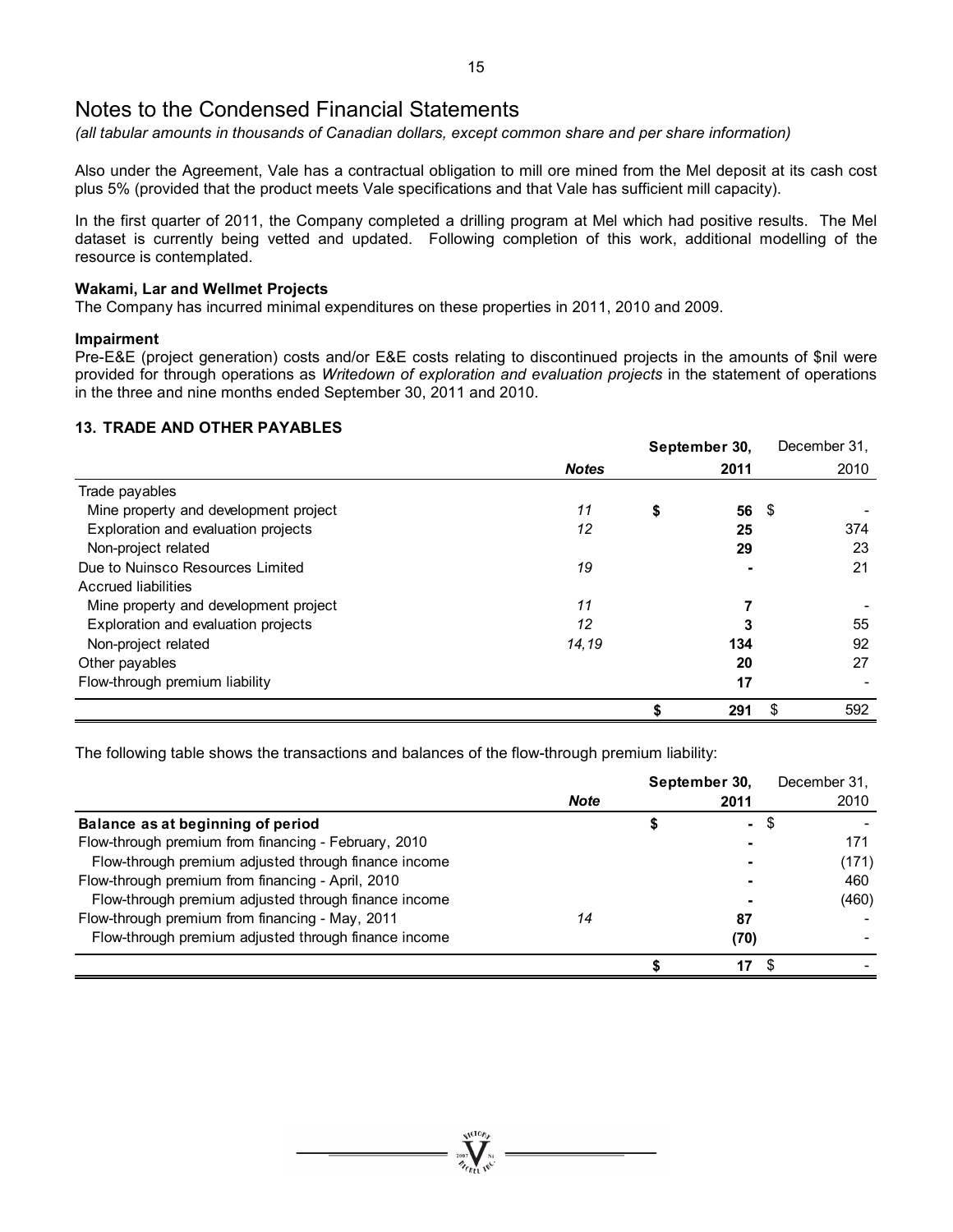# Notes to the Condensed Financial Statements

*(all tabular amounts in thousands of Canadian dollars, except common share and per share information)*

Also under the Agreement, Vale has a contractual obligation to mill ore mined from the Mel deposit at its cash cost plus 5% (provided that the product meets Vale specifications and that Vale has sufficient mill capacity).

In the first quarter of 2011, the Company completed a drilling program at Mel which had positive results. The Mel dataset is currently being vetted and updated. Following completion of this work, additional modelling of the resource is contemplated.

**Wakami, Lar and Wellmet Projects**

The Company has incurred minimal expenditures on these properties in 2011, 2010 and 2009.

**Impairment**

Pre-E&E (project generation) costs and/or E&E costs relating to discontinued projects in the amounts of $nil were provided for through operations as *Writedown of exploration and evaluation projects* in the statement of operations in the three and nine months ended September 30, 2011 and 2010.

## 13. TRADE AND OTHER PAYABLES

| | *Notes* | **September 30, 2011** | December 31, 2010 |
|---|---|---|---|
| Trade payables | | | |
| Mine property and development project | *11* | **$ 56** | $ - |
| Exploration and evaluation projects | *12* | **25** | 374 |
| Non-project related | | **29** | 23 |
| Due to Nuinsco Resources Limited | *19* | **-** | 21 |
| Accrued liabilities | | | |
| Mine property and development project | *11* | **7** | - |
| Exploration and evaluation projects | *12* | **3** | 55 |
| Non-project related | *14,19* | **134** | 92 |
| Other payables | | **20** | 27 |
| Flow-through premium liability | | **17** | - |
| | | **$ 291** | $ 592 |

The following table shows the transactions and balances of the flow-through premium liability:

| | *Note* | **September 30, 2011** | December 31, 2010 |
|---|---|---|---|
| **Balance as at beginning of period** | | **$ -** | $ - |
| Flow-through premium from financing - February, 2010 | | **-** | 171 |
| Flow-through premium adjusted through finance income | | **-** | (171) |
| Flow-through premium from financing - April, 2010 | | **-** | 460 |
| Flow-through premium adjusted through finance income | | **-** | (460) |
| Flow-through premium from financing - May, 2011 | *14* | **87** | - |
| Flow-through premium adjusted through finance income | | **(70)** | - |
| | | **$ 17** | $ - |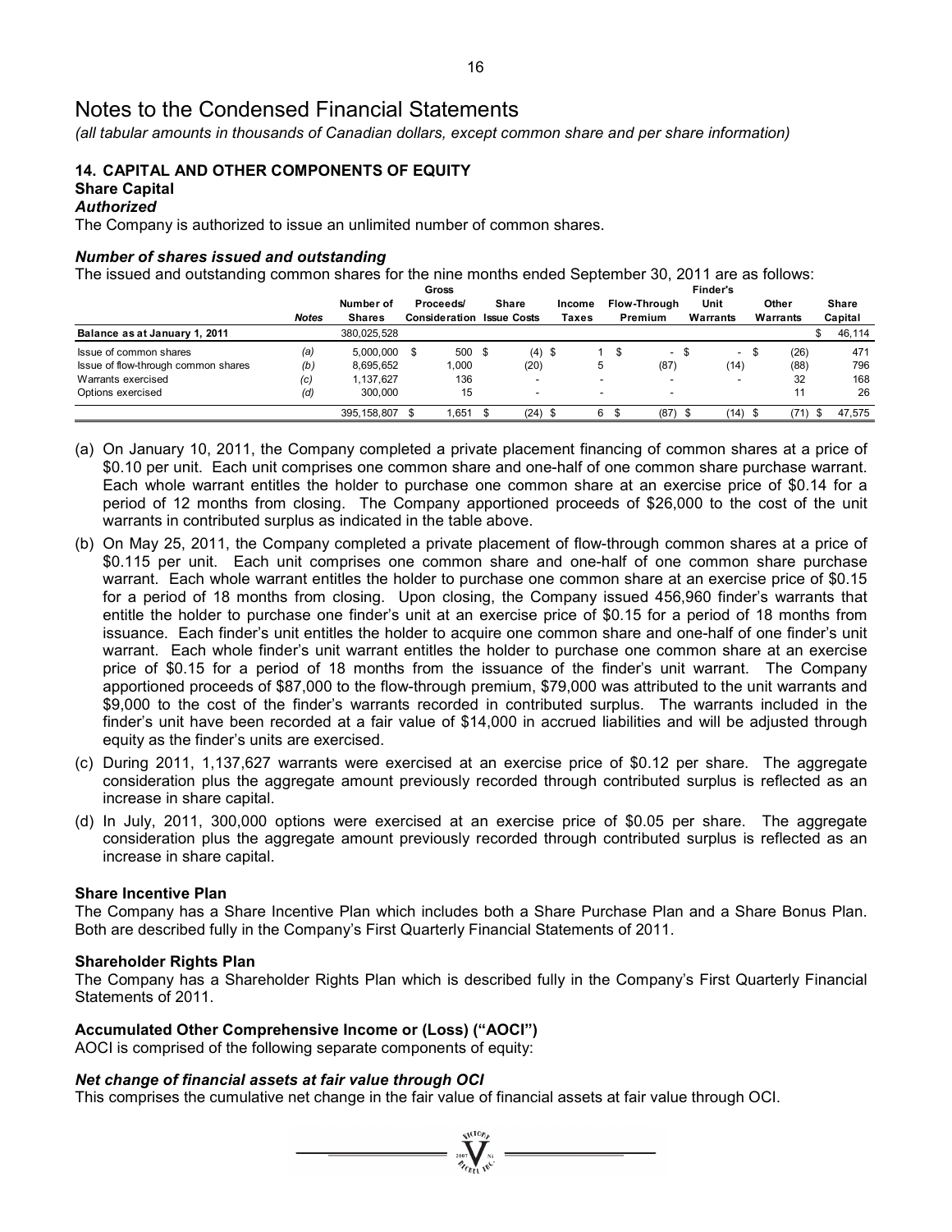# Notes to the Condensed Financial Statements

*(all tabular amounts in thousands of Canadian dollars, except common share and per share information)*

## 14. CAPITAL AND OTHER COMPONENTS OF EQUITY

### Share Capital

#### *Authorized*

The Company is authorized to issue an unlimited number of common shares.

#### *Number of shares issued and outstanding*

The issued and outstanding common shares for the nine months ended September 30, 2011 are as follows:

| | *Notes* | Number of Shares | Gross Proceeds/ Consideration | Share Issue Costs | Income Taxes | Flow-Through Premium | Finder's Unit Warrants | Other Warrants | Share Capital |
|---|---|---|---|---|---|---|---|---|---|
| **Balance as at January 1, 2011** | | 380,025,528 | | | | | | | $ 46,114 |
| Issue of common shares | *(a)* | 5,000,000 | $ 500 | $ (4) | $ 1 | $ - | $ - | $ (26) | 471 |
| Issue of flow-through common shares | *(b)* | 8,695,652 | 1,000 | (20) | 5 | (87) | (14) | (88) | 796 |
| Warrants exercised | *(c)* | 1,137,627 | 136 | - | - | - | - | 32 | 168 |
| Options exercised | *(d)* | 300,000 | 15 | - | - | - | | 11 | 26 |
| | | 395,158,807 | $ 1,651 | $ (24) | $ 6 | $ (87) | $ (14) | $ (71) | $ 47,575 |

(a) On January 10, 2011, the Company completed a private placement financing of common shares at a price of $0.10 per unit. Each unit comprises one common share and one-half of one common share purchase warrant. Each whole warrant entitles the holder to purchase one common share at an exercise price of $0.14 for a period of 12 months from closing. The Company apportioned proceeds of $26,000 to the cost of the unit warrants in contributed surplus as indicated in the table above.

(b) On May 25, 2011, the Company completed a private placement of flow-through common shares at a price of $0.115 per unit. Each unit comprises one common share and one-half of one common share purchase warrant. Each whole warrant entitles the holder to purchase one common share at an exercise price of $0.15 for a period of 18 months from closing. Upon closing, the Company issued 456,960 finder's warrants that entitle the holder to purchase one finder's unit at an exercise price of $0.15 for a period of 18 months from issuance. Each finder's unit entitles the holder to acquire one common share and one-half of one finder's unit warrant. Each whole finder's unit warrant entitles the holder to purchase one common share at an exercise price of $0.15 for a period of 18 months from the issuance of the finder's unit warrant. The Company apportioned proceeds of $87,000 to the flow-through premium, $79,000 was attributed to the unit warrants and $9,000 to the cost of the finder's warrants recorded in contributed surplus. The warrants included in the finder's unit have been recorded at a fair value of $14,000 in accrued liabilities and will be adjusted through equity as the finder's units are exercised.

(c) During 2011, 1,137,627 warrants were exercised at an exercise price of $0.12 per share. The aggregate consideration plus the aggregate amount previously recorded through contributed surplus is reflected as an increase in share capital.

(d) In July, 2011, 300,000 options were exercised at an exercise price of $0.05 per share. The aggregate consideration plus the aggregate amount previously recorded through contributed surplus is reflected as an increase in share capital.

### Share Incentive Plan

The Company has a Share Incentive Plan which includes both a Share Purchase Plan and a Share Bonus Plan. Both are described fully in the Company's First Quarterly Financial Statements of 2011.

### Shareholder Rights Plan

The Company has a Shareholder Rights Plan which is described fully in the Company's First Quarterly Financial Statements of 2011.

### Accumulated Other Comprehensive Income or (Loss) ("AOCI")

AOCI is comprised of the following separate components of equity:

#### *Net change of financial assets at fair value through OCI*

This comprises the cumulative net change in the fair value of financial assets at fair value through OCI.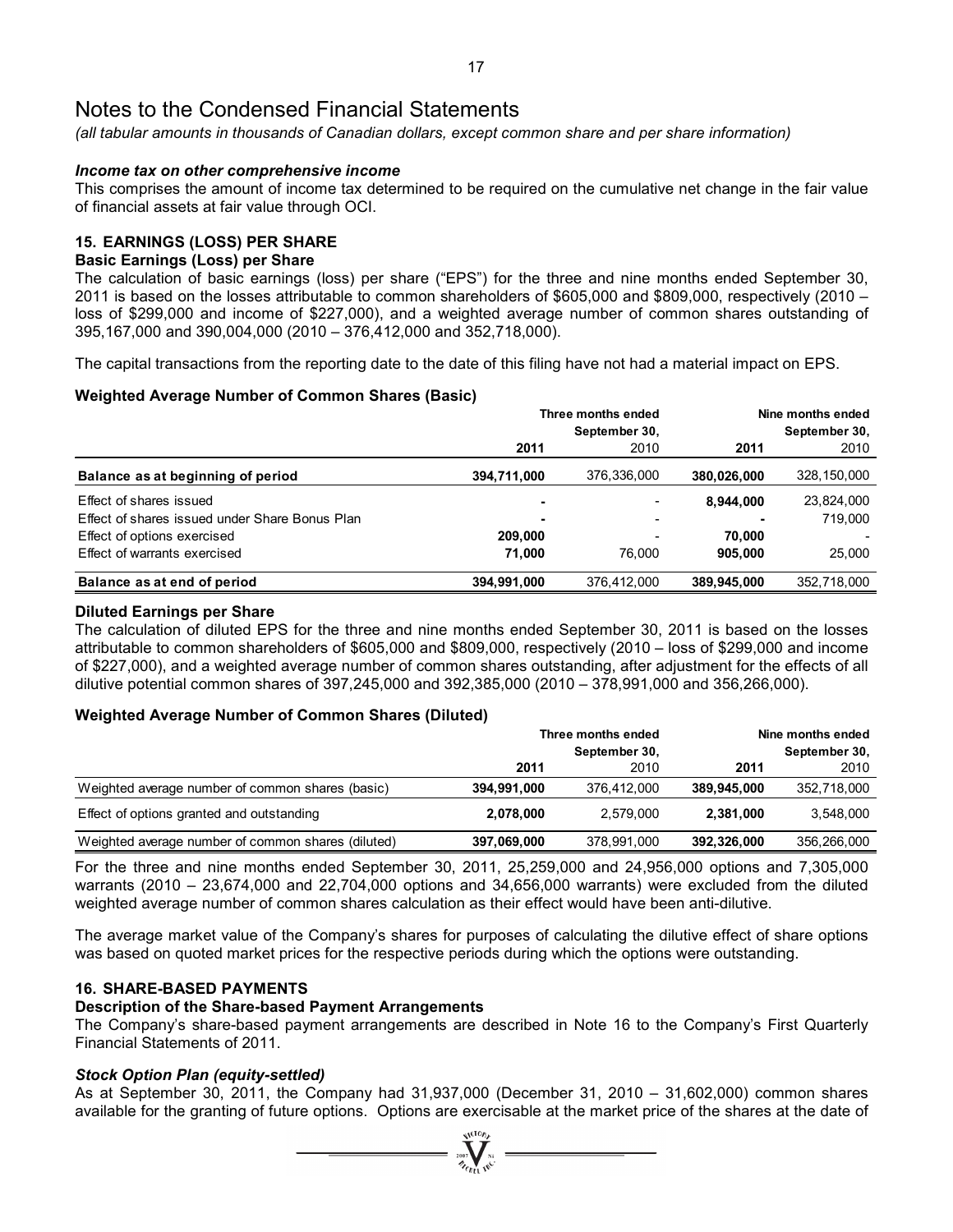# Notes to the Condensed Financial Statements

*(all tabular amounts in thousands of Canadian dollars, except common share and per share information)*

### *Income tax on other comprehensive income*

This comprises the amount of income tax determined to be required on the cumulative net change in the fair value of financial assets at fair value through OCI.

## 15. EARNINGS (LOSS) PER SHARE

### Basic Earnings (Loss) per Share

The calculation of basic earnings (loss) per share ("EPS") for the three and nine months ended September 30, 2011 is based on the losses attributable to common shareholders of $605,000 and $809,000, respectively (2010 – loss of $299,000 and income of $227,000), and a weighted average number of common shares outstanding of 395,167,000 and 390,004,000 (2010 – 376,412,000 and 352,718,000).

The capital transactions from the reporting date to the date of this filing have not had a material impact on EPS.

### Weighted Average Number of Common Shares (Basic)

| | Three months ended September 30, | | Nine months ended September 30, | |
|---|---|---|---|---|
| | **2011** | 2010 | **2011** | 2010 |
| **Balance as at beginning of period** | **394,711,000** | 376,336,000 | **380,026,000** | 328,150,000 |
| Effect of shares issued | **-** | - | **8,944,000** | 23,824,000 |
| Effect of shares issued under Share Bonus Plan | **-** | - | **-** | 719,000 |
| Effect of options exercised | **209,000** | - | **70,000** | - |
| Effect of warrants exercised | **71,000** | 76,000 | **905,000** | 25,000 |
| **Balance as at end of period** | **394,991,000** | 376,412,000 | **389,945,000** | 352,718,000 |

### Diluted Earnings per Share

The calculation of diluted EPS for the three and nine months ended September 30, 2011 is based on the losses attributable to common shareholders of $605,000 and $809,000, respectively (2010 – loss of $299,000 and income of $227,000), and a weighted average number of common shares outstanding, after adjustment for the effects of all dilutive potential common shares of 397,245,000 and 392,385,000 (2010 – 378,991,000 and 356,266,000).

### Weighted Average Number of Common Shares (Diluted)

| | Three months ended September 30, | | Nine months ended September 30, | |
|---|---|---|---|---|
| | **2011** | 2010 | **2011** | 2010 |
| Weighted average number of common shares (basic) | **394,991,000** | 376,412,000 | **389,945,000** | 352,718,000 |
| Effect of options granted and outstanding | **2,078,000** | 2,579,000 | **2,381,000** | 3,548,000 |
| Weighted average number of common shares (diluted) | **397,069,000** | 378,991,000 | **392,326,000** | 356,266,000 |

For the three and nine months ended September 30, 2011, 25,259,000 and 24,956,000 options and 7,305,000 warrants (2010 – 23,674,000 and 22,704,000 options and 34,656,000 warrants) were excluded from the diluted weighted average number of common shares calculation as their effect would have been anti-dilutive.

The average market value of the Company's shares for purposes of calculating the dilutive effect of share options was based on quoted market prices for the respective periods during which the options were outstanding.

## 16. SHARE-BASED PAYMENTS

### Description of the Share-based Payment Arrangements

The Company's share-based payment arrangements are described in Note 16 to the Company's First Quarterly Financial Statements of 2011.

### *Stock Option Plan (equity-settled)*

As at September 30, 2011, the Company had 31,937,000 (December 31, 2010 – 31,602,000) common shares available for the granting of future options. Options are exercisable at the market price of the shares at the date of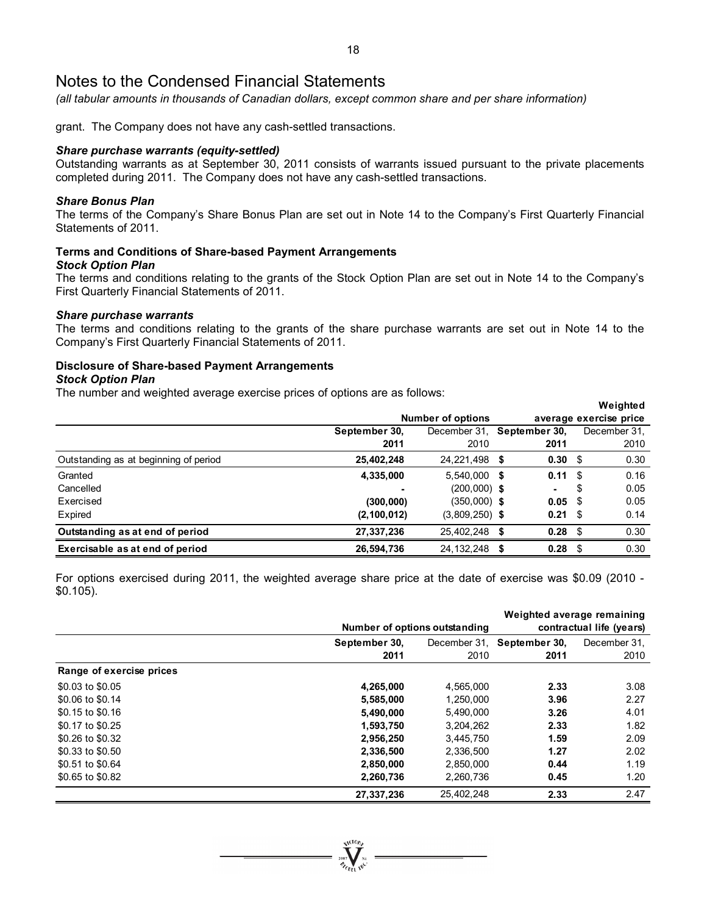# Notes to the Condensed Financial Statements

*(all tabular amounts in thousands of Canadian dollars, except common share and per share information)*

grant. The Company does not have any cash-settled transactions.

***Share purchase warrants (equity-settled)***

Outstanding warrants as at September 30, 2011 consists of warrants issued pursuant to the private placements completed during 2011. The Company does not have any cash-settled transactions.

***Share Bonus Plan***

The terms of the Company's Share Bonus Plan are set out in Note 14 to the Company's First Quarterly Financial Statements of 2011.

**Terms and Conditions of Share-based Payment Arrangements**

***Stock Option Plan***

The terms and conditions relating to the grants of the Stock Option Plan are set out in Note 14 to the Company's First Quarterly Financial Statements of 2011.

***Share purchase warrants***

The terms and conditions relating to the grants of the share purchase warrants are set out in Note 14 to the Company's First Quarterly Financial Statements of 2011.

**Disclosure of Share-based Payment Arrangements**

***Stock Option Plan***

The number and weighted average exercise prices of options are as follows:

| | Number of options | | Weighted average exercise price | |
|---|---|---|---|---|
| | **September 30, 2011** | December 31, 2010 | **September 30, 2011** | December 31, 2010 |
| Outstanding as at beginning of period | **25,402,248** | 24,221,498 | **$ 0.30** | $ 0.30 |
| Granted | **4,335,000** | 5,540,000 | **$ 0.11** | $ 0.16 |
| Cancelled | **-** | (200,000) | **$ -** | $ 0.05 |
| Exercised | **(300,000)** | (350,000) | **$ 0.05** | $ 0.05 |
| Expired | **(2,100,012)** | (3,809,250) | **$ 0.21** | $ 0.14 |
| **Outstanding as at end of period** | **27,337,236** | 25,402,248 | **$ 0.28** | $ 0.30 |
| **Exercisable as at end of period** | **26,594,736** | 24,132,248 | **$ 0.28** | $ 0.30 |

For options exercised during 2011, the weighted average share price at the date of exercise was $0.09 (2010 - $0.105).

| | Number of options outstanding | | Weighted average remaining contractual life (years) | |
|---|---|---|---|---|
| | **September 30, 2011** | December 31, 2010 | **September 30, 2011** | December 31, 2010 |
| **Range of exercise prices** | | | | |
| $0.03 to $0.05 | **4,265,000** | 4,565,000 | **2.33** | 3.08 |
| $0.06 to $0.14 | **5,585,000** | 1,250,000 | **3.96** | 2.27 |
| $0.15 to $0.16 | **5,490,000** | 5,490,000 | **3.26** | 4.01 |
| $0.17 to $0.25 | **1,593,750** | 3,204,262 | **2.33** | 1.82 |
| $0.26 to $0.32 | **2,956,250** | 3,445,750 | **1.59** | 2.09 |
| $0.33 to $0.50 | **2,336,500** | 2,336,500 | **1.27** | 2.02 |
| $0.51 to $0.64 | **2,850,000** | 2,850,000 | **0.44** | 1.19 |
| $0.65 to $0.82 | **2,260,736** | 2,260,736 | **0.45** | 1.20 |
| | **27,337,236** | 25,402,248 | **2.33** | 2.47 |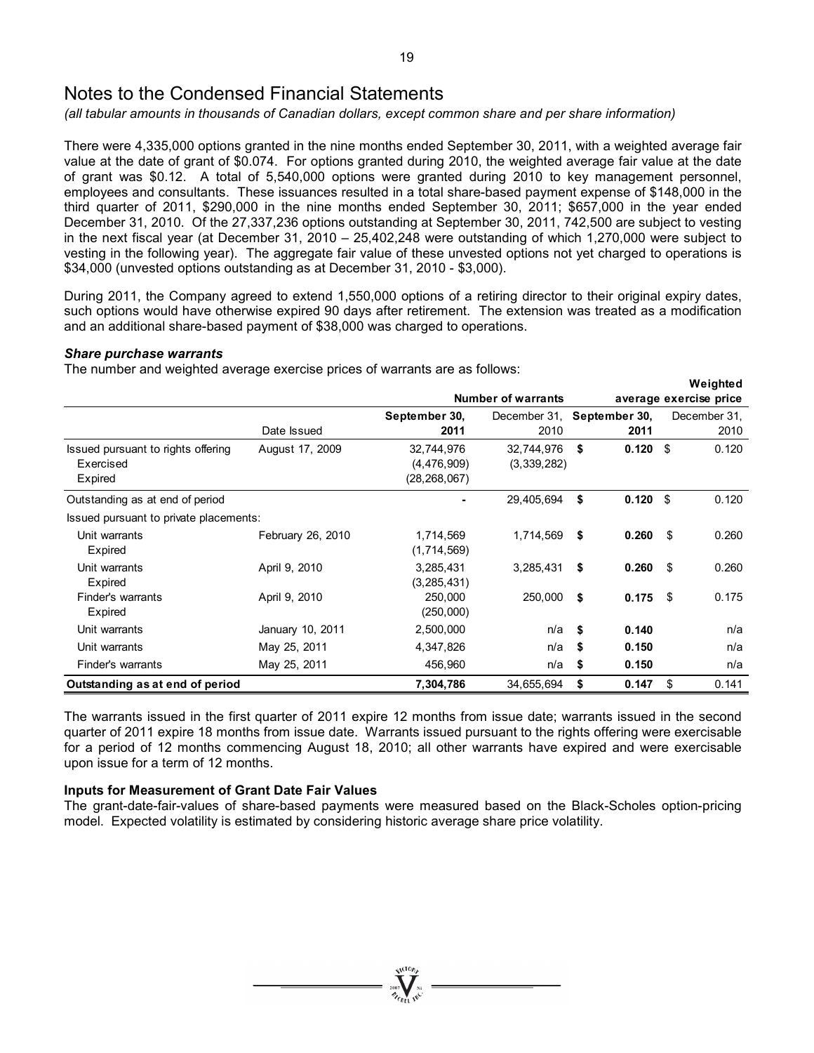# Notes to the Condensed Financial Statements

*(all tabular amounts in thousands of Canadian dollars, except common share and per share information)*

There were 4,335,000 options granted in the nine months ended September 30, 2011, with a weighted average fair value at the date of grant of $0.074. For options granted during 2010, the weighted average fair value at the date of grant was $0.12. A total of 5,540,000 options were granted during 2010 to key management personnel, employees and consultants. These issuances resulted in a total share-based payment expense of $148,000 in the third quarter of 2011, $290,000 in the nine months ended September 30, 2011; $657,000 in the year ended December 31, 2010. Of the 27,337,236 options outstanding at September 30, 2011, 742,500 are subject to vesting in the next fiscal year (at December 31, 2010 – 25,402,248 were outstanding of which 1,270,000 were subject to vesting in the following year). The aggregate fair value of these unvested options not yet charged to operations is $34,000 (unvested options outstanding as at December 31, 2010 - $3,000).

During 2011, the Company agreed to extend 1,550,000 options of a retiring director to their original expiry dates, such options would have otherwise expired 90 days after retirement. The extension was treated as a modification and an additional share-based payment of $38,000 was charged to operations.

***Share purchase warrants***

The number and weighted average exercise prices of warrants are as follows:

| | | Number of warrants | | Weighted average exercise price | |
|---|---|---|---|---|---|
| | Date Issued | **September 30, 2011** | December 31, 2010 | **September 30, 2011** | December 31, 2010 |
| Issued pursuant to rights offering | August 17, 2009 | 32,744,976 | 32,744,976 | **$ 0.120** | $ 0.120 |
| Exercised | | (4,476,909) | (3,339,282) | | |
| Expired | | (28,268,067) | | | |
| Outstanding as at end of period | | **-** | 29,405,694 | **$ 0.120** | $ 0.120 |
| Issued pursuant to private placements: | | | | | |
| Unit warrants | February 26, 2010 | 1,714,569 | 1,714,569 | **$ 0.260** | $ 0.260 |
| Expired | | (1,714,569) | | | |
| Unit warrants | April 9, 2010 | 3,285,431 | 3,285,431 | **$ 0.260** | $ 0.260 |
| Expired | | (3,285,431) | | | |
| Finder's warrants | April 9, 2010 | 250,000 | 250,000 | **$ 0.175** | $ 0.175 |
| Expired | | (250,000) | | | |
| Unit warrants | January 10, 2011 | 2,500,000 | n/a | **$ 0.140** | n/a |
| Unit warrants | May 25, 2011 | 4,347,826 | n/a | **$ 0.150** | n/a |
| Finder's warrants | May 25, 2011 | 456,960 | n/a | **$ 0.150** | n/a |
| **Outstanding as at end of period** | | **7,304,786** | 34,655,694 | **$ 0.147** | $ 0.141 |

The warrants issued in the first quarter of 2011 expire 12 months from issue date; warrants issued in the second quarter of 2011 expire 18 months from issue date. Warrants issued pursuant to the rights offering were exercisable for a period of 12 months commencing August 18, 2010; all other warrants have expired and were exercisable upon issue for a term of 12 months.

**Inputs for Measurement of Grant Date Fair Values**

The grant-date-fair-values of share-based payments were measured based on the Black-Scholes option-pricing model. Expected volatility is estimated by considering historic average share price volatility.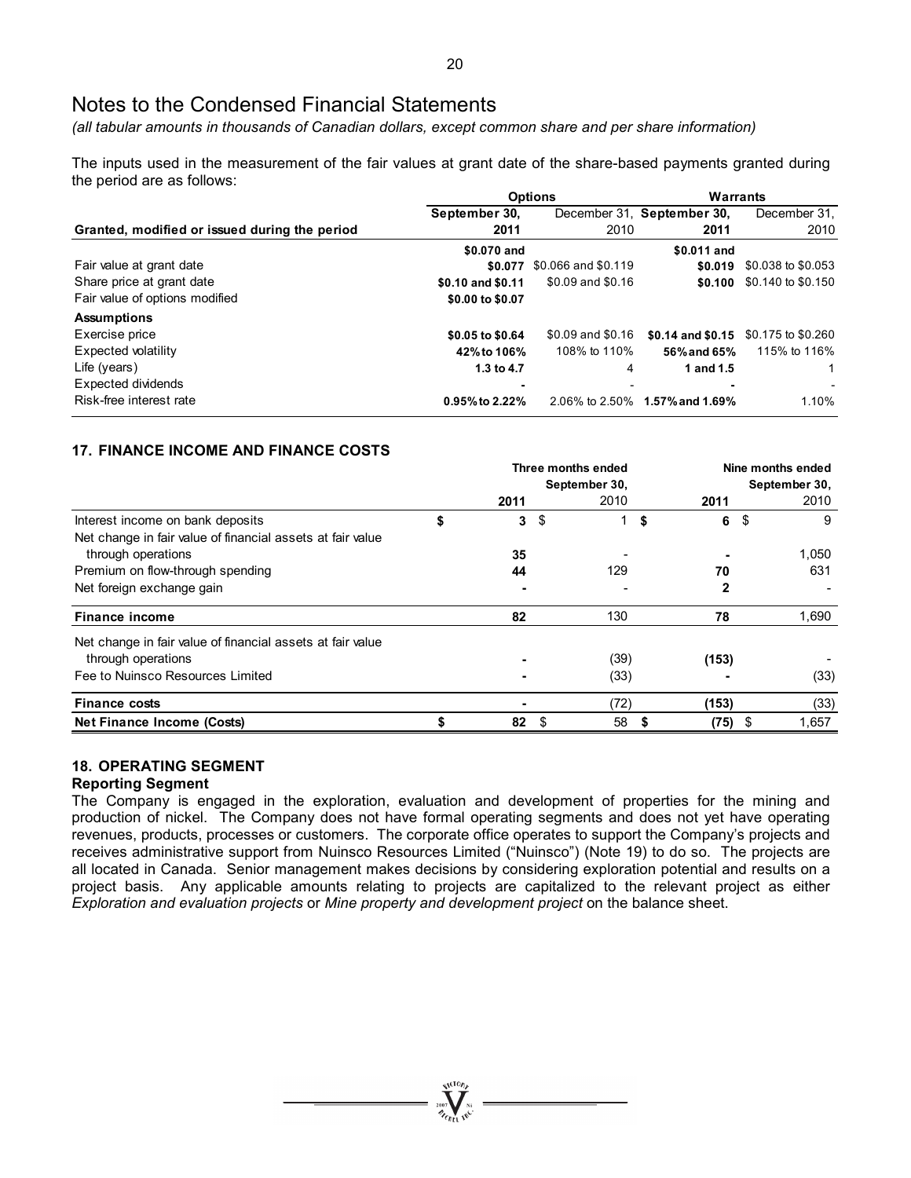# Notes to the Condensed Financial Statements

*(all tabular amounts in thousands of Canadian dollars, except common share and per share information)*

The inputs used in the measurement of the fair values at grant date of the share-based payments granted during the period are as follows:

| | Options | | Warrants | |
|---|---|---|---|---|
| **Granted, modified or issued during the period** | **September 30, 2011** | December 31, 2010 | **September 30, 2011** | December 31, 2010 |
| Fair value at grant date | **\$0.070 and \$0.077** | \$0.066 and \$0.119 | **\$0.011 and \$0.019** | \$0.038 to \$0.053 |
| Share price at grant date | **\$0.10 and \$0.11** | \$0.09 and \$0.16 | **\$0.100** | \$0.140 to \$0.150 |
| Fair value of options modified | **\$0.00 to \$0.07** | | | |
| **Assumptions** | | | | |
| Exercise price | **\$0.05 to \$0.64** | \$0.09 and \$0.16 | **\$0.14 and \$0.15** | \$0.175 to \$0.260 |
| Expected volatility | **42% to 106%** | 108% to 110% | **56% and 65%** | 115% to 116% |
| Life (years) | **1.3 to 4.7** | 4 | **1 and 1.5** | 1 |
| Expected dividends | **-** | - | **-** | - |
| Risk-free interest rate | **0.95% to 2.22%** | 2.06% to 2.50% | **1.57% and 1.69%** | 1.10% |

## 17. FINANCE INCOME AND FINANCE COSTS

| | Three months ended September 30, | | Nine months ended September 30, | |
|---|---|---|---|---|
| | **2011** | 2010 | **2011** | 2010 |
| Interest income on bank deposits | **\$ 3** | \$ 1 | **\$ 6** | \$ 9 |
| Net change in fair value of financial assets at fair value through operations | **35** | - | **-** | 1,050 |
| Premium on flow-through spending | **44** | 129 | **70** | 631 |
| Net foreign exchange gain | **-** | - | **2** | - |
| **Finance income** | **82** | 130 | **78** | 1,690 |
| Net change in fair value of financial assets at fair value through operations | **-** | (39) | **(153)** | - |
| Fee to Nuinsco Resources Limited | **-** | (33) | **-** | (33) |
| **Finance costs** | **-** | (72) | **(153)** | (33) |
| **Net Finance Income (Costs)** | **\$ 82** | \$ 58 | **\$ (75)** | \$ 1,657 |

## 18. OPERATING SEGMENT

### Reporting Segment

The Company is engaged in the exploration, evaluation and development of properties for the mining and production of nickel. The Company does not have formal operating segments and does not yet have operating revenues, products, processes or customers. The corporate office operates to support the Company's projects and receives administrative support from Nuinsco Resources Limited ("Nuinsco") (Note 19) to do so. The projects are all located in Canada. Senior management makes decisions by considering exploration potential and results on a project basis. Any applicable amounts relating to projects are capitalized to the relevant project as either *Exploration and evaluation projects* or *Mine property and development project* on the balance sheet.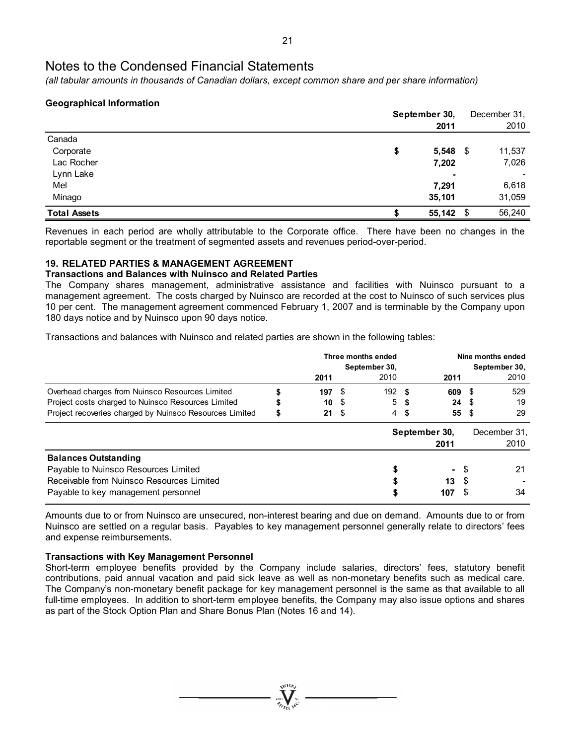# Notes to the Condensed Financial Statements

*(all tabular amounts in thousands of Canadian dollars, except common share and per share information)*

### Geographical Information

| | September 30, 2011 | December 31, 2010 |
|---|---|---|
| Canada | | |
| Corporate | **$ 5,548** | $ 11,537 |
| Lac Rocher | **7,202** | 7,026 |
| Lynn Lake | **-** | - |
| Mel | **7,291** | 6,618 |
| Minago | **35,101** | 31,059 |
| **Total Assets** | **$ 55,142** | $ 56,240 |

Revenues in each period are wholly attributable to the Corporate office. There have been no changes in the reportable segment or the treatment of segmented assets and revenues period-over-period.

### 19. RELATED PARTIES & MANAGEMENT AGREEMENT

**Transactions and Balances with Nuinsco and Related Parties**

The Company shares management, administrative assistance and facilities with Nuinsco pursuant to a management agreement. The costs charged by Nuinsco are recorded at the cost to Nuinsco of such services plus 10 per cent. The management agreement commenced February 1, 2007 and is terminable by the Company upon 180 days notice and by Nuinsco upon 90 days notice.

Transactions and balances with Nuinsco and related parties are shown in the following tables:

| | Three months ended September 30, | | Nine months ended September 30, | |
|---|---|---|---|---|
| | **2011** | 2010 | **2011** | 2010 |
| Overhead charges from Nuinsco Resources Limited | **$ 197** | $ 192 | **$ 609** | $ 529 |
| Project costs charged to Nuinsco Resources Limited | **$ 10** | $ 5 | **$ 24** | $ 19 |
| Project recoveries charged by Nuinsco Resources Limited | **$ 21** | $ 4 | **$ 55** | $ 29 |

| | September 30, 2011 | December 31, 2010 |
|---|---|---|
| **Balances Outstanding** | | |
| Payable to Nuinsco Resources Limited | **$ -** | $ 21 |
| Receivable from Nuinsco Resources Limited | **$ 13** | $ - |
| Payable to key management personnel | **$ 107** | $ 34 |

Amounts due to or from Nuinsco are unsecured, non-interest bearing and due on demand. Amounts due to or from Nuinsco are settled on a regular basis. Payables to key management personnel generally relate to directors' fees and expense reimbursements.

**Transactions with Key Management Personnel**

Short-term employee benefits provided by the Company include salaries, directors' fees, statutory benefit contributions, paid annual vacation and paid sick leave as well as non-monetary benefits such as medical care. The Company's non-monetary benefit package for key management personnel is the same as that available to all full-time employees. In addition to short-term employee benefits, the Company may also issue options and shares as part of the Stock Option Plan and Share Bonus Plan (Notes 16 and 14).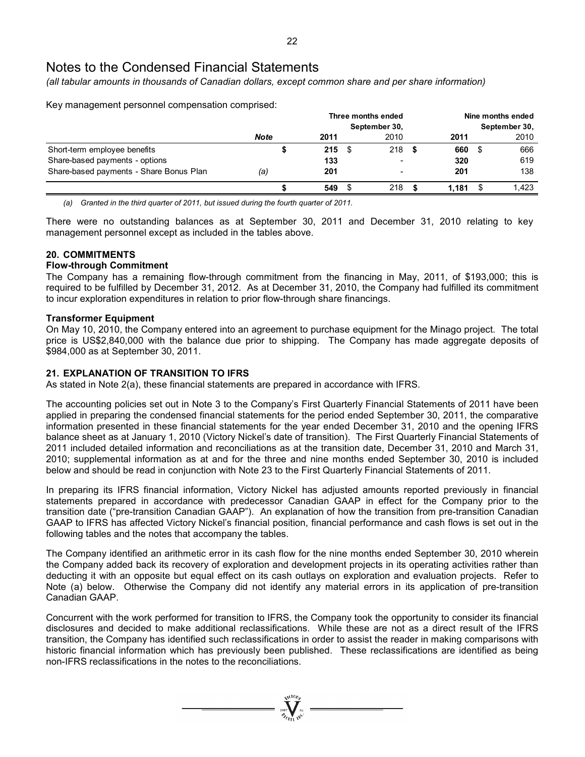# Notes to the Condensed Financial Statements

*(all tabular amounts in thousands of Canadian dollars, except common share and per share information)*

Key management personnel compensation comprised:

| | Note | Three months ended September 30, 2011 | Three months ended September 30, 2010 | Nine months ended September 30, 2011 | Nine months ended September 30, 2010 |
|---|---|---|---|---|---|
| Short-term employee benefits | | $ **215** | $ 218 | $ **660** | $ 666 |
| Share-based payments - options | | **133** | - | **320** | 619 |
| Share-based payments - Share Bonus Plan | *(a)* | **201** | - | **201** | 138 |
| | | $ **549** | $ 218 | $ **1,181** | $ 1,423 |

*(a) Granted in the third quarter of 2011, but issued during the fourth quarter of 2011.*

There were no outstanding balances as at September 30, 2011 and December 31, 2010 relating to key management personnel except as included in the tables above.

## 20. COMMITMENTS

### Flow-through Commitment

The Company has a remaining flow-through commitment from the financing in May, 2011, of $193,000; this is required to be fulfilled by December 31, 2012. As at December 31, 2010, the Company had fulfilled its commitment to incur exploration expenditures in relation to prior flow-through share financings.

### Transformer Equipment

On May 10, 2010, the Company entered into an agreement to purchase equipment for the Minago project. The total price is US$2,840,000 with the balance due prior to shipping. The Company has made aggregate deposits of $984,000 as at September 30, 2011.

## 21. EXPLANATION OF TRANSITION TO IFRS

As stated in Note 2(a), these financial statements are prepared in accordance with IFRS.

The accounting policies set out in Note 3 to the Company's First Quarterly Financial Statements of 2011 have been applied in preparing the condensed financial statements for the period ended September 30, 2011, the comparative information presented in these financial statements for the year ended December 31, 2010 and the opening IFRS balance sheet as at January 1, 2010 (Victory Nickel's date of transition). The First Quarterly Financial Statements of 2011 included detailed information and reconciliations as at the transition date, December 31, 2010 and March 31, 2010; supplemental information as at and for the three and nine months ended September 30, 2010 is included below and should be read in conjunction with Note 23 to the First Quarterly Financial Statements of 2011.

In preparing its IFRS financial information, Victory Nickel has adjusted amounts reported previously in financial statements prepared in accordance with predecessor Canadian GAAP in effect for the Company prior to the transition date ("pre-transition Canadian GAAP"). An explanation of how the transition from pre-transition Canadian GAAP to IFRS has affected Victory Nickel's financial position, financial performance and cash flows is set out in the following tables and the notes that accompany the tables.

The Company identified an arithmetic error in its cash flow for the nine months ended September 30, 2010 wherein the Company added back its recovery of exploration and development projects in its operating activities rather than deducting it with an opposite but equal effect on its cash outlays on exploration and evaluation projects. Refer to Note (a) below. Otherwise the Company did not identify any material errors in its application of pre-transition Canadian GAAP.

Concurrent with the work performed for transition to IFRS, the Company took the opportunity to consider its financial disclosures and decided to make additional reclassifications. While these are not as a direct result of the IFRS transition, the Company has identified such reclassifications in order to assist the reader in making comparisons with historic financial information which has previously been published. These reclassifications are identified as being non-IFRS reclassifications in the notes to the reconciliations.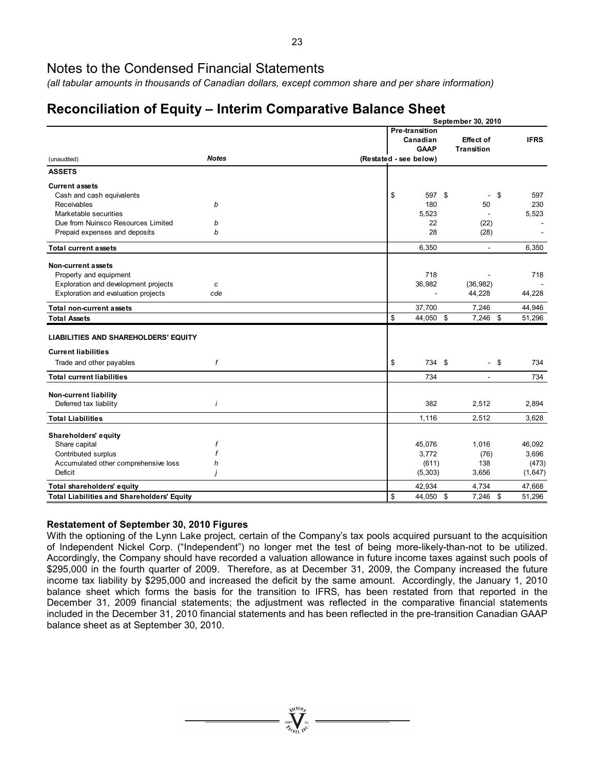# Notes to the Condensed Financial Statements

*(all tabular amounts in thousands of Canadian dollars, except common share and per share information)*

## Reconciliation of Equity – Interim Comparative Balance Sheet

| (unaudited) | Notes | Pre-transition Canadian GAAP (Restated - see below) | Effect of Transition | IFRS |
|---|---|---|---|---|
| | | **September 30, 2010** | | |
| **ASSETS** | | | | |
| **Current assets** | | | | |
| Cash and cash equivalents | | $ 597 | $ - | $ 597 |
| Receivables | *b* | 180 | 50 | 230 |
| Marketable securities | | 5,523 | - | 5,523 |
| Due from Nuinsco Resources Limited | *b* | 22 | (22) | - |
| Prepaid expenses and deposits | *b* | 28 | (28) | - |
| **Total current assets** | | 6,350 | - | 6,350 |
| **Non-current assets** | | | | |
| Property and equipment | | 718 | - | 718 |
| Exploration and development projects | *c* | 36,982 | (36,982) | - |
| Exploration and evaluation projects | *cde* | - | 44,228 | 44,228 |
| **Total non-current assets** | | 37,700 | 7,246 | 44,946 |
| **Total Assets** | | $ 44,050 | $ 7,246 | $ 51,296 |
| **LIABILITIES AND SHAREHOLDERS' EQUITY** | | | | |
| **Current liabilities** | | | | |
| Trade and other payables | *f* | $ 734 | $ - | $ 734 |
| **Total current liabilities** | | 734 | - | 734 |
| **Non-current liability** | | | | |
| Deferred tax liability | *i* | 382 | 2,512 | 2,894 |
| **Total Liabilities** | | 1,116 | 2,512 | 3,628 |
| **Shareholders' equity** | | | | |
| Share capital | *f* | 45,076 | 1,016 | 46,092 |
| Contributed surplus | *f* | 3,772 | (76) | 3,696 |
| Accumulated other comprehensive loss | *h* | (611) | 138 | (473) |
| Deficit | *j* | (5,303) | 3,656 | (1,647) |
| **Total shareholders' equity** | | 42,934 | 4,734 | 47,668 |
| **Total Liabilities and Shareholders' Equity** | | $ 44,050 | $ 7,246 | $ 51,296 |

**Restatement of September 30, 2010 Figures**

With the optioning of the Lynn Lake project, certain of the Company's tax pools acquired pursuant to the acquisition of Independent Nickel Corp. ("Independent") no longer met the test of being more-likely-than-not to be utilized. Accordingly, the Company should have recorded a valuation allowance in future income taxes against such pools of $295,000 in the fourth quarter of 2009. Therefore, as at December 31, 2009, the Company increased the future income tax liability by $295,000 and increased the deficit by the same amount. Accordingly, the January 1, 2010 balance sheet which forms the basis for the transition to IFRS, has been restated from that reported in the December 31, 2009 financial statements; the adjustment was reflected in the comparative financial statements included in the December 31, 2010 financial statements and has been reflected in the pre-transition Canadian GAAP balance sheet as at September 30, 2010.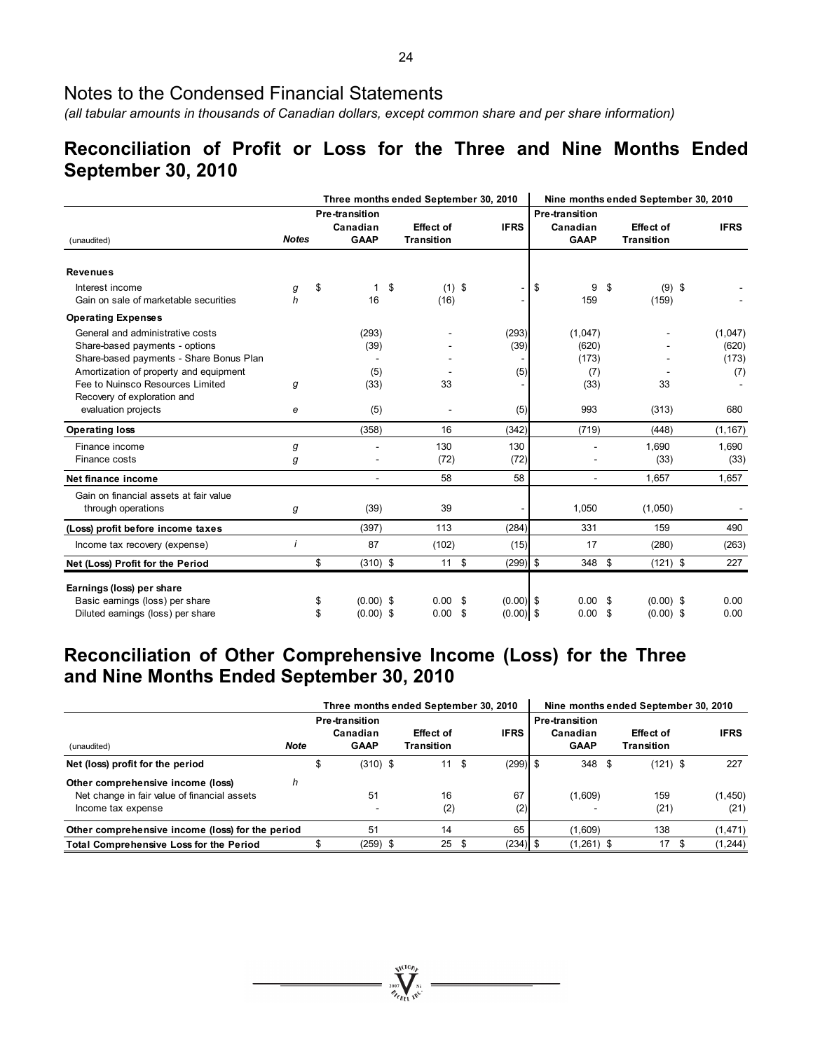# Notes to the Condensed Financial Statements

*(all tabular amounts in thousands of Canadian dollars, except common share and per share information)*

## Reconciliation of Profit or Loss for the Three and Nine Months Ended September 30, 2010

| (unaudited) | Notes | Three months ended September 30, 2010 | | | Nine months ended September 30, 2010 | | |
|---|---|---|---|---|---|---|---|
| | | Pre-transition Canadian GAAP | Effect of Transition | IFRS | Pre-transition Canadian GAAP | Effect of Transition | IFRS |
| **Revenues** | | | | | | | |
| Interest income | g | $ 1 | $ (1) | $ - | $ 9 | $ (9) | $ - |
| Gain on sale of marketable securities | h | 16 | (16) | - | 159 | (159) | - |
| **Operating Expenses** | | | | | | | |
| General and administrative costs | | (293) | - | (293) | (1,047) | - | (1,047) |
| Share-based payments - options | | (39) | - | (39) | (620) | - | (620) |
| Share-based payments - Share Bonus Plan | | - | - | - | (173) | - | (173) |
| Amortization of property and equipment | | (5) | - | (5) | (7) | - | (7) |
| Fee to Nuinsco Resources Limited | g | (33) | 33 | - | (33) | 33 | - |
| Recovery of exploration and evaluation projects | e | (5) | - | (5) | 993 | (313) | 680 |
| **Operating loss** | | (358) | 16 | (342) | (719) | (448) | (1,167) |
| Finance income | g | - | 130 | 130 | - | 1,690 | 1,690 |
| Finance costs | g | - | (72) | (72) | - | (33) | (33) |
| **Net finance income** | | - | 58 | 58 | - | 1,657 | 1,657 |
| Gain on financial assets at fair value through operations | g | (39) | 39 | - | 1,050 | (1,050) | - |
| **(Loss) profit before income taxes** | | (397) | 113 | (284) | 331 | 159 | 490 |
| Income tax recovery (expense) | i | 87 | (102) | (15) | 17 | (280) | (263) |
| **Net (Loss) Profit for the Period** | | $ (310) | $ 11 | $ (299) | $ 348 | $ (121) | $ 227 |
| **Earnings (loss) per share** | | | | | | | |
| Basic earnings (loss) per share | | $ (0.00) | $ 0.00 | $ (0.00) | $ 0.00 | $ (0.00) | $ 0.00 |
| Diluted earnings (loss) per share | | $ (0.00) | $ 0.00 | $ (0.00) | $ 0.00 | $ (0.00) | $ 0.00 |

## Reconciliation of Other Comprehensive Income (Loss) for the Three and Nine Months Ended September 30, 2010

| (unaudited) | Note | Three months ended September 30, 2010 | | | Nine months ended September 30, 2010 | | |
|---|---|---|---|---|---|---|---|
| | | Pre-transition Canadian GAAP | Effect of Transition | IFRS | Pre-transition Canadian GAAP | Effect of Transition | IFRS |
| **Net (loss) profit for the period** | | $ (310) | $ 11 | $ (299) | $ 348 | $ (121) | $ 227 |
| **Other comprehensive income (loss)** | h | | | | | | |
| Net change in fair value of financial assets | | 51 | 16 | 67 | (1,609) | 159 | (1,450) |
| Income tax expense | | - | (2) | (2) | - | (21) | (21) |
| **Other comprehensive income (loss) for the period** | | 51 | 14 | 65 | (1,609) | 138 | (1,471) |
| **Total Comprehensive Loss for the Period** | | $ (259) | $ 25 | $ (234) | $ (1,261) | $ 17 | $ (1,244) |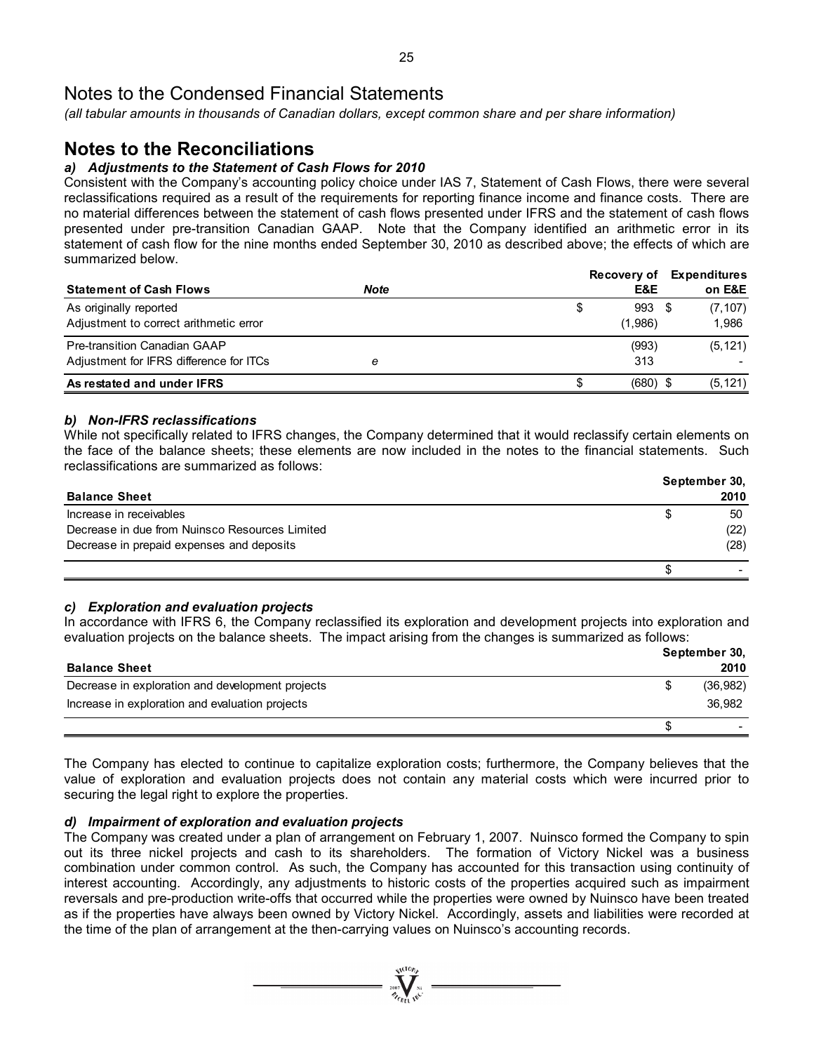# Notes to the Condensed Financial Statements

*(all tabular amounts in thousands of Canadian dollars, except common share and per share information)*

## Notes to the Reconciliations

### *a) Adjustments to the Statement of Cash Flows for 2010*

Consistent with the Company's accounting policy choice under IAS 7, Statement of Cash Flows, there were several reclassifications required as a result of the requirements for reporting finance income and finance costs. There are no material differences between the statement of cash flows presented under IFRS and the statement of cash flows presented under pre-transition Canadian GAAP. Note that the Company identified an arithmetic error in its statement of cash flow for the nine months ended September 30, 2010 as described above; the effects of which are summarized below.

| Statement of Cash Flows | Note | Recovery of E&E | Expenditures on E&E |
|---|---|---|---|
| As originally reported | | $ 993 | $ (7,107) |
| Adjustment to correct arithmetic error | | (1,986) | 1,986 |
| Pre-transition Canadian GAAP | | (993) | (5,121) |
| Adjustment for IFRS difference for ITCs | *e* | 313 | - |
| **As restated and under IFRS** | | $ (680) | $ (5,121) |

### *b) Non-IFRS reclassifications*

While not specifically related to IFRS changes, the Company determined that it would reclassify certain elements on the face of the balance sheets; these elements are now included in the notes to the financial statements. Such reclassifications are summarized as follows:

| Balance Sheet | September 30, 2010 |
|---|---|
| Increase in receivables | $ 50 |
| Decrease in due from Nuinsco Resources Limited | (22) |
| Decrease in prepaid expenses and deposits | (28) |
| | $ - |

### *c) Exploration and evaluation projects*

In accordance with IFRS 6, the Company reclassified its exploration and development projects into exploration and evaluation projects on the balance sheets. The impact arising from the changes is summarized as follows:

| Balance Sheet | September 30, 2010 |
|---|---|
| Decrease in exploration and development projects | $ (36,982) |
| Increase in exploration and evaluation projects | 36,982 |
| | $ - |

The Company has elected to continue to capitalize exploration costs; furthermore, the Company believes that the value of exploration and evaluation projects does not contain any material costs which were incurred prior to securing the legal right to explore the properties.

### *d) Impairment of exploration and evaluation projects*

The Company was created under a plan of arrangement on February 1, 2007. Nuinsco formed the Company to spin out its three nickel projects and cash to its shareholders. The formation of Victory Nickel was a business combination under common control. As such, the Company has accounted for this transaction using continuity of interest accounting. Accordingly, any adjustments to historic costs of the properties acquired such as impairment reversals and pre-production write-offs that occurred while the properties were owned by Nuinsco have been treated as if the properties have always been owned by Victory Nickel. Accordingly, assets and liabilities were recorded at the time of the plan of arrangement at the then-carrying values on Nuinsco's accounting records.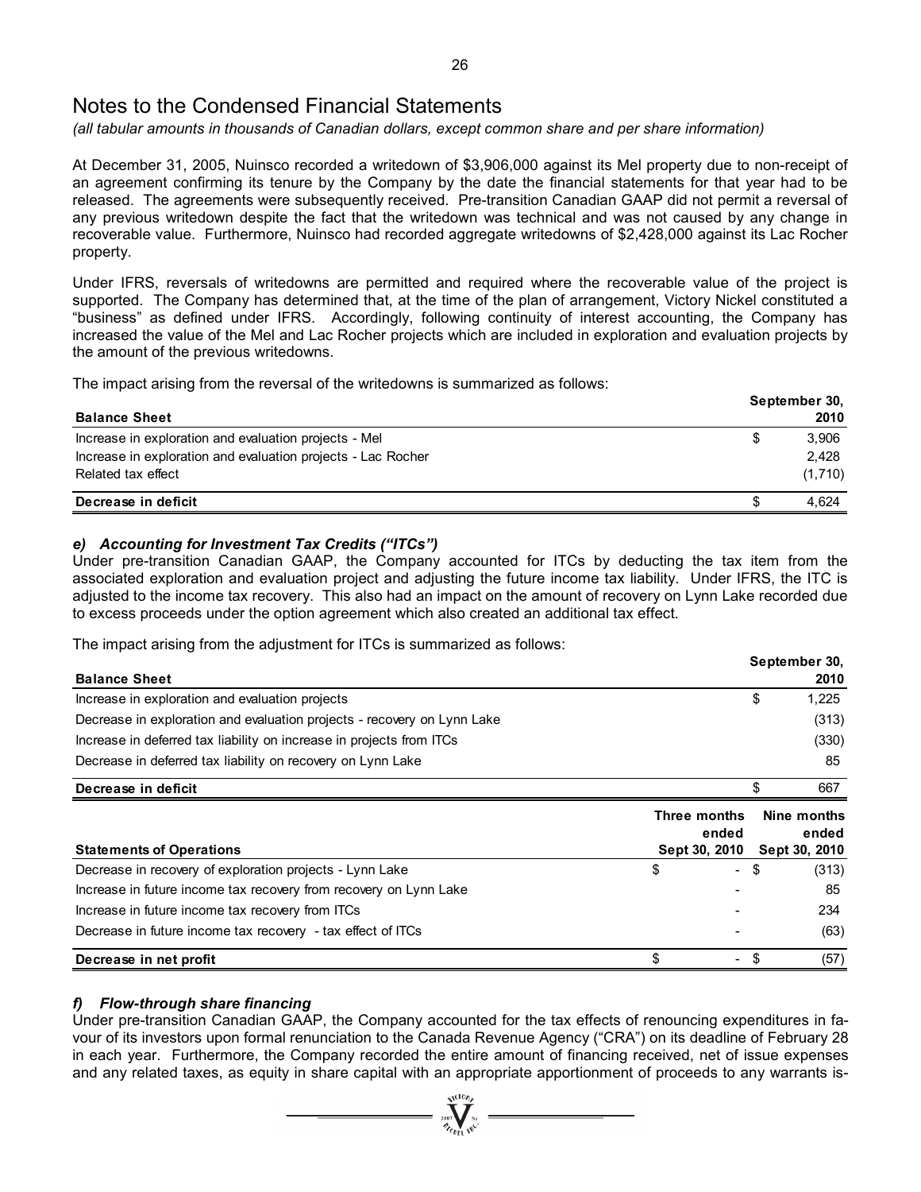# Notes to the Condensed Financial Statements

*(all tabular amounts in thousands of Canadian dollars, except common share and per share information)*

At December 31, 2005, Nuinsco recorded a writedown of $3,906,000 against its Mel property due to non-receipt of an agreement confirming its tenure by the Company by the date the financial statements for that year had to be released. The agreements were subsequently received. Pre-transition Canadian GAAP did not permit a reversal of any previous writedown despite the fact that the writedown was technical and was not caused by any change in recoverable value. Furthermore, Nuinsco had recorded aggregate writedowns of $2,428,000 against its Lac Rocher property.

Under IFRS, reversals of writedowns are permitted and required where the recoverable value of the project is supported. The Company has determined that, at the time of the plan of arrangement, Victory Nickel constituted a "business" as defined under IFRS. Accordingly, following continuity of interest accounting, the Company has increased the value of the Mel and Lac Rocher projects which are included in exploration and evaluation projects by the amount of the previous writedowns.

The impact arising from the reversal of the writedowns is summarized as follows:

| **Balance Sheet** | **September 30, 2010** |
|---|---|
| Increase in exploration and evaluation projects - Mel | $ 3,906 |
| Increase in exploration and evaluation projects - Lac Rocher | 2,428 |
| Related tax effect | (1,710) |
| **Decrease in deficit** | $ 4,624 |

### *e) Accounting for Investment Tax Credits ("ITCs")*

Under pre-transition Canadian GAAP, the Company accounted for ITCs by deducting the tax item from the associated exploration and evaluation project and adjusting the future income tax liability. Under IFRS, the ITC is adjusted to the income tax recovery. This also had an impact on the amount of recovery on Lynn Lake recorded due to excess proceeds under the option agreement which also created an additional tax effect.

The impact arising from the adjustment for ITCs is summarized as follows:

| **Balance Sheet** | **September 30, 2010** |
|---|---|
| Increase in exploration and evaluation projects | $ 1,225 |
| Decrease in exploration and evaluation projects - recovery on Lynn Lake | (313) |
| Increase in deferred tax liability on increase in projects from ITCs | (330) |
| Decrease in deferred tax liability on recovery on Lynn Lake | 85 |
| **Decrease in deficit** | $ 667 |

| **Statements of Operations** | **Three months ended Sept 30, 2010** | **Nine months ended Sept 30, 2010** |
|---|---|---|
| Decrease in recovery of exploration projects - Lynn Lake | $ - | $ (313) |
| Increase in future income tax recovery from recovery on Lynn Lake | - | 85 |
| Increase in future income tax recovery from ITCs | - | 234 |
| Decrease in future income tax recovery - tax effect of ITCs | - | (63) |
| **Decrease in net profit** | $ - | $ (57) |

### *f) Flow-through share financing*

Under pre-transition Canadian GAAP, the Company accounted for the tax effects of renouncing expenditures in favour of its investors upon formal renunciation to the Canada Revenue Agency ("CRA") on its deadline of February 28 in each year. Furthermore, the Company recorded the entire amount of financing received, net of issue expenses and any related taxes, as equity in share capital with an appropriate apportionment of proceeds to any warrants is-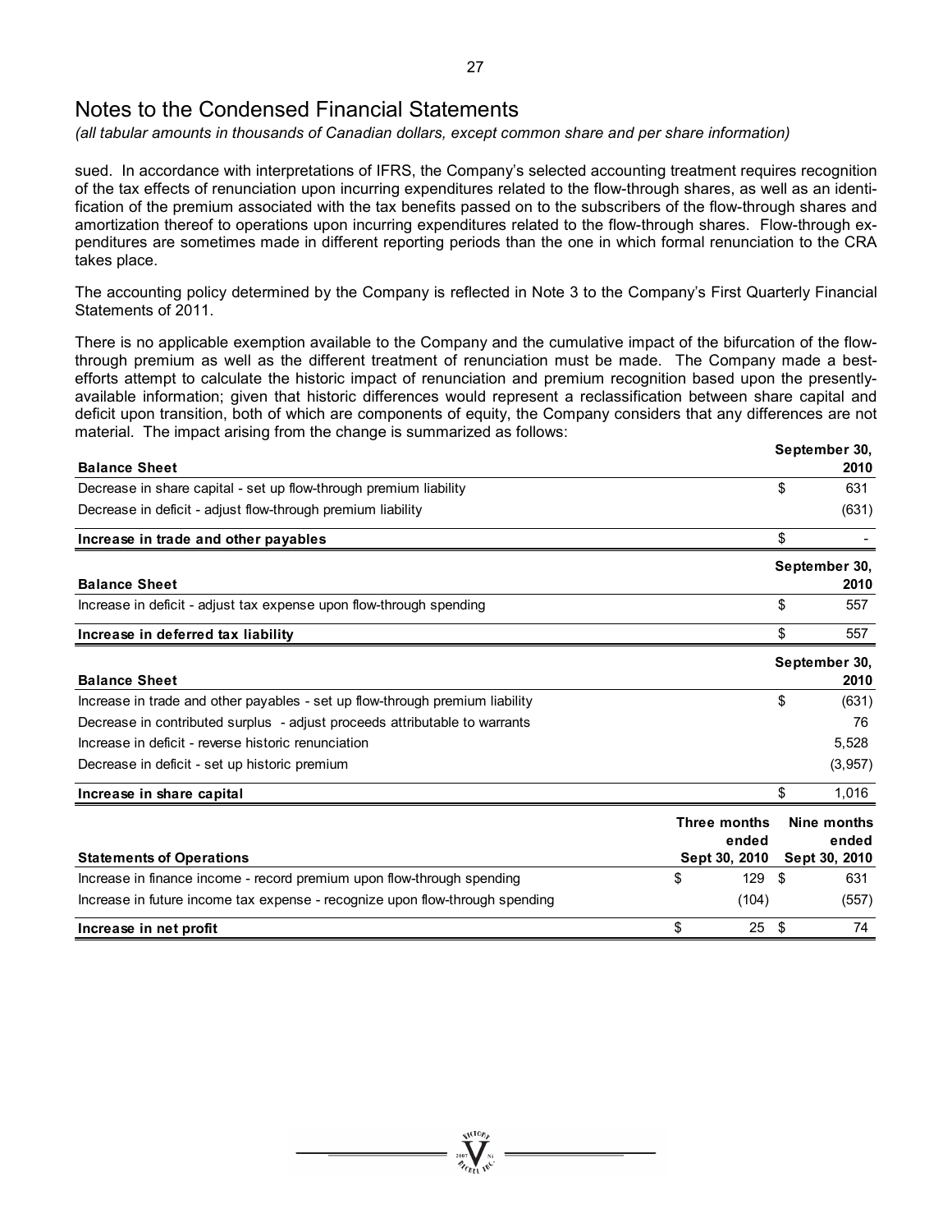# Notes to the Condensed Financial Statements

*(all tabular amounts in thousands of Canadian dollars, except common share and per share information)*

sued. In accordance with interpretations of IFRS, the Company's selected accounting treatment requires recognition of the tax effects of renunciation upon incurring expenditures related to the flow-through shares, as well as an identification of the premium associated with the tax benefits passed on to the subscribers of the flow-through shares and amortization thereof to operations upon incurring expenditures related to the flow-through shares. Flow-through expenditures are sometimes made in different reporting periods than the one in which formal renunciation to the CRA takes place.

The accounting policy determined by the Company is reflected in Note 3 to the Company's First Quarterly Financial Statements of 2011.

There is no applicable exemption available to the Company and the cumulative impact of the bifurcation of the flow-through premium as well as the different treatment of renunciation must be made. The Company made a best-efforts attempt to calculate the historic impact of renunciation and premium recognition based upon the presently-available information; given that historic differences would represent a reclassification between share capital and deficit upon transition, both of which are components of equity, the Company considers that any differences are not material. The impact arising from the change is summarized as follows:

| **Balance Sheet** | **September 30, 2010** |
|---|---|
| Decrease in share capital - set up flow-through premium liability | $ 631 |
| Decrease in deficit - adjust flow-through premium liability | (631) |
| **Increase in trade and other payables** | $ - |

| **Balance Sheet** | **September 30, 2010** |
|---|---|
| Increase in deficit - adjust tax expense upon flow-through spending | $ 557 |
| **Increase in deferred tax liability** | $ 557 |

| **Balance Sheet** | **September 30, 2010** |
|---|---|
| Increase in trade and other payables - set up flow-through premium liability | $ (631) |
| Decrease in contributed surplus - adjust proceeds attributable to warrants | 76 |
| Increase in deficit - reverse historic renunciation | 5,528 |
| Decrease in deficit - set up historic premium | (3,957) |
| **Increase in share capital** | $ 1,016 |

| **Statements of Operations** | **Three months ended Sept 30, 2010** | **Nine months ended Sept 30, 2010** |
|---|---|---|
| Increase in finance income - record premium upon flow-through spending | $ 129 | $ 631 |
| Increase in future income tax expense - recognize upon flow-through spending | (104) | (557) |
| **Increase in net profit** | $ 25 | $ 74 |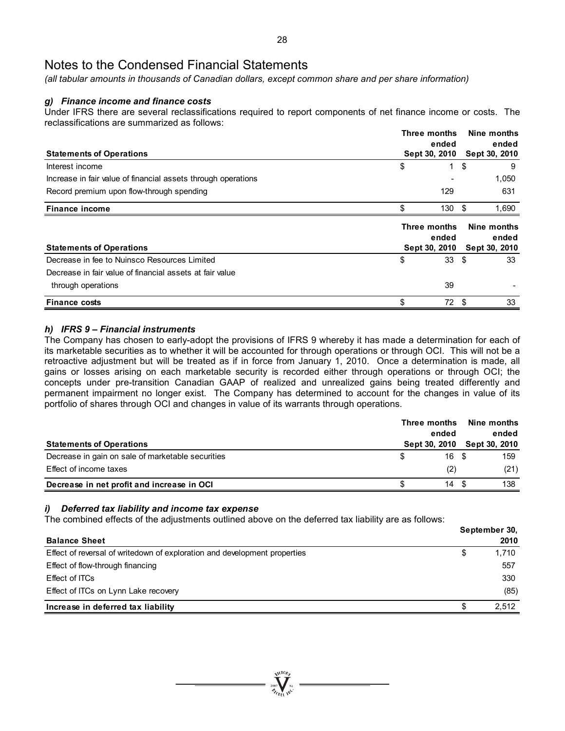# Notes to the Condensed Financial Statements

*(all tabular amounts in thousands of Canadian dollars, except common share and per share information)*

### *g) Finance income and finance costs*

Under IFRS there are several reclassifications required to report components of net finance income or costs. The reclassifications are summarized as follows:

| Statements of Operations | Three months ended Sept 30, 2010 | Nine months ended Sept 30, 2010 |
|---|---|---|
| Interest income | $ 1 | $ 9 |
| Increase in fair value of financial assets through operations | - | 1,050 |
| Record premium upon flow-through spending | 129 | 631 |
| **Finance income** | $ 130 | $ 1,690 |

| Statements of Operations | Three months ended Sept 30, 2010 | Nine months ended Sept 30, 2010 |
|---|---|---|
| Decrease in fee to Nuinsco Resources Limited | $ 33 | $ 33 |
| Decrease in fair value of financial assets at fair value through operations | 39 | - |
| **Finance costs** | $ 72 | $ 33 |

### *h) IFRS 9 – Financial instruments*

The Company has chosen to early-adopt the provisions of IFRS 9 whereby it has made a determination for each of its marketable securities as to whether it will be accounted for through operations or through OCI. This will not be a retroactive adjustment but will be treated as if in force from January 1, 2010. Once a determination is made, all gains or losses arising on each marketable security is recorded either through operations or through OCI; the concepts under pre-transition Canadian GAAP of realized and unrealized gains being treated differently and permanent impairment no longer exist. The Company has determined to account for the changes in value of its portfolio of shares through OCI and changes in value of its warrants through operations.

| Statements of Operations | Three months ended Sept 30, 2010 | Nine months ended Sept 30, 2010 |
|---|---|---|
| Decrease in gain on sale of marketable securities | $ 16 | $ 159 |
| Effect of income taxes | (2) | (21) |
| **Decrease in net profit and increase in OCI** | $ 14 | $ 138 |

### *i) Deferred tax liability and income tax expense*

The combined effects of the adjustments outlined above on the deferred tax liability are as follows:

| Balance Sheet | September 30, 2010 |
|---|---|
| Effect of reversal of writedown of exploration and development properties | $ 1,710 |
| Effect of flow-through financing | 557 |
| Effect of ITCs | 330 |
| Effect of ITCs on Lynn Lake recovery | (85) |
| **Increase in deferred tax liability** | $ 2,512 |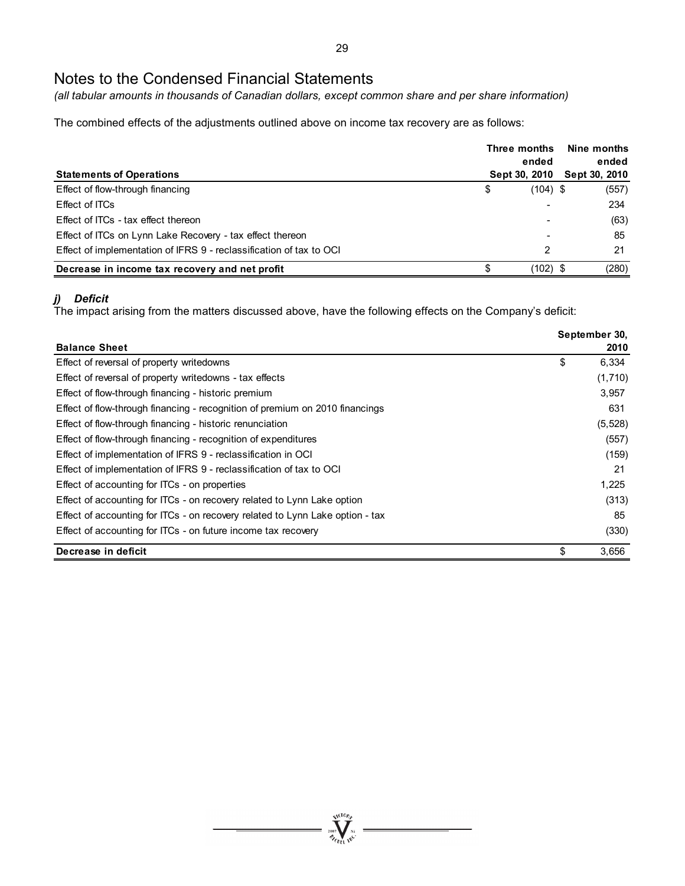# Notes to the Condensed Financial Statements

*(all tabular amounts in thousands of Canadian dollars, except common share and per share information)*

The combined effects of the adjustments outlined above on income tax recovery are as follows:

| Statements of Operations | Three months ended Sept 30, 2010 | Nine months ended Sept 30, 2010 |
|---|---|---|
| Effect of flow-through financing | $ (104) | $ (557) |
| Effect of ITCs | - | 234 |
| Effect of ITCs - tax effect thereon | - | (63) |
| Effect of ITCs on Lynn Lake Recovery - tax effect thereon | - | 85 |
| Effect of implementation of IFRS 9 - reclassification of tax to OCI | 2 | 21 |
| **Decrease in income tax recovery and net profit** | $ (102) | $ (280) |

### *j) Deficit*

The impact arising from the matters discussed above, have the following effects on the Company's deficit:

| Balance Sheet | September 30, 2010 |
|---|---|
| Effect of reversal of property writedowns | $ 6,334 |
| Effect of reversal of property writedowns - tax effects | (1,710) |
| Effect of flow-through financing - historic premium | 3,957 |
| Effect of flow-through financing - recognition of premium on 2010 financings | 631 |
| Effect of flow-through financing - historic renunciation | (5,528) |
| Effect of flow-through financing - recognition of expenditures | (557) |
| Effect of implementation of IFRS 9 - reclassification in OCI | (159) |
| Effect of implementation of IFRS 9 - reclassification of tax to OCI | 21 |
| Effect of accounting for ITCs - on properties | 1,225 |
| Effect of accounting for ITCs - on recovery related to Lynn Lake option | (313) |
| Effect of accounting for ITCs - on recovery related to Lynn Lake option - tax | 85 |
| Effect of accounting for ITCs - on future income tax recovery | (330) |
| **Decrease in deficit** | $ 3,656 |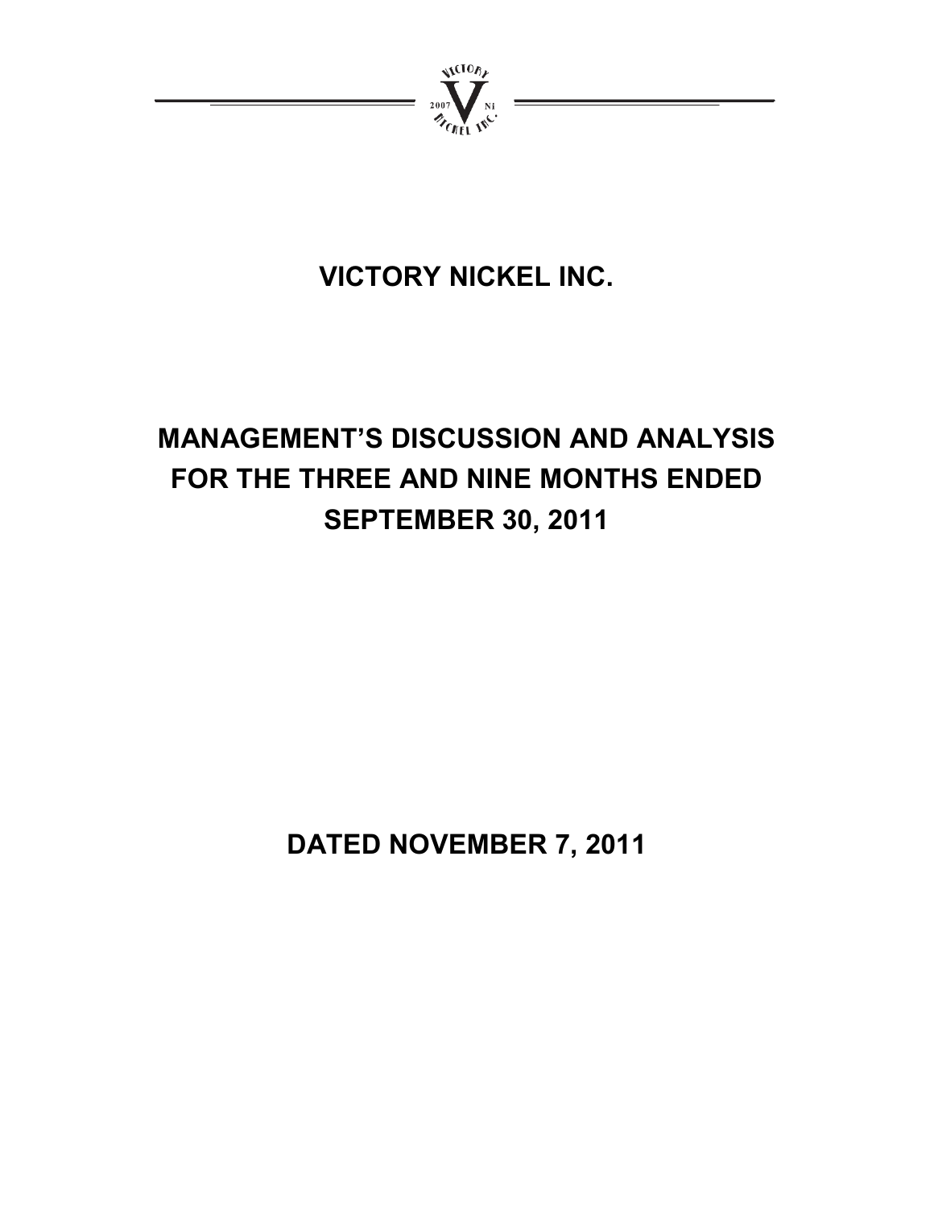# VICTORY NICKEL INC.

# MANAGEMENT'S DISCUSSION AND ANALYSIS FOR THE THREE AND NINE MONTHS ENDED SEPTEMBER 30, 2011

# DATED NOVEMBER 7, 2011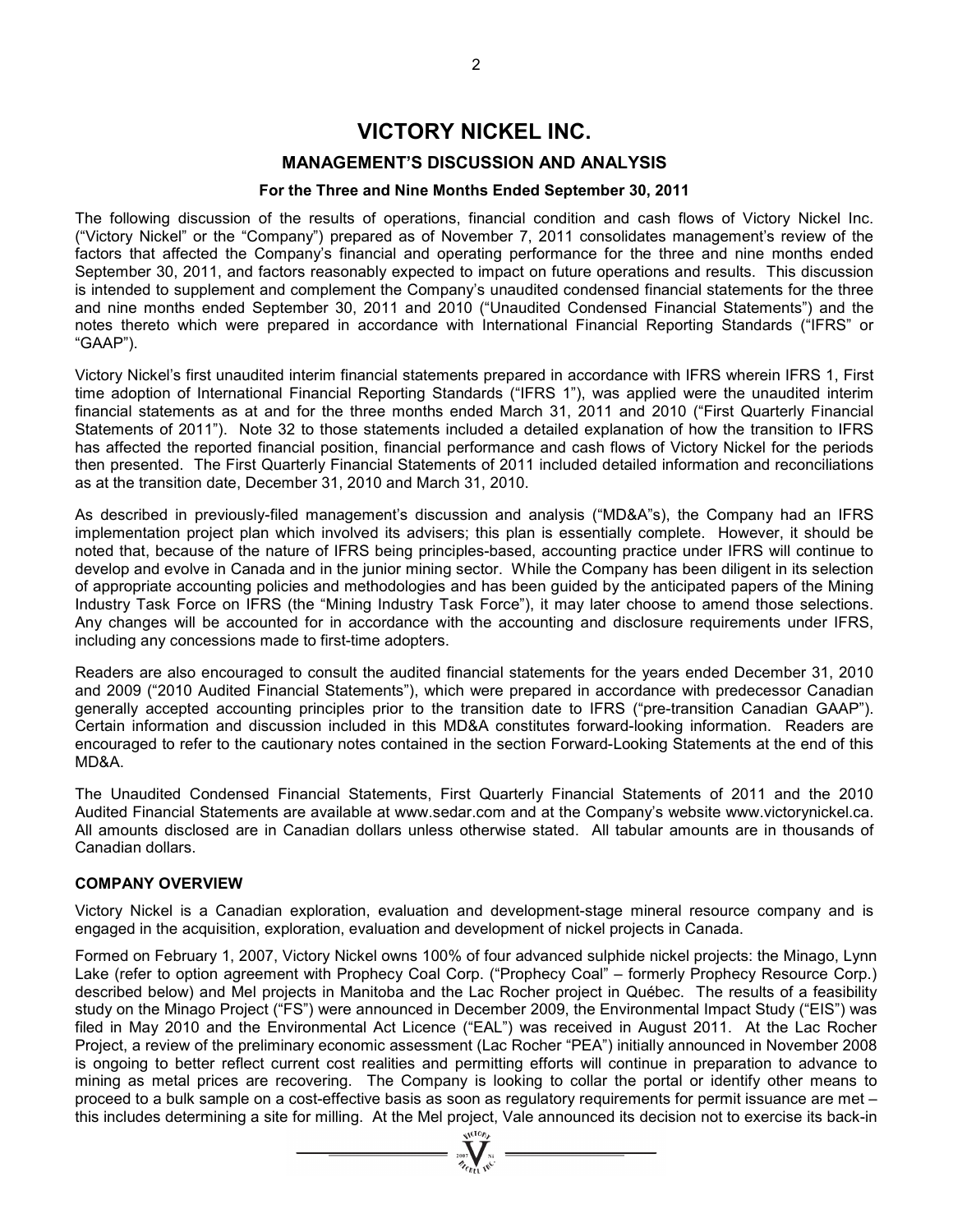# VICTORY NICKEL INC.

## MANAGEMENT'S DISCUSSION AND ANALYSIS

### For the Three and Nine Months Ended September 30, 2011

The following discussion of the results of operations, financial condition and cash flows of Victory Nickel Inc. ("Victory Nickel" or the "Company") prepared as of November 7, 2011 consolidates management's review of the factors that affected the Company's financial and operating performance for the three and nine months ended September 30, 2011, and factors reasonably expected to impact on future operations and results. This discussion is intended to supplement and complement the Company's unaudited condensed financial statements for the three and nine months ended September 30, 2011 and 2010 ("Unaudited Condensed Financial Statements") and the notes thereto which were prepared in accordance with International Financial Reporting Standards ("IFRS" or "GAAP").

Victory Nickel's first unaudited interim financial statements prepared in accordance with IFRS wherein IFRS 1, First time adoption of International Financial Reporting Standards ("IFRS 1"), was applied were the unaudited interim financial statements as at and for the three months ended March 31, 2011 and 2010 ("First Quarterly Financial Statements of 2011"). Note 32 to those statements included a detailed explanation of how the transition to IFRS has affected the reported financial position, financial performance and cash flows of Victory Nickel for the periods then presented. The First Quarterly Financial Statements of 2011 included detailed information and reconciliations as at the transition date, December 31, 2010 and March 31, 2010.

As described in previously-filed management's discussion and analysis ("MD&A"s), the Company had an IFRS implementation project plan which involved its advisers; this plan is essentially complete. However, it should be noted that, because of the nature of IFRS being principles-based, accounting practice under IFRS will continue to develop and evolve in Canada and in the junior mining sector. While the Company has been diligent in its selection of appropriate accounting policies and methodologies and has been guided by the anticipated papers of the Mining Industry Task Force on IFRS (the "Mining Industry Task Force"), it may later choose to amend those selections. Any changes will be accounted for in accordance with the accounting and disclosure requirements under IFRS, including any concessions made to first-time adopters.

Readers are also encouraged to consult the audited financial statements for the years ended December 31, 2010 and 2009 ("2010 Audited Financial Statements"), which were prepared in accordance with predecessor Canadian generally accepted accounting principles prior to the transition date to IFRS ("pre-transition Canadian GAAP"). Certain information and discussion included in this MD&A constitutes forward-looking information. Readers are encouraged to refer to the cautionary notes contained in the section Forward-Looking Statements at the end of this MD&A.

The Unaudited Condensed Financial Statements, First Quarterly Financial Statements of 2011 and the 2010 Audited Financial Statements are available at www.sedar.com and at the Company's website www.victorynickel.ca. All amounts disclosed are in Canadian dollars unless otherwise stated. All tabular amounts are in thousands of Canadian dollars.

### COMPANY OVERVIEW

Victory Nickel is a Canadian exploration, evaluation and development-stage mineral resource company and is engaged in the acquisition, exploration, evaluation and development of nickel projects in Canada.

Formed on February 1, 2007, Victory Nickel owns 100% of four advanced sulphide nickel projects: the Minago, Lynn Lake (refer to option agreement with Prophecy Coal Corp. ("Prophecy Coal" – formerly Prophecy Resource Corp.) described below) and Mel projects in Manitoba and the Lac Rocher project in Québec. The results of a feasibility study on the Minago Project ("FS") were announced in December 2009, the Environmental Impact Study ("EIS") was filed in May 2010 and the Environmental Act Licence ("EAL") was received in August 2011. At the Lac Rocher Project, a review of the preliminary economic assessment (Lac Rocher "PEA") initially announced in November 2008 is ongoing to better reflect current cost realities and permitting efforts will continue in preparation to advance to mining as metal prices are recovering. The Company is looking to collar the portal or identify other means to proceed to a bulk sample on a cost-effective basis as soon as regulatory requirements for permit issuance are met – this includes determining a site for milling. At the Mel project, Vale announced its decision not to exercise its back-in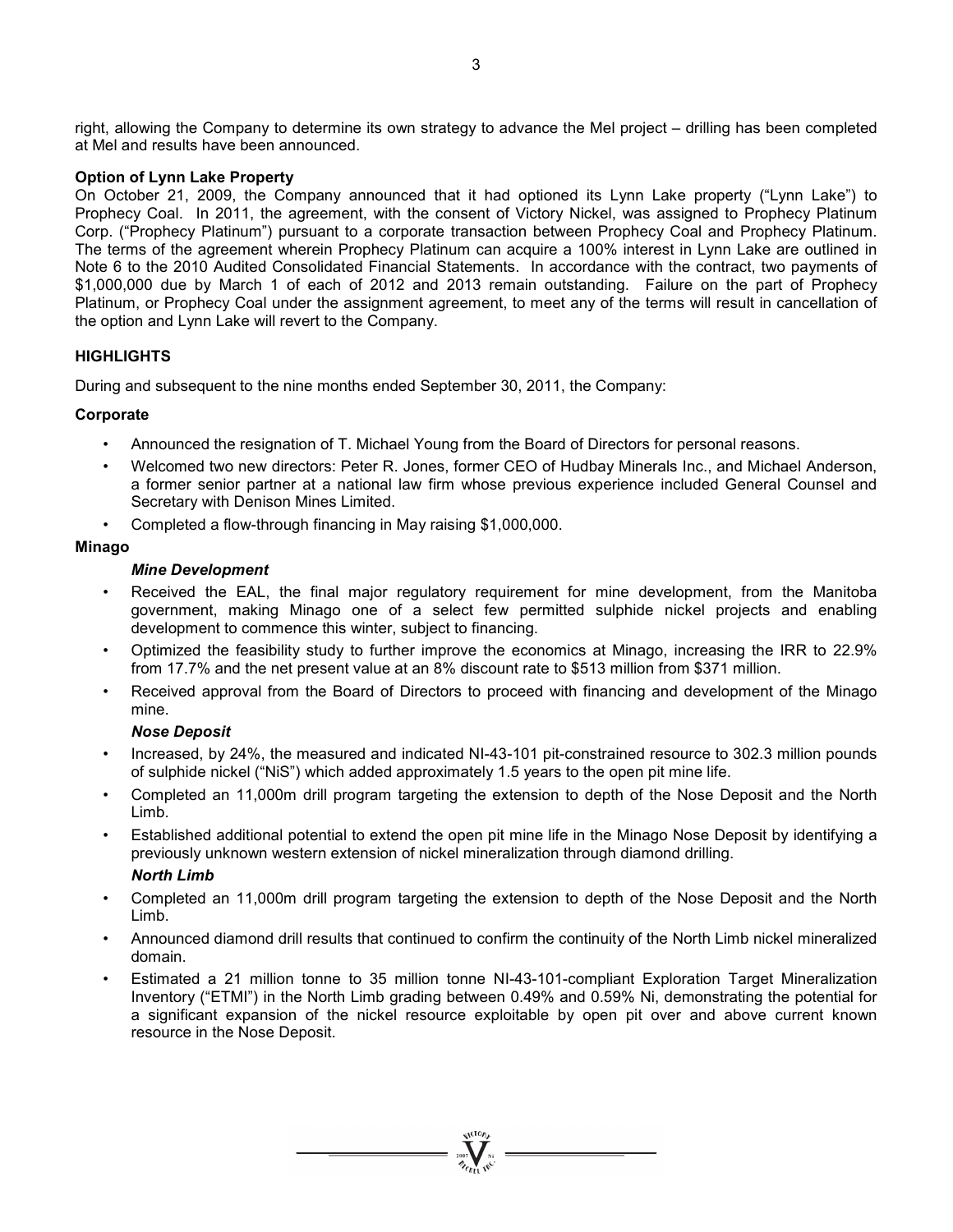right, allowing the Company to determine its own strategy to advance the Mel project – drilling has been completed at Mel and results have been announced.

**Option of Lynn Lake Property**

On October 21, 2009, the Company announced that it had optioned its Lynn Lake property ("Lynn Lake") to Prophecy Coal. In 2011, the agreement, with the consent of Victory Nickel, was assigned to Prophecy Platinum Corp. ("Prophecy Platinum") pursuant to a corporate transaction between Prophecy Coal and Prophecy Platinum. The terms of the agreement wherein Prophecy Platinum can acquire a 100% interest in Lynn Lake are outlined in Note 6 to the 2010 Audited Consolidated Financial Statements. In accordance with the contract, two payments of $1,000,000 due by March 1 of each of 2012 and 2013 remain outstanding. Failure on the part of Prophecy Platinum, or Prophecy Coal under the assignment agreement, to meet any of the terms will result in cancellation of the option and Lynn Lake will revert to the Company.

## HIGHLIGHTS

During and subsequent to the nine months ended September 30, 2011, the Company:

### Corporate

- Announced the resignation of T. Michael Young from the Board of Directors for personal reasons.
- Welcomed two new directors: Peter R. Jones, former CEO of Hudbay Minerals Inc., and Michael Anderson, a former senior partner at a national law firm whose previous experience included General Counsel and Secretary with Denison Mines Limited.
- Completed a flow-through financing in May raising $1,000,000.

### Minago

#### *Mine Development*

- Received the EAL, the final major regulatory requirement for mine development, from the Manitoba government, making Minago one of a select few permitted sulphide nickel projects and enabling development to commence this winter, subject to financing.
- Optimized the feasibility study to further improve the economics at Minago, increasing the IRR to 22.9% from 17.7% and the net present value at an 8% discount rate to $513 million from $371 million.
- Received approval from the Board of Directors to proceed with financing and development of the Minago mine.

#### *Nose Deposit*

- Increased, by 24%, the measured and indicated NI-43-101 pit-constrained resource to 302.3 million pounds of sulphide nickel ("NiS") which added approximately 1.5 years to the open pit mine life.
- Completed an 11,000m drill program targeting the extension to depth of the Nose Deposit and the North Limb.
- Established additional potential to extend the open pit mine life in the Minago Nose Deposit by identifying a previously unknown western extension of nickel mineralization through diamond drilling.

#### *North Limb*

- Completed an 11,000m drill program targeting the extension to depth of the Nose Deposit and the North Limb.
- Announced diamond drill results that continued to confirm the continuity of the North Limb nickel mineralized domain.
- Estimated a 21 million tonne to 35 million tonne NI-43-101-compliant Exploration Target Mineralization Inventory ("ETMI") in the North Limb grading between 0.49% and 0.59% Ni, demonstrating the potential for a significant expansion of the nickel resource exploitable by open pit over and above current known resource in the Nose Deposit.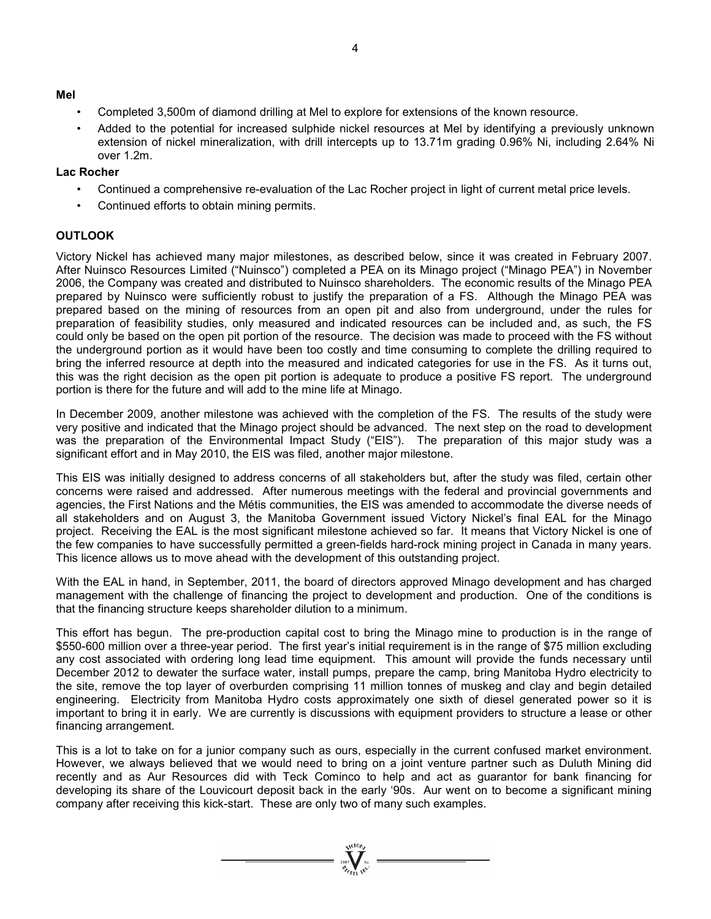**Mel**

- Completed 3,500m of diamond drilling at Mel to explore for extensions of the known resource.
- Added to the potential for increased sulphide nickel resources at Mel by identifying a previously unknown extension of nickel mineralization, with drill intercepts up to 13.71m grading 0.96% Ni, including 2.64% Ni over 1.2m.

**Lac Rocher**

- Continued a comprehensive re-evaluation of the Lac Rocher project in light of current metal price levels.
- Continued efforts to obtain mining permits.

## OUTLOOK

Victory Nickel has achieved many major milestones, as described below, since it was created in February 2007. After Nuinsco Resources Limited ("Nuinsco") completed a PEA on its Minago project ("Minago PEA") in November 2006, the Company was created and distributed to Nuinsco shareholders. The economic results of the Minago PEA prepared by Nuinsco were sufficiently robust to justify the preparation of a FS. Although the Minago PEA was prepared based on the mining of resources from an open pit and also from underground, under the rules for preparation of feasibility studies, only measured and indicated resources can be included and, as such, the FS could only be based on the open pit portion of the resource. The decision was made to proceed with the FS without the underground portion as it would have been too costly and time consuming to complete the drilling required to bring the inferred resource at depth into the measured and indicated categories for use in the FS. As it turns out, this was the right decision as the open pit portion is adequate to produce a positive FS report. The underground portion is there for the future and will add to the mine life at Minago.

In December 2009, another milestone was achieved with the completion of the FS. The results of the study were very positive and indicated that the Minago project should be advanced. The next step on the road to development was the preparation of the Environmental Impact Study ("EIS"). The preparation of this major study was a significant effort and in May 2010, the EIS was filed, another major milestone.

This EIS was initially designed to address concerns of all stakeholders but, after the study was filed, certain other concerns were raised and addressed. After numerous meetings with the federal and provincial governments and agencies, the First Nations and the Métis communities, the EIS was amended to accommodate the diverse needs of all stakeholders and on August 3, the Manitoba Government issued Victory Nickel's final EAL for the Minago project. Receiving the EAL is the most significant milestone achieved so far. It means that Victory Nickel is one of the few companies to have successfully permitted a green-fields hard-rock mining project in Canada in many years. This licence allows us to move ahead with the development of this outstanding project.

With the EAL in hand, in September, 2011, the board of directors approved Minago development and has charged management with the challenge of financing the project to development and production. One of the conditions is that the financing structure keeps shareholder dilution to a minimum.

This effort has begun. The pre-production capital cost to bring the Minago mine to production is in the range of \$550-600 million over a three-year period. The first year's initial requirement is in the range of \$75 million excluding any cost associated with ordering long lead time equipment. This amount will provide the funds necessary until December 2012 to dewater the surface water, install pumps, prepare the camp, bring Manitoba Hydro electricity to the site, remove the top layer of overburden comprising 11 million tonnes of muskeg and clay and begin detailed engineering. Electricity from Manitoba Hydro costs approximately one sixth of diesel generated power so it is important to bring it in early. We are currently is discussions with equipment providers to structure a lease or other financing arrangement.

This is a lot to take on for a junior company such as ours, especially in the current confused market environment. However, we always believed that we would need to bring on a joint venture partner such as Duluth Mining did recently and as Aur Resources did with Teck Cominco to help and act as guarantor for bank financing for developing its share of the Louvicourt deposit back in the early '90s. Aur went on to become a significant mining company after receiving this kick-start. These are only two of many such examples.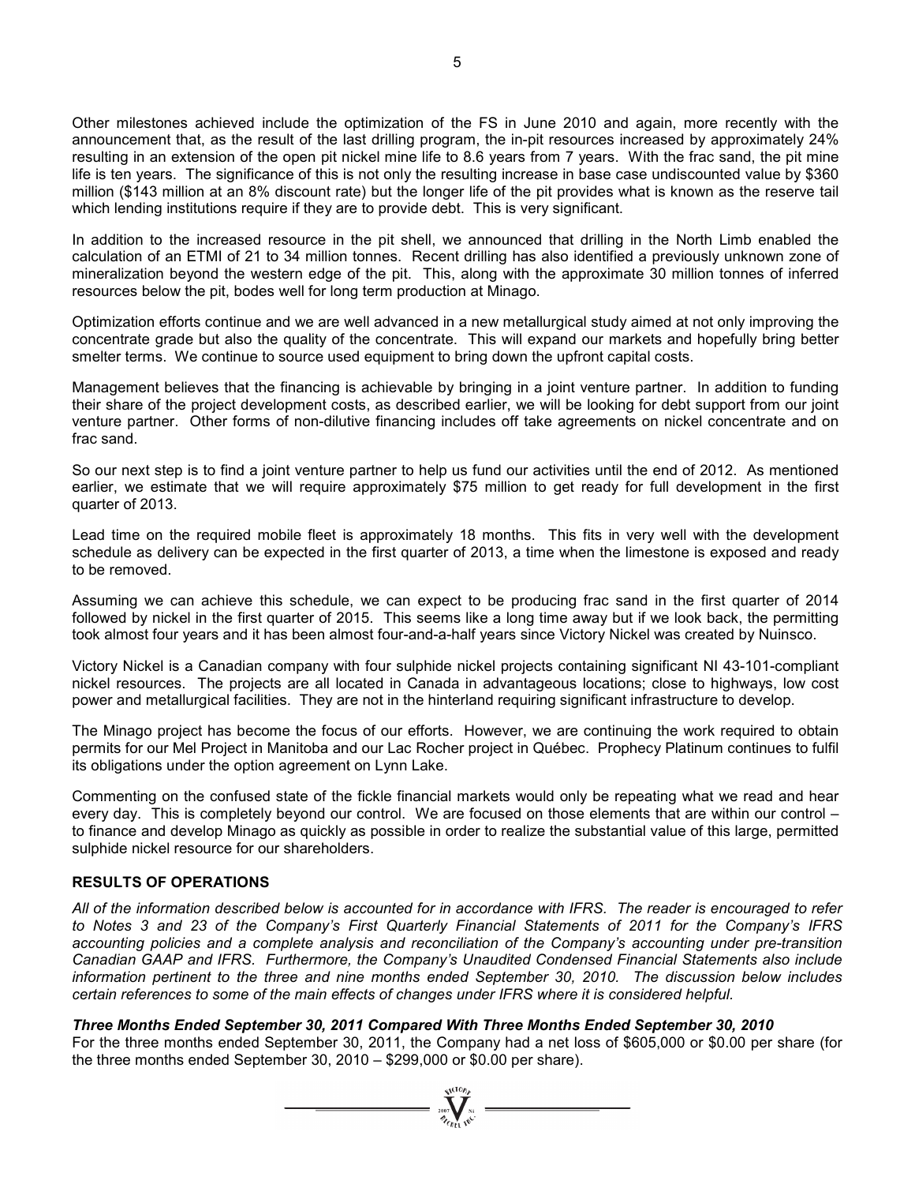Other milestones achieved include the optimization of the FS in June 2010 and again, more recently with the announcement that, as the result of the last drilling program, the in-pit resources increased by approximately 24% resulting in an extension of the open pit nickel mine life to 8.6 years from 7 years. With the frac sand, the pit mine life is ten years. The significance of this is not only the resulting increase in base case undiscounted value by $360 million ($143 million at an 8% discount rate) but the longer life of the pit provides what is known as the reserve tail which lending institutions require if they are to provide debt. This is very significant.

In addition to the increased resource in the pit shell, we announced that drilling in the North Limb enabled the calculation of an ETMI of 21 to 34 million tonnes. Recent drilling has also identified a previously unknown zone of mineralization beyond the western edge of the pit. This, along with the approximate 30 million tonnes of inferred resources below the pit, bodes well for long term production at Minago.

Optimization efforts continue and we are well advanced in a new metallurgical study aimed at not only improving the concentrate grade but also the quality of the concentrate. This will expand our markets and hopefully bring better smelter terms. We continue to source used equipment to bring down the upfront capital costs.

Management believes that the financing is achievable by bringing in a joint venture partner. In addition to funding their share of the project development costs, as described earlier, we will be looking for debt support from our joint venture partner. Other forms of non-dilutive financing includes off take agreements on nickel concentrate and on frac sand.

So our next step is to find a joint venture partner to help us fund our activities until the end of 2012. As mentioned earlier, we estimate that we will require approximately $75 million to get ready for full development in the first quarter of 2013.

Lead time on the required mobile fleet is approximately 18 months. This fits in very well with the development schedule as delivery can be expected in the first quarter of 2013, a time when the limestone is exposed and ready to be removed.

Assuming we can achieve this schedule, we can expect to be producing frac sand in the first quarter of 2014 followed by nickel in the first quarter of 2015. This seems like a long time away but if we look back, the permitting took almost four years and it has been almost four-and-a-half years since Victory Nickel was created by Nuinsco.

Victory Nickel is a Canadian company with four sulphide nickel projects containing significant NI 43-101-compliant nickel resources. The projects are all located in Canada in advantageous locations; close to highways, low cost power and metallurgical facilities. They are not in the hinterland requiring significant infrastructure to develop.

The Minago project has become the focus of our efforts. However, we are continuing the work required to obtain permits for our Mel Project in Manitoba and our Lac Rocher project in Québec. Prophecy Platinum continues to fulfil its obligations under the option agreement on Lynn Lake.

Commenting on the confused state of the fickle financial markets would only be repeating what we read and hear every day. This is completely beyond our control. We are focused on those elements that are within our control – to finance and develop Minago as quickly as possible in order to realize the substantial value of this large, permitted sulphide nickel resource for our shareholders.

## RESULTS OF OPERATIONS

*All of the information described below is accounted for in accordance with IFRS. The reader is encouraged to refer to Notes 3 and 23 of the Company's First Quarterly Financial Statements of 2011 for the Company's IFRS accounting policies and a complete analysis and reconciliation of the Company's accounting under pre-transition Canadian GAAP and IFRS. Furthermore, the Company's Unaudited Condensed Financial Statements also include information pertinent to the three and nine months ended September 30, 2010. The discussion below includes certain references to some of the main effects of changes under IFRS where it is considered helpful.*

### *Three Months Ended September 30, 2011 Compared With Three Months Ended September 30, 2010*

For the three months ended September 30, 2011, the Company had a net loss of $605,000 or $0.00 per share (for the three months ended September 30, 2010 – $299,000 or $0.00 per share).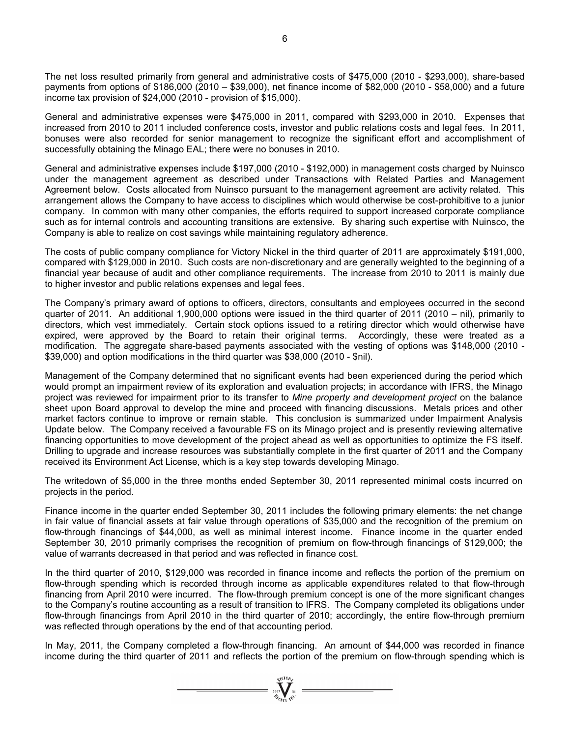The net loss resulted primarily from general and administrative costs of $475,000 (2010 - $293,000), share-based payments from options of $186,000 (2010 – $39,000), net finance income of $82,000 (2010 - $58,000) and a future income tax provision of $24,000 (2010 - provision of $15,000).

General and administrative expenses were $475,000 in 2011, compared with $293,000 in 2010. Expenses that increased from 2010 to 2011 included conference costs, investor and public relations costs and legal fees. In 2011, bonuses were also recorded for senior management to recognize the significant effort and accomplishment of successfully obtaining the Minago EAL; there were no bonuses in 2010.

General and administrative expenses include $197,000 (2010 - $192,000) in management costs charged by Nuinsco under the management agreement as described under Transactions with Related Parties and Management Agreement below. Costs allocated from Nuinsco pursuant to the management agreement are activity related. This arrangement allows the Company to have access to disciplines which would otherwise be cost-prohibitive to a junior company. In common with many other companies, the efforts required to support increased corporate compliance such as for internal controls and accounting transitions are extensive. By sharing such expertise with Nuinsco, the Company is able to realize on cost savings while maintaining regulatory adherence.

The costs of public company compliance for Victory Nickel in the third quarter of 2011 are approximately $191,000, compared with $129,000 in 2010. Such costs are non-discretionary and are generally weighted to the beginning of a financial year because of audit and other compliance requirements. The increase from 2010 to 2011 is mainly due to higher investor and public relations expenses and legal fees.

The Company's primary award of options to officers, directors, consultants and employees occurred in the second quarter of 2011. An additional 1,900,000 options were issued in the third quarter of 2011 (2010 – nil), primarily to directors, which vest immediately. Certain stock options issued to a retiring director which would otherwise have expired, were approved by the Board to retain their original terms. Accordingly, these were treated as a modification. The aggregate share-based payments associated with the vesting of options was $148,000 (2010 - $39,000) and option modifications in the third quarter was $38,000 (2010 - $nil).

Management of the Company determined that no significant events had been experienced during the period which would prompt an impairment review of its exploration and evaluation projects; in accordance with IFRS, the Minago project was reviewed for impairment prior to its transfer to *Mine property and development project* on the balance sheet upon Board approval to develop the mine and proceed with financing discussions. Metals prices and other market factors continue to improve or remain stable. This conclusion is summarized under Impairment Analysis Update below. The Company received a favourable FS on its Minago project and is presently reviewing alternative financing opportunities to move development of the project ahead as well as opportunities to optimize the FS itself. Drilling to upgrade and increase resources was substantially complete in the first quarter of 2011 and the Company received its Environment Act License, which is a key step towards developing Minago.

The writedown of $5,000 in the three months ended September 30, 2011 represented minimal costs incurred on projects in the period.

Finance income in the quarter ended September 30, 2011 includes the following primary elements: the net change in fair value of financial assets at fair value through operations of $35,000 and the recognition of the premium on flow-through financings of $44,000, as well as minimal interest income. Finance income in the quarter ended September 30, 2010 primarily comprises the recognition of premium on flow-through financings of $129,000; the value of warrants decreased in that period and was reflected in finance cost.

In the third quarter of 2010, $129,000 was recorded in finance income and reflects the portion of the premium on flow-through spending which is recorded through income as applicable expenditures related to that flow-through financing from April 2010 were incurred. The flow-through premium concept is one of the more significant changes to the Company's routine accounting as a result of transition to IFRS. The Company completed its obligations under flow-through financings from April 2010 in the third quarter of 2010; accordingly, the entire flow-through premium was reflected through operations by the end of that accounting period.

In May, 2011, the Company completed a flow-through financing. An amount of $44,000 was recorded in finance income during the third quarter of 2011 and reflects the portion of the premium on flow-through spending which is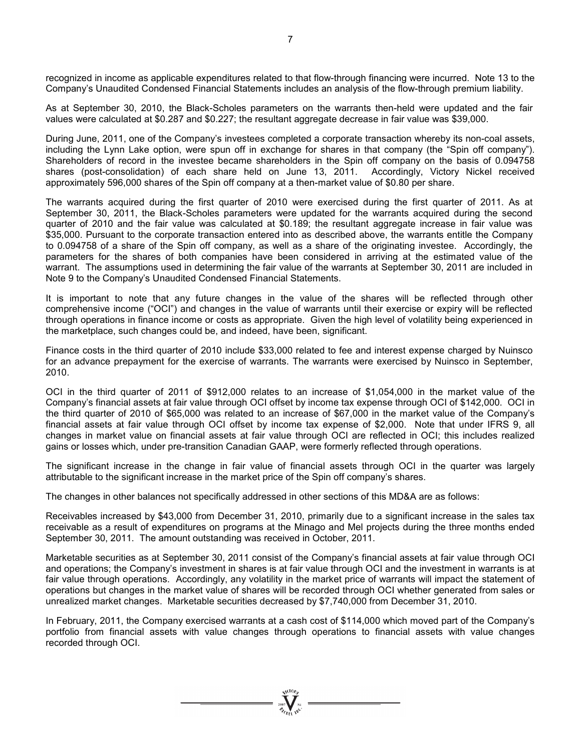recognized in income as applicable expenditures related to that flow-through financing were incurred. Note 13 to the Company's Unaudited Condensed Financial Statements includes an analysis of the flow-through premium liability.

As at September 30, 2010, the Black-Scholes parameters on the warrants then-held were updated and the fair values were calculated at $0.287 and $0.227; the resultant aggregate decrease in fair value was $39,000.

During June, 2011, one of the Company's investees completed a corporate transaction whereby its non-coal assets, including the Lynn Lake option, were spun off in exchange for shares in that company (the "Spin off company"). Shareholders of record in the investee became shareholders in the Spin off company on the basis of 0.094758 shares (post-consolidation) of each share held on June 13, 2011. Accordingly, Victory Nickel received approximately 596,000 shares of the Spin off company at a then-market value of $0.80 per share.

The warrants acquired during the first quarter of 2010 were exercised during the first quarter of 2011. As at September 30, 2011, the Black-Scholes parameters were updated for the warrants acquired during the second quarter of 2010 and the fair value was calculated at $0.189; the resultant aggregate increase in fair value was $35,000. Pursuant to the corporate transaction entered into as described above, the warrants entitle the Company to 0.094758 of a share of the Spin off company, as well as a share of the originating investee. Accordingly, the parameters for the shares of both companies have been considered in arriving at the estimated value of the warrant. The assumptions used in determining the fair value of the warrants at September 30, 2011 are included in Note 9 to the Company's Unaudited Condensed Financial Statements.

It is important to note that any future changes in the value of the shares will be reflected through other comprehensive income ("OCI") and changes in the value of warrants until their exercise or expiry will be reflected through operations in finance income or costs as appropriate. Given the high level of volatility being experienced in the marketplace, such changes could be, and indeed, have been, significant.

Finance costs in the third quarter of 2010 include $33,000 related to fee and interest expense charged by Nuinsco for an advance prepayment for the exercise of warrants. The warrants were exercised by Nuinsco in September, 2010.

OCI in the third quarter of 2011 of $912,000 relates to an increase of $1,054,000 in the market value of the Company's financial assets at fair value through OCI offset by income tax expense through OCI of $142,000. OCI in the third quarter of 2010 of $65,000 was related to an increase of $67,000 in the market value of the Company's financial assets at fair value through OCI offset by income tax expense of $2,000. Note that under IFRS 9, all changes in market value on financial assets at fair value through OCI are reflected in OCI; this includes realized gains or losses which, under pre-transition Canadian GAAP, were formerly reflected through operations.

The significant increase in the change in fair value of financial assets through OCI in the quarter was largely attributable to the significant increase in the market price of the Spin off company's shares.

The changes in other balances not specifically addressed in other sections of this MD&A are as follows:

Receivables increased by $43,000 from December 31, 2010, primarily due to a significant increase in the sales tax receivable as a result of expenditures on programs at the Minago and Mel projects during the three months ended September 30, 2011. The amount outstanding was received in October, 2011.

Marketable securities as at September 30, 2011 consist of the Company's financial assets at fair value through OCI and operations; the Company's investment in shares is at fair value through OCI and the investment in warrants is at fair value through operations. Accordingly, any volatility in the market price of warrants will impact the statement of operations but changes in the market value of shares will be recorded through OCI whether generated from sales or unrealized market changes. Marketable securities decreased by $7,740,000 from December 31, 2010.

In February, 2011, the Company exercised warrants at a cash cost of $114,000 which moved part of the Company's portfolio from financial assets with value changes through operations to financial assets with value changes recorded through OCI.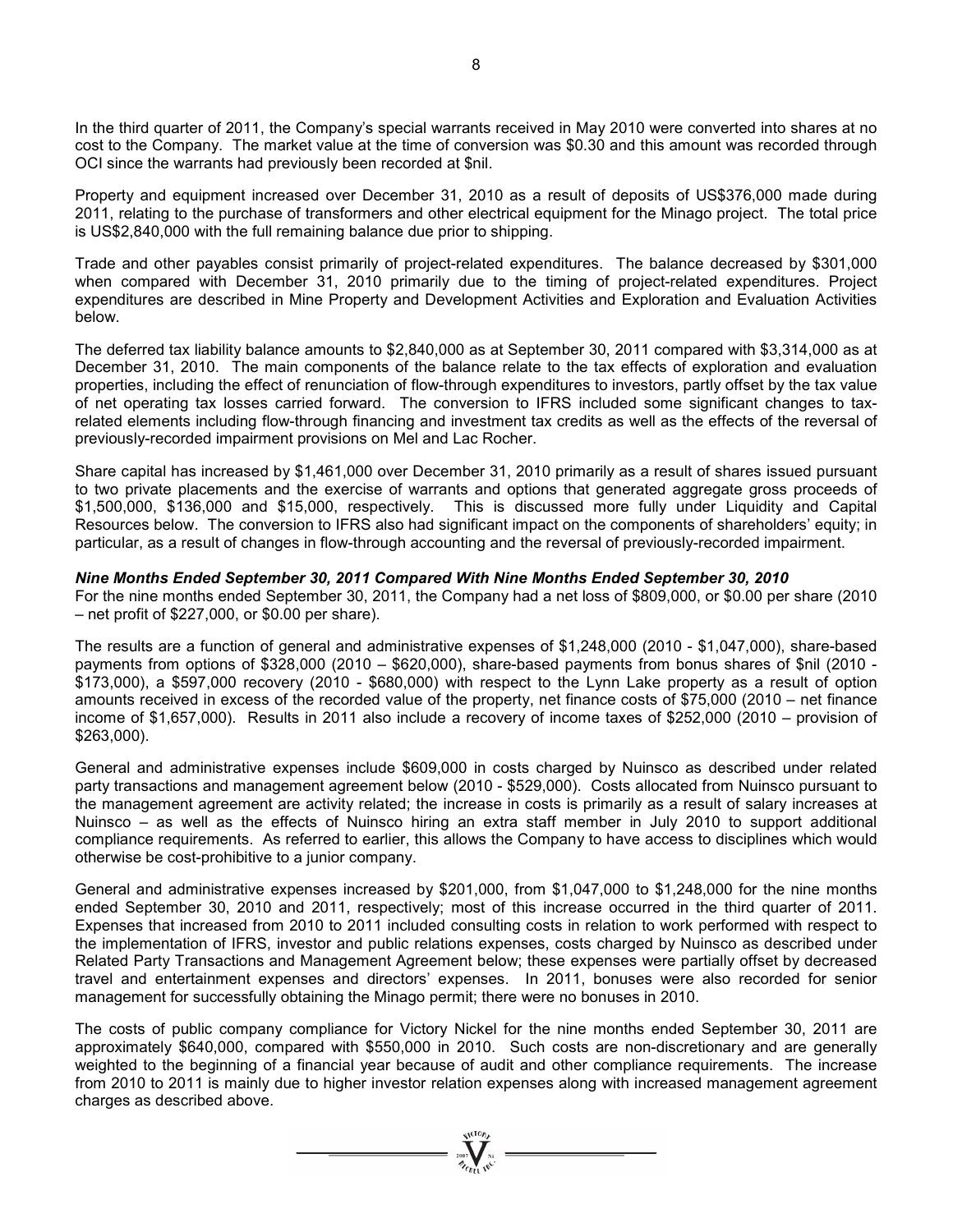In the third quarter of 2011, the Company's special warrants received in May 2010 were converted into shares at no cost to the Company. The market value at the time of conversion was $0.30 and this amount was recorded through OCI since the warrants had previously been recorded at $nil.

Property and equipment increased over December 31, 2010 as a result of deposits of US$376,000 made during 2011, relating to the purchase of transformers and other electrical equipment for the Minago project. The total price is US$2,840,000 with the full remaining balance due prior to shipping.

Trade and other payables consist primarily of project-related expenditures. The balance decreased by $301,000 when compared with December 31, 2010 primarily due to the timing of project-related expenditures. Project expenditures are described in Mine Property and Development Activities and Exploration and Evaluation Activities below.

The deferred tax liability balance amounts to $2,840,000 as at September 30, 2011 compared with $3,314,000 as at December 31, 2010. The main components of the balance relate to the tax effects of exploration and evaluation properties, including the effect of renunciation of flow-through expenditures to investors, partly offset by the tax value of net operating tax losses carried forward. The conversion to IFRS included some significant changes to tax-related elements including flow-through financing and investment tax credits as well as the effects of the reversal of previously-recorded impairment provisions on Mel and Lac Rocher.

Share capital has increased by $1,461,000 over December 31, 2010 primarily as a result of shares issued pursuant to two private placements and the exercise of warrants and options that generated aggregate gross proceeds of $1,500,000, $136,000 and $15,000, respectively. This is discussed more fully under Liquidity and Capital Resources below. The conversion to IFRS also had significant impact on the components of shareholders' equity; in particular, as a result of changes in flow-through accounting and the reversal of previously-recorded impairment.

***Nine Months Ended September 30, 2011 Compared With Nine Months Ended September 30, 2010***

For the nine months ended September 30, 2011, the Company had a net loss of $809,000, or $0.00 per share (2010 – net profit of $227,000, or $0.00 per share).

The results are a function of general and administrative expenses of $1,248,000 (2010 - $1,047,000), share-based payments from options of $328,000 (2010 – $620,000), share-based payments from bonus shares of $nil (2010 - $173,000), a $597,000 recovery (2010 - $680,000) with respect to the Lynn Lake property as a result of option amounts received in excess of the recorded value of the property, net finance costs of $75,000 (2010 – net finance income of $1,657,000). Results in 2011 also include a recovery of income taxes of $252,000 (2010 – provision of $263,000).

General and administrative expenses include $609,000 in costs charged by Nuinsco as described under related party transactions and management agreement below (2010 - $529,000). Costs allocated from Nuinsco pursuant to the management agreement are activity related; the increase in costs is primarily as a result of salary increases at Nuinsco – as well as the effects of Nuinsco hiring an extra staff member in July 2010 to support additional compliance requirements. As referred to earlier, this allows the Company to have access to disciplines which would otherwise be cost-prohibitive to a junior company.

General and administrative expenses increased by $201,000, from $1,047,000 to $1,248,000 for the nine months ended September 30, 2010 and 2011, respectively; most of this increase occurred in the third quarter of 2011. Expenses that increased from 2010 to 2011 included consulting costs in relation to work performed with respect to the implementation of IFRS, investor and public relations expenses, costs charged by Nuinsco as described under Related Party Transactions and Management Agreement below; these expenses were partially offset by decreased travel and entertainment expenses and directors' expenses. In 2011, bonuses were also recorded for senior management for successfully obtaining the Minago permit; there were no bonuses in 2010.

The costs of public company compliance for Victory Nickel for the nine months ended September 30, 2011 are approximately $640,000, compared with $550,000 in 2010. Such costs are non-discretionary and are generally weighted to the beginning of a financial year because of audit and other compliance requirements. The increase from 2010 to 2011 is mainly due to higher investor relation expenses along with increased management agreement charges as described above.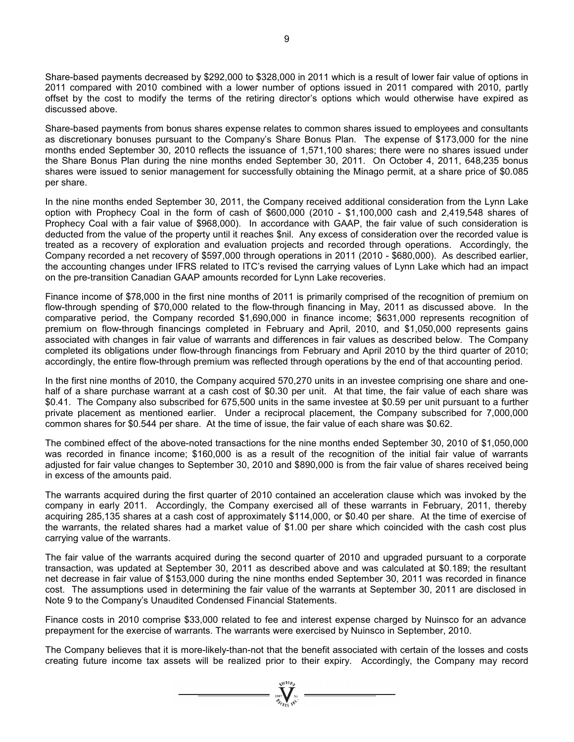Share-based payments decreased by $292,000 to $328,000 in 2011 which is a result of lower fair value of options in 2011 compared with 2010 combined with a lower number of options issued in 2011 compared with 2010, partly offset by the cost to modify the terms of the retiring director's options which would otherwise have expired as discussed above.

Share-based payments from bonus shares expense relates to common shares issued to employees and consultants as discretionary bonuses pursuant to the Company's Share Bonus Plan. The expense of $173,000 for the nine months ended September 30, 2010 reflects the issuance of 1,571,100 shares; there were no shares issued under the Share Bonus Plan during the nine months ended September 30, 2011. On October 4, 2011, 648,235 bonus shares were issued to senior management for successfully obtaining the Minago permit, at a share price of $0.085 per share.

In the nine months ended September 30, 2011, the Company received additional consideration from the Lynn Lake option with Prophecy Coal in the form of cash of $600,000 (2010 - $1,100,000 cash and 2,419,548 shares of Prophecy Coal with a fair value of $968,000). In accordance with GAAP, the fair value of such consideration is deducted from the value of the property until it reaches $nil. Any excess of consideration over the recorded value is treated as a recovery of exploration and evaluation projects and recorded through operations. Accordingly, the Company recorded a net recovery of $597,000 through operations in 2011 (2010 - $680,000). As described earlier, the accounting changes under IFRS related to ITC's revised the carrying values of Lynn Lake which had an impact on the pre-transition Canadian GAAP amounts recorded for Lynn Lake recoveries.

Finance income of $78,000 in the first nine months of 2011 is primarily comprised of the recognition of premium on flow-through spending of $70,000 related to the flow-through financing in May, 2011 as discussed above. In the comparative period, the Company recorded $1,690,000 in finance income; $631,000 represents recognition of premium on flow-through financings completed in February and April, 2010, and $1,050,000 represents gains associated with changes in fair value of warrants and differences in fair values as described below. The Company completed its obligations under flow-through financings from February and April 2010 by the third quarter of 2010; accordingly, the entire flow-through premium was reflected through operations by the end of that accounting period.

In the first nine months of 2010, the Company acquired 570,270 units in an investee comprising one share and one-half of a share purchase warrant at a cash cost of $0.30 per unit. At that time, the fair value of each share was $0.41. The Company also subscribed for 675,500 units in the same investee at $0.59 per unit pursuant to a further private placement as mentioned earlier. Under a reciprocal placement, the Company subscribed for 7,000,000 common shares for $0.544 per share. At the time of issue, the fair value of each share was $0.62.

The combined effect of the above-noted transactions for the nine months ended September 30, 2010 of $1,050,000 was recorded in finance income; $160,000 is as a result of the recognition of the initial fair value of warrants adjusted for fair value changes to September 30, 2010 and $890,000 is from the fair value of shares received being in excess of the amounts paid.

The warrants acquired during the first quarter of 2010 contained an acceleration clause which was invoked by the company in early 2011. Accordingly, the Company exercised all of these warrants in February, 2011, thereby acquiring 285,135 shares at a cash cost of approximately $114,000, or $0.40 per share. At the time of exercise of the warrants, the related shares had a market value of $1.00 per share which coincided with the cash cost plus carrying value of the warrants.

The fair value of the warrants acquired during the second quarter of 2010 and upgraded pursuant to a corporate transaction, was updated at September 30, 2011 as described above and was calculated at $0.189; the resultant net decrease in fair value of $153,000 during the nine months ended September 30, 2011 was recorded in finance cost. The assumptions used in determining the fair value of the warrants at September 30, 2011 are disclosed in Note 9 to the Company's Unaudited Condensed Financial Statements.

Finance costs in 2010 comprise $33,000 related to fee and interest expense charged by Nuinsco for an advance prepayment for the exercise of warrants. The warrants were exercised by Nuinsco in September, 2010.

The Company believes that it is more-likely-than-not that the benefit associated with certain of the losses and costs creating future income tax assets will be realized prior to their expiry. Accordingly, the Company may record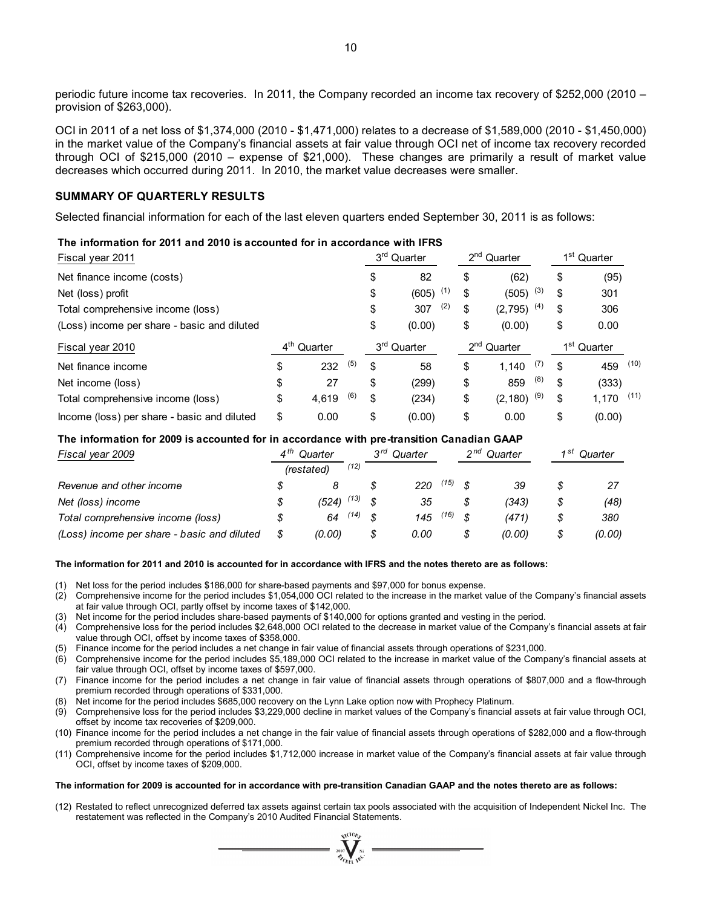periodic future income tax recoveries. In 2011, the Company recorded an income tax recovery of $252,000 (2010 – provision of $263,000).

OCI in 2011 of a net loss of $1,374,000 (2010 - $1,471,000) relates to a decrease of $1,589,000 (2010 - $1,450,000) in the market value of the Company's financial assets at fair value through OCI net of income tax recovery recorded through OCI of $215,000 (2010 – expense of $21,000). These changes are primarily a result of market value decreases which occurred during 2011. In 2010, the market value decreases were smaller.

## SUMMARY OF QUARTERLY RESULTS

Selected financial information for each of the last eleven quarters ended September 30, 2011 is as follows:

**The information for 2011 and 2010 is accounted for in accordance with IFRS**

| Fiscal year 2011 | | 3rd Quarter | 2nd Quarter | 1st Quarter |
|---|---|---|---|---|
| Net finance income (costs) | | $ 82 | $ (62) | $ (95) |
| Net (loss) profit | | $ (605) (1) | $ (505) (3) | $ 301 |
| Total comprehensive income (loss) | | $ 307 (2) | $ (2,795) (4) | $ 306 |
| (Loss) income per share - basic and diluted | | $ (0.00) | $ (0.00) | $ 0.00 |

| Fiscal year 2010 | 4th Quarter | 3rd Quarter | 2nd Quarter | 1st Quarter |
|---|---|---|---|---|
| Net finance income | $ 232 (5) | $ 58 | $ 1,140 (7) | $ 459 (10) |
| Net income (loss) | $ 27 | $ (299) | $ 859 (8) | $ (333) |
| Total comprehensive income (loss) | $ 4,619 (6) | $ (234) | $ (2,180) (9) | $ 1,170 (11) |
| Income (loss) per share - basic and diluted | $ 0.00 | $ (0.00) | $ 0.00 | $ (0.00) |

**The information for 2009 is accounted for in accordance with pre-transition Canadian GAAP**

| *Fiscal year 2009* | *4th Quarter (restated) (12)* | *3rd Quarter* | *2nd Quarter* | *1st Quarter* |
|---|---|---|---|---|
| *Revenue and other income* | *$ 8* | *$ 220 (15)* | *$ 39* | *$ 27* |
| *Net (loss) income* | *$ (524) (13)* | *$ 35* | *$ (343)* | *$ (48)* |
| *Total comprehensive income (loss)* | *$ 64 (14)* | *$ 145 (16)* | *$ (471)* | *$ 380* |
| *(Loss) income per share - basic and diluted* | *$ (0.00)* | *$ 0.00* | *$ (0.00)* | *$ (0.00)* |

**The information for 2011 and 2010 is accounted for in accordance with IFRS and the notes thereto are as follows:**

(1) Net loss for the period includes $186,000 for share-based payments and $97,000 for bonus expense.
(2) Comprehensive income for the period includes $1,054,000 OCI related to the increase in the market value of the Company's financial assets at fair value through OCI, partly offset by income taxes of $142,000.
(3) Net income for the period includes share-based payments of $140,000 for options granted and vesting in the period.
(4) Comprehensive loss for the period includes $2,648,000 OCI related to the decrease in market value of the Company's financial assets at fair value through OCI, offset by income taxes of $358,000.
(5) Finance income for the period includes a net change in fair value of financial assets through operations of $231,000.
(6) Comprehensive income for the period includes $5,189,000 OCI related to the increase in market value of the Company's financial assets at fair value through OCI, offset by income taxes of $597,000.
(7) Finance income for the period includes a net change in fair value of financial assets through operations of $807,000 and a flow-through premium recorded through operations of $331,000.
(8) Net income for the period includes $685,000 recovery on the Lynn Lake option now with Prophecy Platinum.
(9) Comprehensive loss for the period includes $3,229,000 decline in market values of the Company's financial assets at fair value through OCI, offset by income tax recoveries of $209,000.
(10) Finance income for the period includes a net change in the fair value of financial assets through operations of $282,000 and a flow-through premium recorded through operations of $171,000.
(11) Comprehensive income for the period includes $1,712,000 increase in market value of the Company's financial assets at fair value through OCI, offset by income taxes of $209,000.

**The information for 2009 is accounted for in accordance with pre-transition Canadian GAAP and the notes thereto are as follows:**

(12) Restated to reflect unrecognized deferred tax assets against certain tax pools associated with the acquisition of Independent Nickel Inc. The restatement was reflected in the Company's 2010 Audited Financial Statements.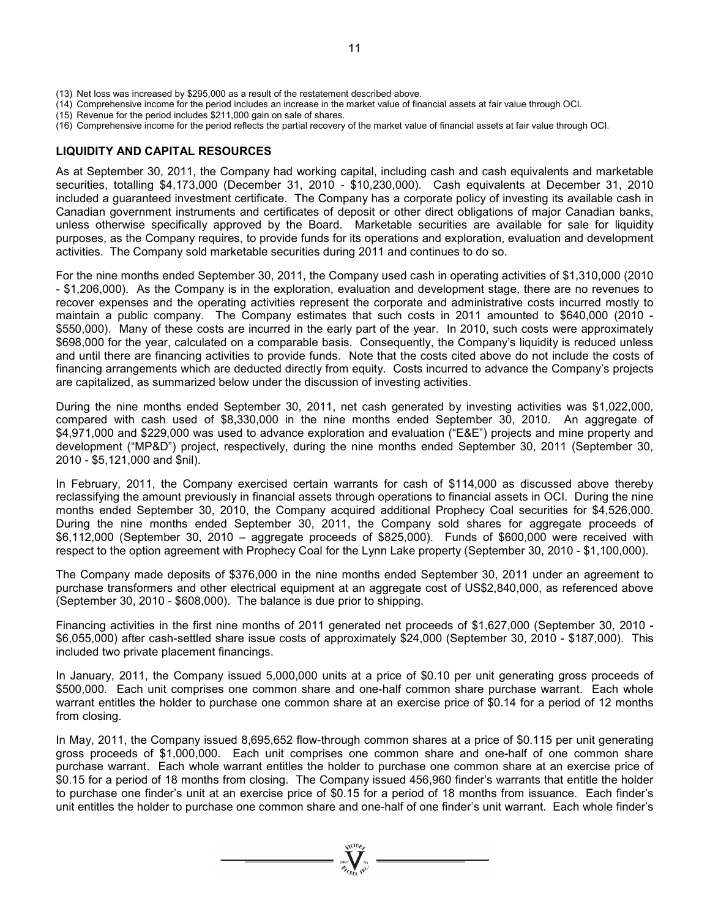(13) Net loss was increased by $295,000 as a result of the restatement described above.
(14) Comprehensive income for the period includes an increase in the market value of financial assets at fair value through OCI.
(15) Revenue for the period includes $211,000 gain on sale of shares.
(16) Comprehensive income for the period reflects the partial recovery of the market value of financial assets at fair value through OCI.

## LIQUIDITY AND CAPITAL RESOURCES

As at September 30, 2011, the Company had working capital, including cash and cash equivalents and marketable securities, totalling $4,173,000 (December 31, 2010 - $10,230,000). Cash equivalents at December 31, 2010 included a guaranteed investment certificate. The Company has a corporate policy of investing its available cash in Canadian government instruments and certificates of deposit or other direct obligations of major Canadian banks, unless otherwise specifically approved by the Board. Marketable securities are available for sale for liquidity purposes, as the Company requires, to provide funds for its operations and exploration, evaluation and development activities. The Company sold marketable securities during 2011 and continues to do so.

For the nine months ended September 30, 2011, the Company used cash in operating activities of $1,310,000 (2010 - $1,206,000). As the Company is in the exploration, evaluation and development stage, there are no revenues to recover expenses and the operating activities represent the corporate and administrative costs incurred mostly to maintain a public company. The Company estimates that such costs in 2011 amounted to $640,000 (2010 - $550,000). Many of these costs are incurred in the early part of the year. In 2010, such costs were approximately $698,000 for the year, calculated on a comparable basis. Consequently, the Company's liquidity is reduced unless and until there are financing activities to provide funds. Note that the costs cited above do not include the costs of financing arrangements which are deducted directly from equity. Costs incurred to advance the Company's projects are capitalized, as summarized below under the discussion of investing activities.

During the nine months ended September 30, 2011, net cash generated by investing activities was $1,022,000, compared with cash used of $8,330,000 in the nine months ended September 30, 2010. An aggregate of $4,971,000 and $229,000 was used to advance exploration and evaluation ("E&E") projects and mine property and development ("MP&D") project, respectively, during the nine months ended September 30, 2011 (September 30, 2010 - $5,121,000 and $nil).

In February, 2011, the Company exercised certain warrants for cash of $114,000 as discussed above thereby reclassifying the amount previously in financial assets through operations to financial assets in OCI. During the nine months ended September 30, 2010, the Company acquired additional Prophecy Coal securities for $4,526,000. During the nine months ended September 30, 2011, the Company sold shares for aggregate proceeds of $6,112,000 (September 30, 2010 – aggregate proceeds of $825,000). Funds of $600,000 were received with respect to the option agreement with Prophecy Coal for the Lynn Lake property (September 30, 2010 - $1,100,000).

The Company made deposits of $376,000 in the nine months ended September 30, 2011 under an agreement to purchase transformers and other electrical equipment at an aggregate cost of US$2,840,000, as referenced above (September 30, 2010 - $608,000). The balance is due prior to shipping.

Financing activities in the first nine months of 2011 generated net proceeds of $1,627,000 (September 30, 2010 - $6,055,000) after cash-settled share issue costs of approximately $24,000 (September 30, 2010 - $187,000). This included two private placement financings.

In January, 2011, the Company issued 5,000,000 units at a price of $0.10 per unit generating gross proceeds of $500,000. Each unit comprises one common share and one-half common share purchase warrant. Each whole warrant entitles the holder to purchase one common share at an exercise price of $0.14 for a period of 12 months from closing.

In May, 2011, the Company issued 8,695,652 flow-through common shares at a price of $0.115 per unit generating gross proceeds of $1,000,000. Each unit comprises one common share and one-half of one common share purchase warrant. Each whole warrant entitles the holder to purchase one common share at an exercise price of $0.15 for a period of 18 months from closing. The Company issued 456,960 finder's warrants that entitle the holder to purchase one finder's unit at an exercise price of $0.15 for a period of 18 months from issuance. Each finder's unit entitles the holder to purchase one common share and one-half of one finder's unit warrant. Each whole finder's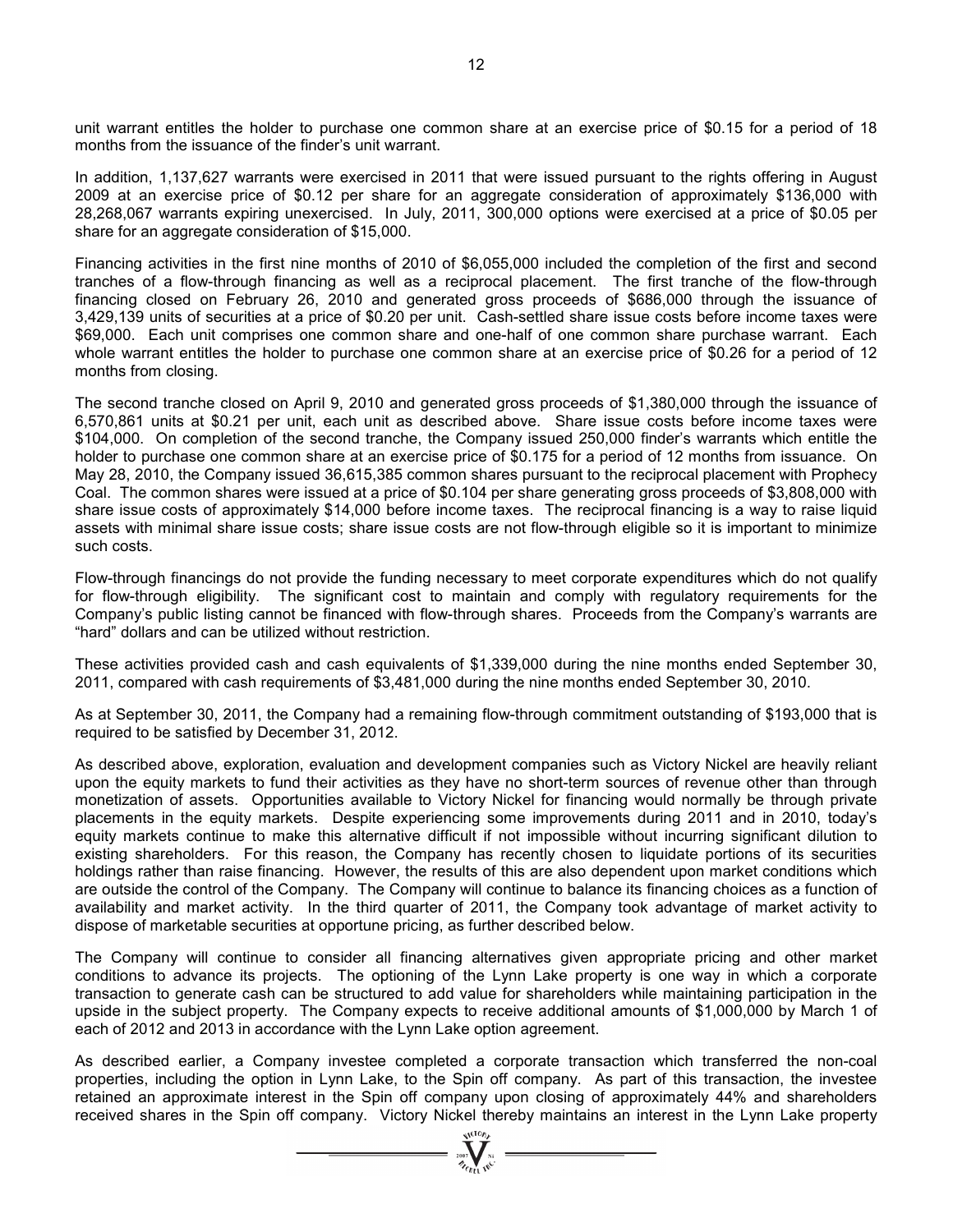unit warrant entitles the holder to purchase one common share at an exercise price of $0.15 for a period of 18 months from the issuance of the finder's unit warrant.

In addition, 1,137,627 warrants were exercised in 2011 that were issued pursuant to the rights offering in August 2009 at an exercise price of $0.12 per share for an aggregate consideration of approximately $136,000 with 28,268,067 warrants expiring unexercised. In July, 2011, 300,000 options were exercised at a price of $0.05 per share for an aggregate consideration of $15,000.

Financing activities in the first nine months of 2010 of $6,055,000 included the completion of the first and second tranches of a flow-through financing as well as a reciprocal placement. The first tranche of the flow-through financing closed on February 26, 2010 and generated gross proceeds of $686,000 through the issuance of 3,429,139 units of securities at a price of $0.20 per unit. Cash-settled share issue costs before income taxes were $69,000. Each unit comprises one common share and one-half of one common share purchase warrant. Each whole warrant entitles the holder to purchase one common share at an exercise price of $0.26 for a period of 12 months from closing.

The second tranche closed on April 9, 2010 and generated gross proceeds of $1,380,000 through the issuance of 6,570,861 units at $0.21 per unit, each unit as described above. Share issue costs before income taxes were $104,000. On completion of the second tranche, the Company issued 250,000 finder's warrants which entitle the holder to purchase one common share at an exercise price of $0.175 for a period of 12 months from issuance. On May 28, 2010, the Company issued 36,615,385 common shares pursuant to the reciprocal placement with Prophecy Coal. The common shares were issued at a price of $0.104 per share generating gross proceeds of $3,808,000 with share issue costs of approximately $14,000 before income taxes. The reciprocal financing is a way to raise liquid assets with minimal share issue costs; share issue costs are not flow-through eligible so it is important to minimize such costs.

Flow-through financings do not provide the funding necessary to meet corporate expenditures which do not qualify for flow-through eligibility. The significant cost to maintain and comply with regulatory requirements for the Company's public listing cannot be financed with flow-through shares. Proceeds from the Company's warrants are "hard" dollars and can be utilized without restriction.

These activities provided cash and cash equivalents of $1,339,000 during the nine months ended September 30, 2011, compared with cash requirements of $3,481,000 during the nine months ended September 30, 2010.

As at September 30, 2011, the Company had a remaining flow-through commitment outstanding of $193,000 that is required to be satisfied by December 31, 2012.

As described above, exploration, evaluation and development companies such as Victory Nickel are heavily reliant upon the equity markets to fund their activities as they have no short-term sources of revenue other than through monetization of assets. Opportunities available to Victory Nickel for financing would normally be through private placements in the equity markets. Despite experiencing some improvements during 2011 and in 2010, today's equity markets continue to make this alternative difficult if not impossible without incurring significant dilution to existing shareholders. For this reason, the Company has recently chosen to liquidate portions of its securities holdings rather than raise financing. However, the results of this are also dependent upon market conditions which are outside the control of the Company. The Company will continue to balance its financing choices as a function of availability and market activity. In the third quarter of 2011, the Company took advantage of market activity to dispose of marketable securities at opportune pricing, as further described below.

The Company will continue to consider all financing alternatives given appropriate pricing and other market conditions to advance its projects. The optioning of the Lynn Lake property is one way in which a corporate transaction to generate cash can be structured to add value for shareholders while maintaining participation in the upside in the subject property. The Company expects to receive additional amounts of $1,000,000 by March 1 of each of 2012 and 2013 in accordance with the Lynn Lake option agreement.

As described earlier, a Company investee completed a corporate transaction which transferred the non-coal properties, including the option in Lynn Lake, to the Spin off company. As part of this transaction, the investee retained an approximate interest in the Spin off company upon closing of approximately 44% and shareholders received shares in the Spin off company. Victory Nickel thereby maintains an interest in the Lynn Lake property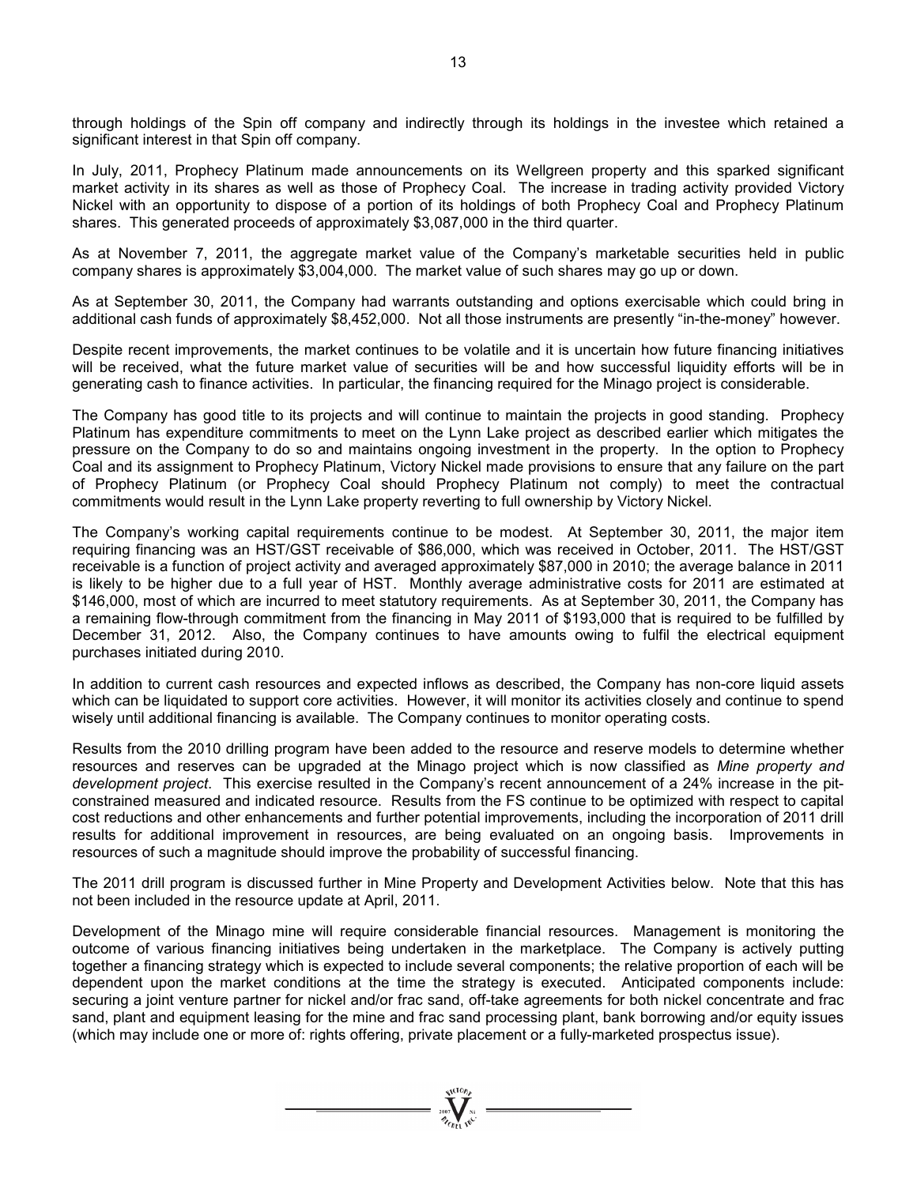through holdings of the Spin off company and indirectly through its holdings in the investee which retained a significant interest in that Spin off company.

In July, 2011, Prophecy Platinum made announcements on its Wellgreen property and this sparked significant market activity in its shares as well as those of Prophecy Coal. The increase in trading activity provided Victory Nickel with an opportunity to dispose of a portion of its holdings of both Prophecy Coal and Prophecy Platinum shares. This generated proceeds of approximately $3,087,000 in the third quarter.

As at November 7, 2011, the aggregate market value of the Company's marketable securities held in public company shares is approximately $3,004,000. The market value of such shares may go up or down.

As at September 30, 2011, the Company had warrants outstanding and options exercisable which could bring in additional cash funds of approximately $8,452,000. Not all those instruments are presently "in-the-money" however.

Despite recent improvements, the market continues to be volatile and it is uncertain how future financing initiatives will be received, what the future market value of securities will be and how successful liquidity efforts will be in generating cash to finance activities. In particular, the financing required for the Minago project is considerable.

The Company has good title to its projects and will continue to maintain the projects in good standing. Prophecy Platinum has expenditure commitments to meet on the Lynn Lake project as described earlier which mitigates the pressure on the Company to do so and maintains ongoing investment in the property. In the option to Prophecy Coal and its assignment to Prophecy Platinum, Victory Nickel made provisions to ensure that any failure on the part of Prophecy Platinum (or Prophecy Coal should Prophecy Platinum not comply) to meet the contractual commitments would result in the Lynn Lake property reverting to full ownership by Victory Nickel.

The Company's working capital requirements continue to be modest. At September 30, 2011, the major item requiring financing was an HST/GST receivable of $86,000, which was received in October, 2011. The HST/GST receivable is a function of project activity and averaged approximately $87,000 in 2010; the average balance in 2011 is likely to be higher due to a full year of HST. Monthly average administrative costs for 2011 are estimated at $146,000, most of which are incurred to meet statutory requirements. As at September 30, 2011, the Company has a remaining flow-through commitment from the financing in May 2011 of $193,000 that is required to be fulfilled by December 31, 2012. Also, the Company continues to have amounts owing to fulfil the electrical equipment purchases initiated during 2010.

In addition to current cash resources and expected inflows as described, the Company has non-core liquid assets which can be liquidated to support core activities. However, it will monitor its activities closely and continue to spend wisely until additional financing is available. The Company continues to monitor operating costs.

Results from the 2010 drilling program have been added to the resource and reserve models to determine whether resources and reserves can be upgraded at the Minago project which is now classified as *Mine property and development project*. This exercise resulted in the Company's recent announcement of a 24% increase in the pit-constrained measured and indicated resource. Results from the FS continue to be optimized with respect to capital cost reductions and other enhancements and further potential improvements, including the incorporation of 2011 drill results for additional improvement in resources, are being evaluated on an ongoing basis. Improvements in resources of such a magnitude should improve the probability of successful financing.

The 2011 drill program is discussed further in Mine Property and Development Activities below. Note that this has not been included in the resource update at April, 2011.

Development of the Minago mine will require considerable financial resources. Management is monitoring the outcome of various financing initiatives being undertaken in the marketplace. The Company is actively putting together a financing strategy which is expected to include several components; the relative proportion of each will be dependent upon the market conditions at the time the strategy is executed. Anticipated components include: securing a joint venture partner for nickel and/or frac sand, off-take agreements for both nickel concentrate and frac sand, plant and equipment leasing for the mine and frac sand processing plant, bank borrowing and/or equity issues (which may include one or more of: rights offering, private placement or a fully-marketed prospectus issue).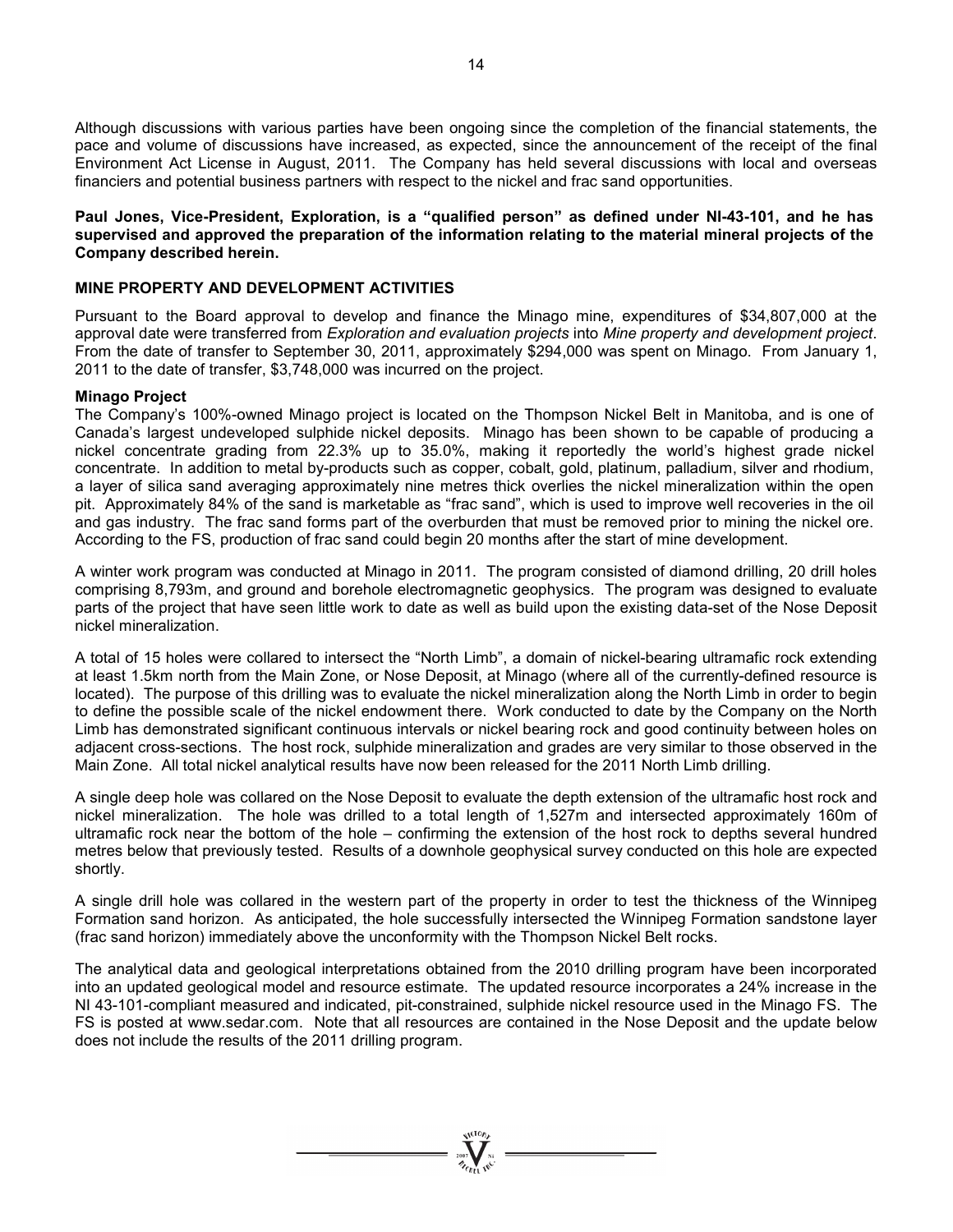Although discussions with various parties have been ongoing since the completion of the financial statements, the pace and volume of discussions have increased, as expected, since the announcement of the receipt of the final Environment Act License in August, 2011. The Company has held several discussions with local and overseas financiers and potential business partners with respect to the nickel and frac sand opportunities.

**Paul Jones, Vice-President, Exploration, is a "qualified person" as defined under NI-43-101, and he has supervised and approved the preparation of the information relating to the material mineral projects of the Company described herein.**

## MINE PROPERTY AND DEVELOPMENT ACTIVITIES

Pursuant to the Board approval to develop and finance the Minago mine, expenditures of $34,807,000 at the approval date were transferred from *Exploration and evaluation projects* into *Mine property and development project*. From the date of transfer to September 30, 2011, approximately $294,000 was spent on Minago. From January 1, 2011 to the date of transfer, $3,748,000 was incurred on the project.

### Minago Project

The Company's 100%-owned Minago project is located on the Thompson Nickel Belt in Manitoba, and is one of Canada's largest undeveloped sulphide nickel deposits. Minago has been shown to be capable of producing a nickel concentrate grading from 22.3% up to 35.0%, making it reportedly the world's highest grade nickel concentrate. In addition to metal by-products such as copper, cobalt, gold, platinum, palladium, silver and rhodium, a layer of silica sand averaging approximately nine metres thick overlies the nickel mineralization within the open pit. Approximately 84% of the sand is marketable as "frac sand", which is used to improve well recoveries in the oil and gas industry. The frac sand forms part of the overburden that must be removed prior to mining the nickel ore. According to the FS, production of frac sand could begin 20 months after the start of mine development.

A winter work program was conducted at Minago in 2011. The program consisted of diamond drilling, 20 drill holes comprising 8,793m, and ground and borehole electromagnetic geophysics. The program was designed to evaluate parts of the project that have seen little work to date as well as build upon the existing data-set of the Nose Deposit nickel mineralization.

A total of 15 holes were collared to intersect the "North Limb", a domain of nickel-bearing ultramafic rock extending at least 1.5km north from the Main Zone, or Nose Deposit, at Minago (where all of the currently-defined resource is located). The purpose of this drilling was to evaluate the nickel mineralization along the North Limb in order to begin to define the possible scale of the nickel endowment there. Work conducted to date by the Company on the North Limb has demonstrated significant continuous intervals or nickel bearing rock and good continuity between holes on adjacent cross-sections. The host rock, sulphide mineralization and grades are very similar to those observed in the Main Zone. All total nickel analytical results have now been released for the 2011 North Limb drilling.

A single deep hole was collared on the Nose Deposit to evaluate the depth extension of the ultramafic host rock and nickel mineralization. The hole was drilled to a total length of 1,527m and intersected approximately 160m of ultramafic rock near the bottom of the hole – confirming the extension of the host rock to depths several hundred metres below that previously tested. Results of a downhole geophysical survey conducted on this hole are expected shortly.

A single drill hole was collared in the western part of the property in order to test the thickness of the Winnipeg Formation sand horizon. As anticipated, the hole successfully intersected the Winnipeg Formation sandstone layer (frac sand horizon) immediately above the unconformity with the Thompson Nickel Belt rocks.

The analytical data and geological interpretations obtained from the 2010 drilling program have been incorporated into an updated geological model and resource estimate. The updated resource incorporates a 24% increase in the NI 43-101-compliant measured and indicated, pit-constrained, sulphide nickel resource used in the Minago FS. The FS is posted at www.sedar.com. Note that all resources are contained in the Nose Deposit and the update below does not include the results of the 2011 drilling program.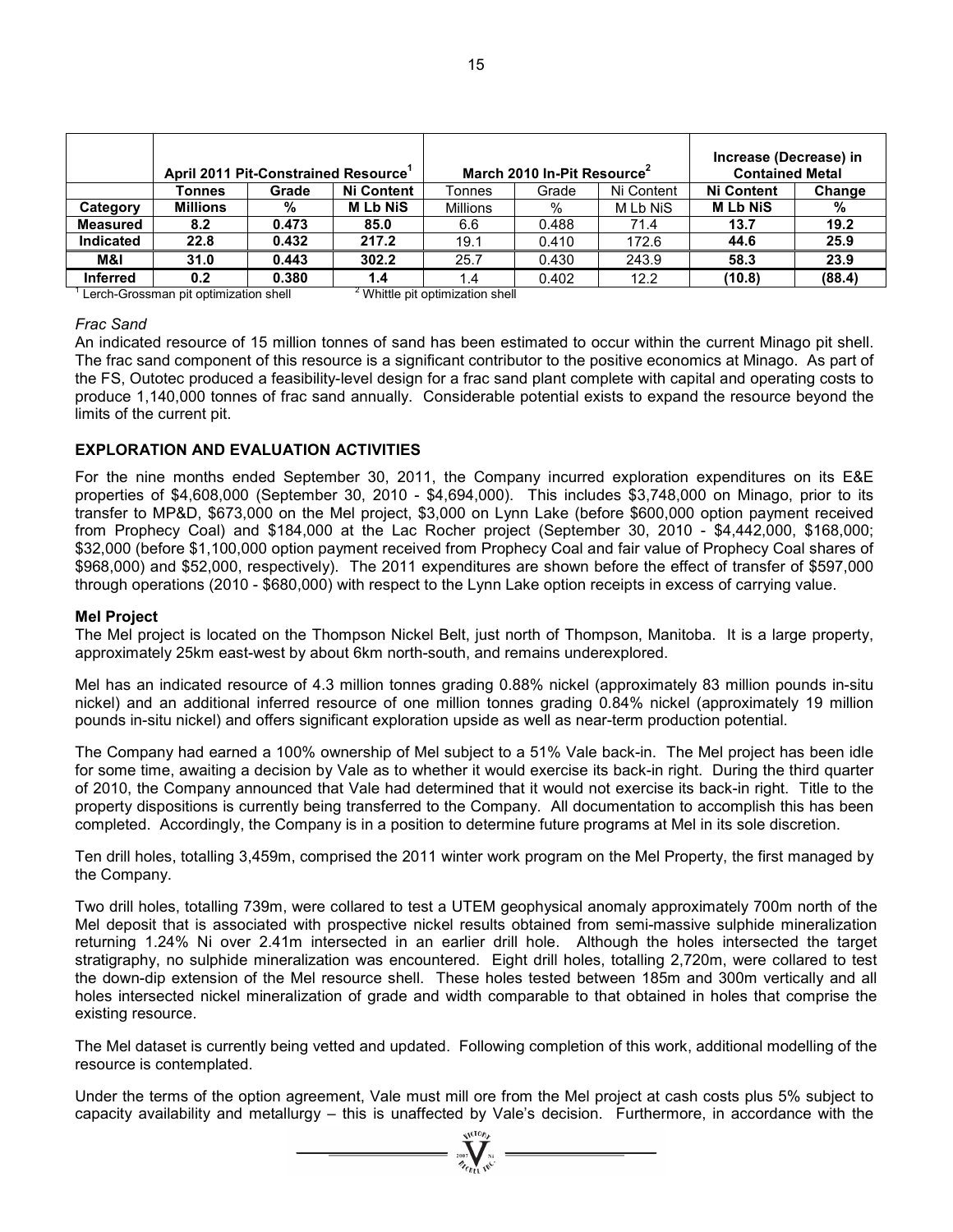| | April 2011 Pit-Constrained Resource[1] | | | March 2010 In-Pit Resource[2] | | | Increase (Decrease) in Contained Metal | |
|---|---|---|---|---|---|---|---|---|
| | **Tonnes** | **Grade** | **Ni Content** | Tonnes | Grade | Ni Content | **Ni Content** | **Change** |
| **Category** | **Millions** | **%** | **M Lb NiS** | Millions | % | M Lb NiS | **M Lb NiS** | **%** |
| **Measured** | **8.2** | **0.473** | **85.0** | 6.6 | 0.488 | 71.4 | **13.7** | **19.2** |
| **Indicated** | **22.8** | **0.432** | **217.2** | 19.1 | 0.410 | 172.6 | **44.6** | **25.9** |
| **M&I** | **31.0** | **0.443** | **302.2** | 25.7 | 0.430 | 243.9 | **58.3** | **23.9** |
| **Inferred** | **0.2** | **0.380** | **1.4** | 1.4 | 0.402 | 12.2 | **(10.8)** | **(88.4)** |

[1] Lerch-Grossman pit optimization shell [2] Whittle pit optimization shell

*Frac Sand*

An indicated resource of 15 million tonnes of sand has been estimated to occur within the current Minago pit shell. The frac sand component of this resource is a significant contributor to the positive economics at Minago. As part of the FS, Outotec produced a feasibility-level design for a frac sand plant complete with capital and operating costs to produce 1,140,000 tonnes of frac sand annually. Considerable potential exists to expand the resource beyond the limits of the current pit.

## EXPLORATION AND EVALUATION ACTIVITIES

For the nine months ended September 30, 2011, the Company incurred exploration expenditures on its E&E properties of $4,608,000 (September 30, 2010 - $4,694,000). This includes $3,748,000 on Minago, prior to its transfer to MP&D, $673,000 on the Mel project, $3,000 on Lynn Lake (before $600,000 option payment received from Prophecy Coal) and $184,000 at the Lac Rocher project (September 30, 2010 - $4,442,000, $168,000; $32,000 (before $1,100,000 option payment received from Prophecy Coal and fair value of Prophecy Coal shares of $968,000) and $52,000, respectively). The 2011 expenditures are shown before the effect of transfer of $597,000 through operations (2010 - $680,000) with respect to the Lynn Lake option receipts in excess of carrying value.

### Mel Project

The Mel project is located on the Thompson Nickel Belt, just north of Thompson, Manitoba. It is a large property, approximately 25km east-west by about 6km north-south, and remains underexplored.

Mel has an indicated resource of 4.3 million tonnes grading 0.88% nickel (approximately 83 million pounds in-situ nickel) and an additional inferred resource of one million tonnes grading 0.84% nickel (approximately 19 million pounds in-situ nickel) and offers significant exploration upside as well as near-term production potential.

The Company had earned a 100% ownership of Mel subject to a 51% Vale back-in. The Mel project has been idle for some time, awaiting a decision by Vale as to whether it would exercise its back-in right. During the third quarter of 2010, the Company announced that Vale had determined that it would not exercise its back-in right. Title to the property dispositions is currently being transferred to the Company. All documentation to accomplish this has been completed. Accordingly, the Company is in a position to determine future programs at Mel in its sole discretion.

Ten drill holes, totalling 3,459m, comprised the 2011 winter work program on the Mel Property, the first managed by the Company.

Two drill holes, totalling 739m, were collared to test a UTEM geophysical anomaly approximately 700m north of the Mel deposit that is associated with prospective nickel results obtained from semi-massive sulphide mineralization returning 1.24% Ni over 2.41m intersected in an earlier drill hole. Although the holes intersected the target stratigraphy, no sulphide mineralization was encountered. Eight drill holes, totalling 2,720m, were collared to test the down-dip extension of the Mel resource shell. These holes tested between 185m and 300m vertically and all holes intersected nickel mineralization of grade and width comparable to that obtained in holes that comprise the existing resource.

The Mel dataset is currently being vetted and updated. Following completion of this work, additional modelling of the resource is contemplated.

Under the terms of the option agreement, Vale must mill ore from the Mel project at cash costs plus 5% subject to capacity availability and metallurgy – this is unaffected by Vale's decision. Furthermore, in accordance with the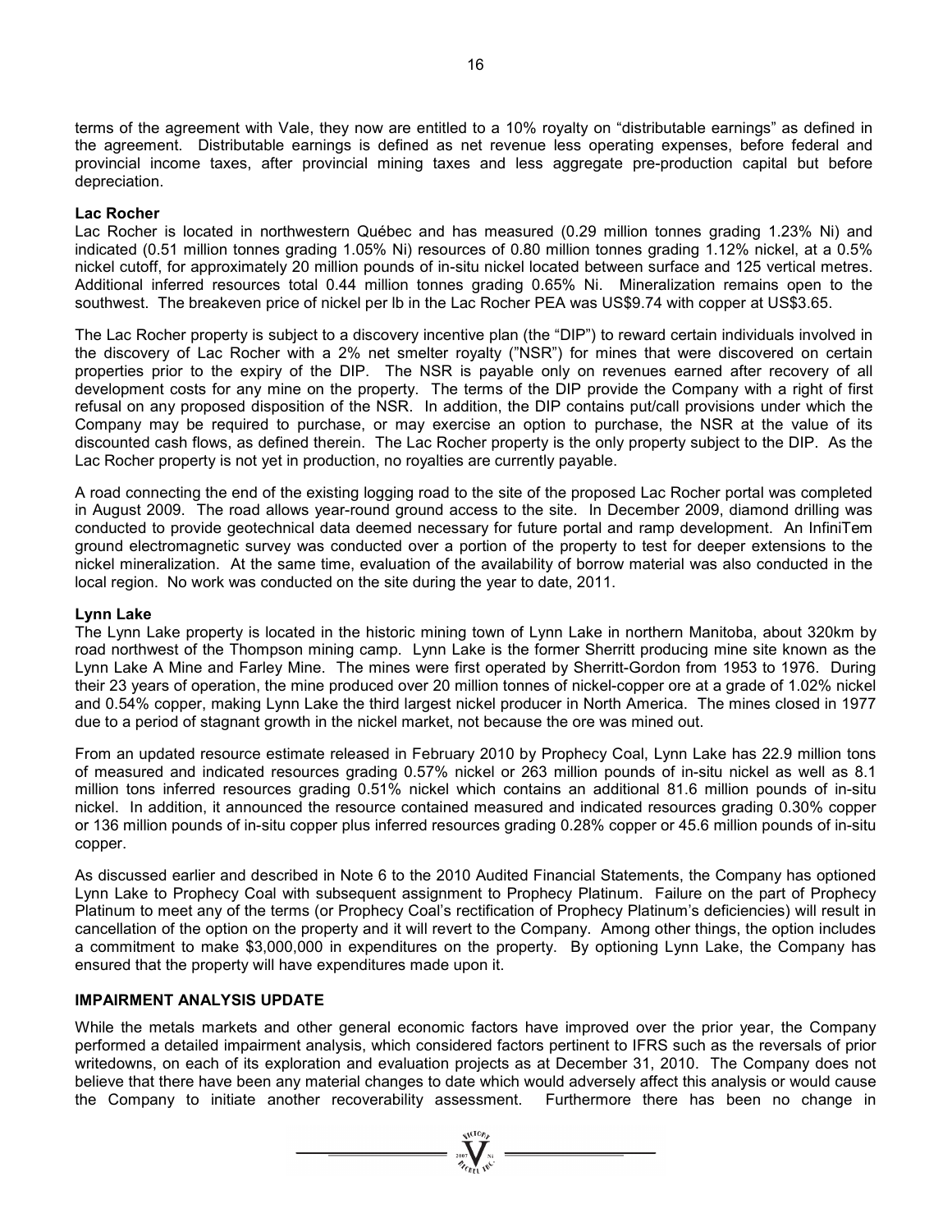terms of the agreement with Vale, they now are entitled to a 10% royalty on "distributable earnings" as defined in the agreement. Distributable earnings is defined as net revenue less operating expenses, before federal and provincial income taxes, after provincial mining taxes and less aggregate pre-production capital but before depreciation.

**Lac Rocher**

Lac Rocher is located in northwestern Québec and has measured (0.29 million tonnes grading 1.23% Ni) and indicated (0.51 million tonnes grading 1.05% Ni) resources of 0.80 million tonnes grading 1.12% nickel, at a 0.5% nickel cutoff, for approximately 20 million pounds of in-situ nickel located between surface and 125 vertical metres. Additional inferred resources total 0.44 million tonnes grading 0.65% Ni. Mineralization remains open to the southwest. The breakeven price of nickel per lb in the Lac Rocher PEA was US$9.74 with copper at US$3.65.

The Lac Rocher property is subject to a discovery incentive plan (the "DIP") to reward certain individuals involved in the discovery of Lac Rocher with a 2% net smelter royalty ("NSR") for mines that were discovered on certain properties prior to the expiry of the DIP. The NSR is payable only on revenues earned after recovery of all development costs for any mine on the property. The terms of the DIP provide the Company with a right of first refusal on any proposed disposition of the NSR. In addition, the DIP contains put/call provisions under which the Company may be required to purchase, or may exercise an option to purchase, the NSR at the value of its discounted cash flows, as defined therein. The Lac Rocher property is the only property subject to the DIP. As the Lac Rocher property is not yet in production, no royalties are currently payable.

A road connecting the end of the existing logging road to the site of the proposed Lac Rocher portal was completed in August 2009. The road allows year-round ground access to the site. In December 2009, diamond drilling was conducted to provide geotechnical data deemed necessary for future portal and ramp development. An InfiniTem ground electromagnetic survey was conducted over a portion of the property to test for deeper extensions to the nickel mineralization. At the same time, evaluation of the availability of borrow material was also conducted in the local region. No work was conducted on the site during the year to date, 2011.

**Lynn Lake**

The Lynn Lake property is located in the historic mining town of Lynn Lake in northern Manitoba, about 320km by road northwest of the Thompson mining camp. Lynn Lake is the former Sherritt producing mine site known as the Lynn Lake A Mine and Farley Mine. The mines were first operated by Sherritt-Gordon from 1953 to 1976. During their 23 years of operation, the mine produced over 20 million tonnes of nickel-copper ore at a grade of 1.02% nickel and 0.54% copper, making Lynn Lake the third largest nickel producer in North America. The mines closed in 1977 due to a period of stagnant growth in the nickel market, not because the ore was mined out.

From an updated resource estimate released in February 2010 by Prophecy Coal, Lynn Lake has 22.9 million tons of measured and indicated resources grading 0.57% nickel or 263 million pounds of in-situ nickel as well as 8.1 million tons inferred resources grading 0.51% nickel which contains an additional 81.6 million pounds of in-situ nickel. In addition, it announced the resource contained measured and indicated resources grading 0.30% copper or 136 million pounds of in-situ copper plus inferred resources grading 0.28% copper or 45.6 million pounds of in-situ copper.

As discussed earlier and described in Note 6 to the 2010 Audited Financial Statements, the Company has optioned Lynn Lake to Prophecy Coal with subsequent assignment to Prophecy Platinum. Failure on the part of Prophecy Platinum to meet any of the terms (or Prophecy Coal's rectification of Prophecy Platinum's deficiencies) will result in cancellation of the option on the property and it will revert to the Company. Among other things, the option includes a commitment to make $3,000,000 in expenditures on the property. By optioning Lynn Lake, the Company has ensured that the property will have expenditures made upon it.

## IMPAIRMENT ANALYSIS UPDATE

While the metals markets and other general economic factors have improved over the prior year, the Company performed a detailed impairment analysis, which considered factors pertinent to IFRS such as the reversals of prior writedowns, on each of its exploration and evaluation projects as at December 31, 2010. The Company does not believe that there have been any material changes to date which would adversely affect this analysis or would cause the Company to initiate another recoverability assessment. Furthermore there has been no change in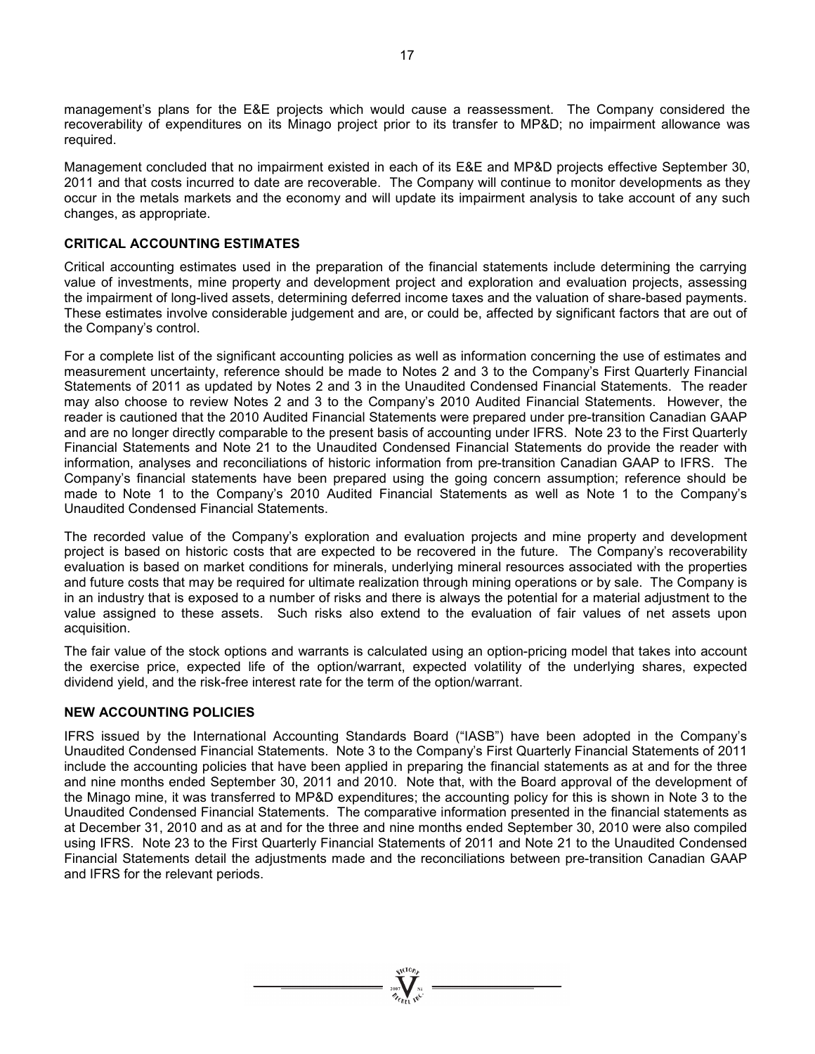management's plans for the E&E projects which would cause a reassessment. The Company considered the recoverability of expenditures on its Minago project prior to its transfer to MP&D; no impairment allowance was required.

Management concluded that no impairment existed in each of its E&E and MP&D projects effective September 30, 2011 and that costs incurred to date are recoverable. The Company will continue to monitor developments as they occur in the metals markets and the economy and will update its impairment analysis to take account of any such changes, as appropriate.

## CRITICAL ACCOUNTING ESTIMATES

Critical accounting estimates used in the preparation of the financial statements include determining the carrying value of investments, mine property and development project and exploration and evaluation projects, assessing the impairment of long-lived assets, determining deferred income taxes and the valuation of share-based payments. These estimates involve considerable judgement and are, or could be, affected by significant factors that are out of the Company's control.

For a complete list of the significant accounting policies as well as information concerning the use of estimates and measurement uncertainty, reference should be made to Notes 2 and 3 to the Company's First Quarterly Financial Statements of 2011 as updated by Notes 2 and 3 in the Unaudited Condensed Financial Statements. The reader may also choose to review Notes 2 and 3 to the Company's 2010 Audited Financial Statements. However, the reader is cautioned that the 2010 Audited Financial Statements were prepared under pre-transition Canadian GAAP and are no longer directly comparable to the present basis of accounting under IFRS. Note 23 to the First Quarterly Financial Statements and Note 21 to the Unaudited Condensed Financial Statements do provide the reader with information, analyses and reconciliations of historic information from pre-transition Canadian GAAP to IFRS. The Company's financial statements have been prepared using the going concern assumption; reference should be made to Note 1 to the Company's 2010 Audited Financial Statements as well as Note 1 to the Company's Unaudited Condensed Financial Statements.

The recorded value of the Company's exploration and evaluation projects and mine property and development project is based on historic costs that are expected to be recovered in the future. The Company's recoverability evaluation is based on market conditions for minerals, underlying mineral resources associated with the properties and future costs that may be required for ultimate realization through mining operations or by sale. The Company is in an industry that is exposed to a number of risks and there is always the potential for a material adjustment to the value assigned to these assets. Such risks also extend to the evaluation of fair values of net assets upon acquisition.

The fair value of the stock options and warrants is calculated using an option-pricing model that takes into account the exercise price, expected life of the option/warrant, expected volatility of the underlying shares, expected dividend yield, and the risk-free interest rate for the term of the option/warrant.

## NEW ACCOUNTING POLICIES

IFRS issued by the International Accounting Standards Board ("IASB") have been adopted in the Company's Unaudited Condensed Financial Statements. Note 3 to the Company's First Quarterly Financial Statements of 2011 include the accounting policies that have been applied in preparing the financial statements as at and for the three and nine months ended September 30, 2011 and 2010. Note that, with the Board approval of the development of the Minago mine, it was transferred to MP&D expenditures; the accounting policy for this is shown in Note 3 to the Unaudited Condensed Financial Statements. The comparative information presented in the financial statements as at December 31, 2010 and as at and for the three and nine months ended September 30, 2010 were also compiled using IFRS. Note 23 to the First Quarterly Financial Statements of 2011 and Note 21 to the Unaudited Condensed Financial Statements detail the adjustments made and the reconciliations between pre-transition Canadian GAAP and IFRS for the relevant periods.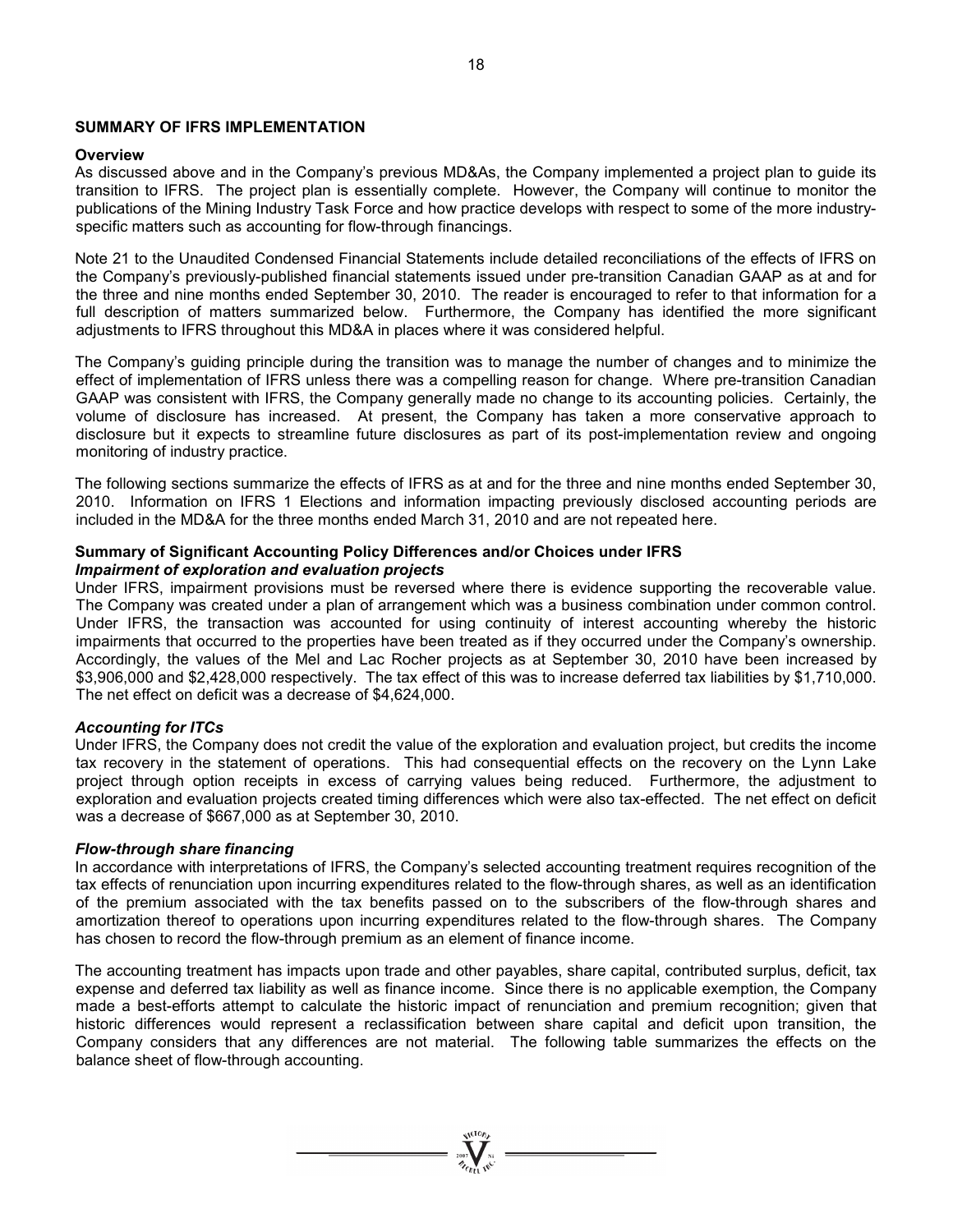## SUMMARY OF IFRS IMPLEMENTATION

### Overview

As discussed above and in the Company's previous MD&As, the Company implemented a project plan to guide its transition to IFRS. The project plan is essentially complete. However, the Company will continue to monitor the publications of the Mining Industry Task Force and how practice develops with respect to some of the more industry-specific matters such as accounting for flow-through financings.

Note 21 to the Unaudited Condensed Financial Statements include detailed reconciliations of the effects of IFRS on the Company's previously-published financial statements issued under pre-transition Canadian GAAP as at and for the three and nine months ended September 30, 2010. The reader is encouraged to refer to that information for a full description of matters summarized below. Furthermore, the Company has identified the more significant adjustments to IFRS throughout this MD&A in places where it was considered helpful.

The Company's guiding principle during the transition was to manage the number of changes and to minimize the effect of implementation of IFRS unless there was a compelling reason for change. Where pre-transition Canadian GAAP was consistent with IFRS, the Company generally made no change to its accounting policies. Certainly, the volume of disclosure has increased. At present, the Company has taken a more conservative approach to disclosure but it expects to streamline future disclosures as part of its post-implementation review and ongoing monitoring of industry practice.

The following sections summarize the effects of IFRS as at and for the three and nine months ended September 30, 2010. Information on IFRS 1 Elections and information impacting previously disclosed accounting periods are included in the MD&A for the three months ended March 31, 2010 and are not repeated here.

### Summary of Significant Accounting Policy Differences and/or Choices under IFRS

***Impairment of exploration and evaluation projects***

Under IFRS, impairment provisions must be reversed where there is evidence supporting the recoverable value. The Company was created under a plan of arrangement which was a business combination under common control. Under IFRS, the transaction was accounted for using continuity of interest accounting whereby the historic impairments that occurred to the properties have been treated as if they occurred under the Company's ownership. Accordingly, the values of the Mel and Lac Rocher projects as at September 30, 2010 have been increased by \$3,906,000 and \$2,428,000 respectively. The tax effect of this was to increase deferred tax liabilities by \$1,710,000. The net effect on deficit was a decrease of \$4,624,000.

***Accounting for ITCs***

Under IFRS, the Company does not credit the value of the exploration and evaluation project, but credits the income tax recovery in the statement of operations. This had consequential effects on the recovery on the Lynn Lake project through option receipts in excess of carrying values being reduced. Furthermore, the adjustment to exploration and evaluation projects created timing differences which were also tax-effected. The net effect on deficit was a decrease of \$667,000 as at September 30, 2010.

***Flow-through share financing***

In accordance with interpretations of IFRS, the Company's selected accounting treatment requires recognition of the tax effects of renunciation upon incurring expenditures related to the flow-through shares, as well as an identification of the premium associated with the tax benefits passed on to the subscribers of the flow-through shares and amortization thereof to operations upon incurring expenditures related to the flow-through shares. The Company has chosen to record the flow-through premium as an element of finance income.

The accounting treatment has impacts upon trade and other payables, share capital, contributed surplus, deficit, tax expense and deferred tax liability as well as finance income. Since there is no applicable exemption, the Company made a best-efforts attempt to calculate the historic impact of renunciation and premium recognition; given that historic differences would represent a reclassification between share capital and deficit upon transition, the Company considers that any differences are not material. The following table summarizes the effects on the balance sheet of flow-through accounting.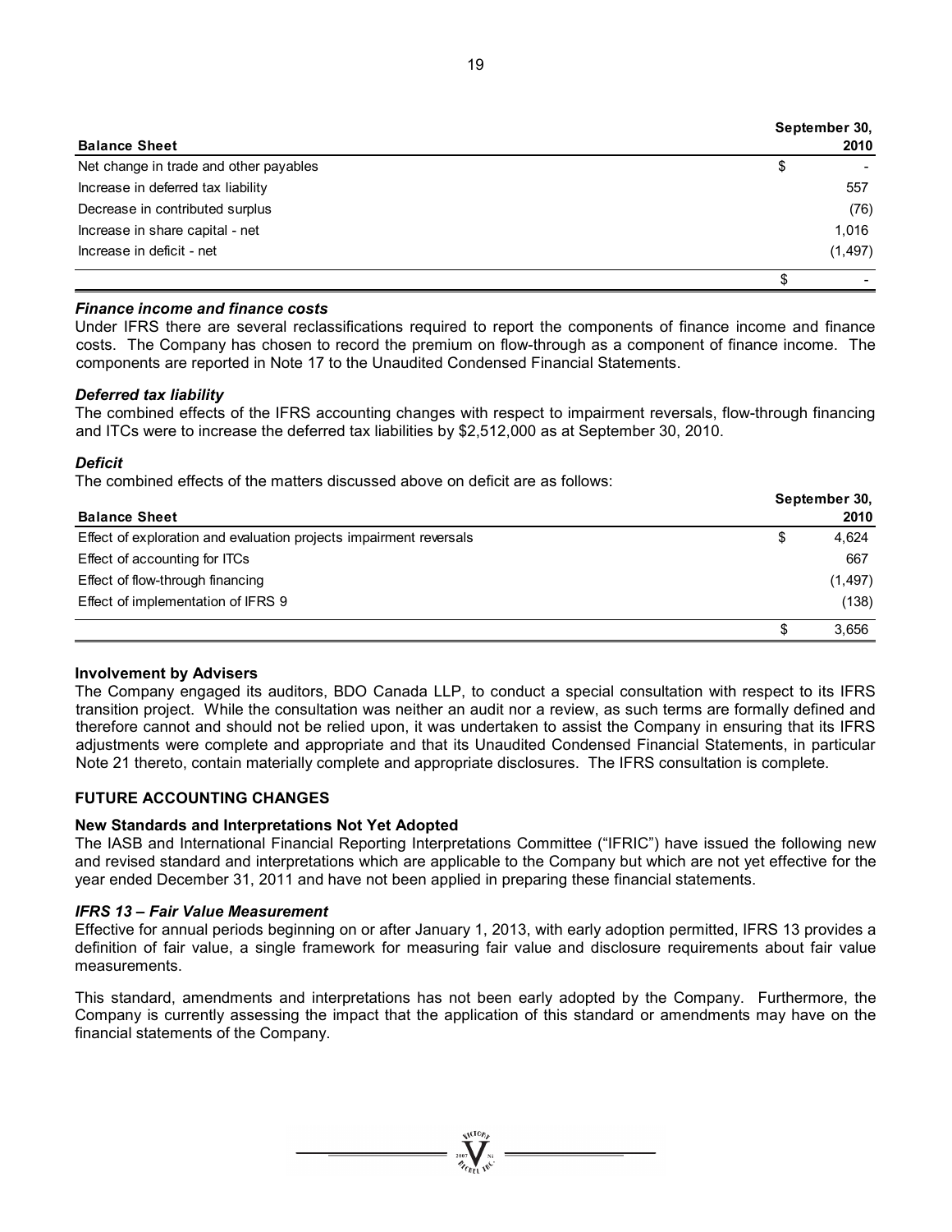| Balance Sheet | September 30, 2010 |
|---|---|
| Net change in trade and other payables | $ - |
| Increase in deferred tax liability | 557 |
| Decrease in contributed surplus | (76) |
| Increase in share capital - net | 1,016 |
| Increase in deficit - net | (1,497) |
| | $ - |

***Finance income and finance costs***

Under IFRS there are several reclassifications required to report the components of finance income and finance costs. The Company has chosen to record the premium on flow-through as a component of finance income. The components are reported in Note 17 to the Unaudited Condensed Financial Statements.

***Deferred tax liability***

The combined effects of the IFRS accounting changes with respect to impairment reversals, flow-through financing and ITCs were to increase the deferred tax liabilities by $2,512,000 as at September 30, 2010.

***Deficit***

The combined effects of the matters discussed above on deficit are as follows:

| Balance Sheet | September 30, 2010 |
|---|---|
| Effect of exploration and evaluation projects impairment reversals | $ 4,624 |
| Effect of accounting for ITCs | 667 |
| Effect of flow-through financing | (1,497) |
| Effect of implementation of IFRS 9 | (138) |
| | $ 3,656 |

**Involvement by Advisers**

The Company engaged its auditors, BDO Canada LLP, to conduct a special consultation with respect to its IFRS transition project. While the consultation was neither an audit nor a review, as such terms are formally defined and therefore cannot and should not be relied upon, it was undertaken to assist the Company in ensuring that its IFRS adjustments were complete and appropriate and that its Unaudited Condensed Financial Statements, in particular Note 21 thereto, contain materially complete and appropriate disclosures. The IFRS consultation is complete.

## FUTURE ACCOUNTING CHANGES

**New Standards and Interpretations Not Yet Adopted**

The IASB and International Financial Reporting Interpretations Committee ("IFRIC") have issued the following new and revised standard and interpretations which are applicable to the Company but which are not yet effective for the year ended December 31, 2011 and have not been applied in preparing these financial statements.

***IFRS 13 – Fair Value Measurement***

Effective for annual periods beginning on or after January 1, 2013, with early adoption permitted, IFRS 13 provides a definition of fair value, a single framework for measuring fair value and disclosure requirements about fair value measurements.

This standard, amendments and interpretations has not been early adopted by the Company. Furthermore, the Company is currently assessing the impact that the application of this standard or amendments may have on the financial statements of the Company.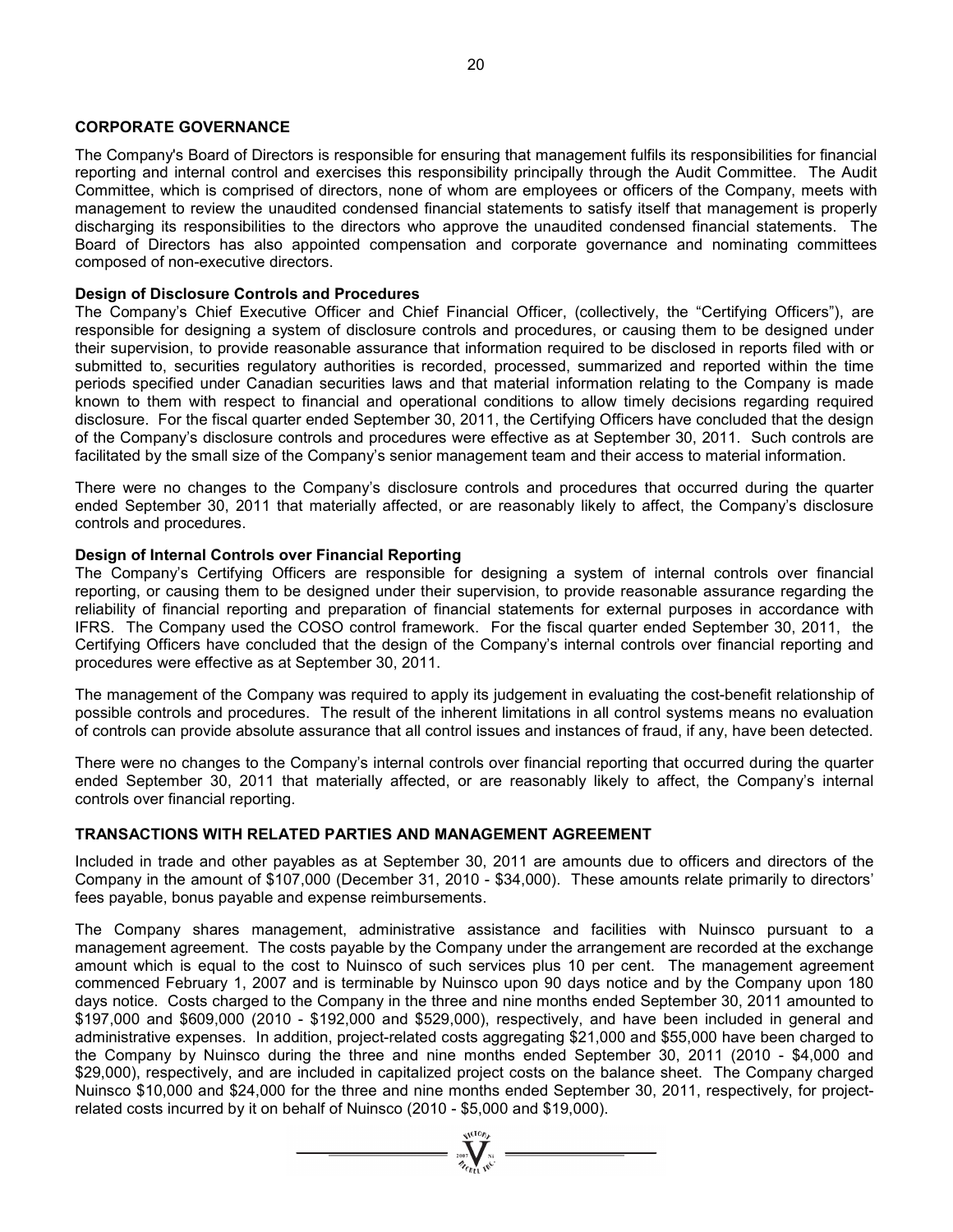## CORPORATE GOVERNANCE

The Company's Board of Directors is responsible for ensuring that management fulfils its responsibilities for financial reporting and internal control and exercises this responsibility principally through the Audit Committee. The Audit Committee, which is comprised of directors, none of whom are employees or officers of the Company, meets with management to review the unaudited condensed financial statements to satisfy itself that management is properly discharging its responsibilities to the directors who approve the unaudited condensed financial statements. The Board of Directors has also appointed compensation and corporate governance and nominating committees composed of non-executive directors.

### Design of Disclosure Controls and Procedures

The Company's Chief Executive Officer and Chief Financial Officer, (collectively, the "Certifying Officers"), are responsible for designing a system of disclosure controls and procedures, or causing them to be designed under their supervision, to provide reasonable assurance that information required to be disclosed in reports filed with or submitted to, securities regulatory authorities is recorded, processed, summarized and reported within the time periods specified under Canadian securities laws and that material information relating to the Company is made known to them with respect to financial and operational conditions to allow timely decisions regarding required disclosure. For the fiscal quarter ended September 30, 2011, the Certifying Officers have concluded that the design of the Company's disclosure controls and procedures were effective as at September 30, 2011. Such controls are facilitated by the small size of the Company's senior management team and their access to material information.

There were no changes to the Company's disclosure controls and procedures that occurred during the quarter ended September 30, 2011 that materially affected, or are reasonably likely to affect, the Company's disclosure controls and procedures.

### Design of Internal Controls over Financial Reporting

The Company's Certifying Officers are responsible for designing a system of internal controls over financial reporting, or causing them to be designed under their supervision, to provide reasonable assurance regarding the reliability of financial reporting and preparation of financial statements for external purposes in accordance with IFRS. The Company used the COSO control framework. For the fiscal quarter ended September 30, 2011, the Certifying Officers have concluded that the design of the Company's internal controls over financial reporting and procedures were effective as at September 30, 2011.

The management of the Company was required to apply its judgement in evaluating the cost-benefit relationship of possible controls and procedures. The result of the inherent limitations in all control systems means no evaluation of controls can provide absolute assurance that all control issues and instances of fraud, if any, have been detected.

There were no changes to the Company's internal controls over financial reporting that occurred during the quarter ended September 30, 2011 that materially affected, or are reasonably likely to affect, the Company's internal controls over financial reporting.

## TRANSACTIONS WITH RELATED PARTIES AND MANAGEMENT AGREEMENT

Included in trade and other payables as at September 30, 2011 are amounts due to officers and directors of the Company in the amount of $107,000 (December 31, 2010 - $34,000). These amounts relate primarily to directors' fees payable, bonus payable and expense reimbursements.

The Company shares management, administrative assistance and facilities with Nuinsco pursuant to a management agreement. The costs payable by the Company under the arrangement are recorded at the exchange amount which is equal to the cost to Nuinsco of such services plus 10 per cent. The management agreement commenced February 1, 2007 and is terminable by Nuinsco upon 90 days notice and by the Company upon 180 days notice. Costs charged to the Company in the three and nine months ended September 30, 2011 amounted to $197,000 and $609,000 (2010 - $192,000 and $529,000), respectively, and have been included in general and administrative expenses. In addition, project-related costs aggregating $21,000 and $55,000 have been charged to the Company by Nuinsco during the three and nine months ended September 30, 2011 (2010 - $4,000 and $29,000), respectively, and are included in capitalized project costs on the balance sheet. The Company charged Nuinsco $10,000 and $24,000 for the three and nine months ended September 30, 2011, respectively, for project-related costs incurred by it on behalf of Nuinsco (2010 - $5,000 and $19,000).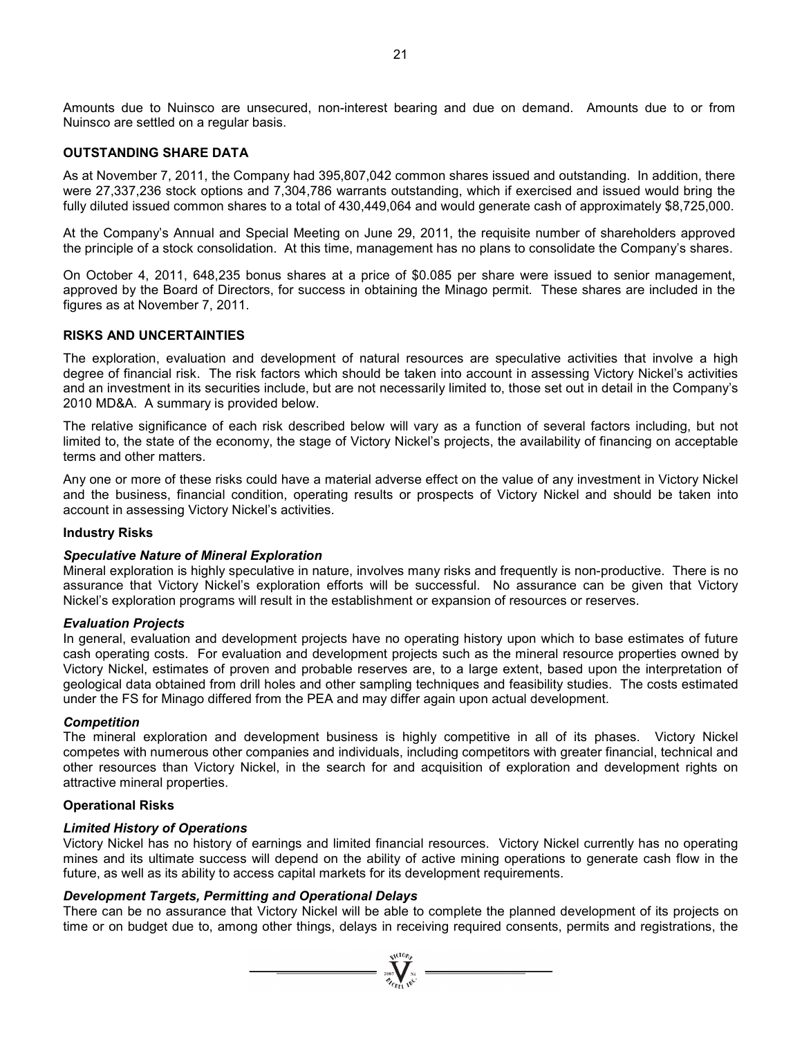Amounts due to Nuinsco are unsecured, non-interest bearing and due on demand. Amounts due to or from Nuinsco are settled on a regular basis.

## OUTSTANDING SHARE DATA

As at November 7, 2011, the Company had 395,807,042 common shares issued and outstanding. In addition, there were 27,337,236 stock options and 7,304,786 warrants outstanding, which if exercised and issued would bring the fully diluted issued common shares to a total of 430,449,064 and would generate cash of approximately $8,725,000.

At the Company's Annual and Special Meeting on June 29, 2011, the requisite number of shareholders approved the principle of a stock consolidation. At this time, management has no plans to consolidate the Company's shares.

On October 4, 2011, 648,235 bonus shares at a price of $0.085 per share were issued to senior management, approved by the Board of Directors, for success in obtaining the Minago permit. These shares are included in the figures as at November 7, 2011.

## RISKS AND UNCERTAINTIES

The exploration, evaluation and development of natural resources are speculative activities that involve a high degree of financial risk. The risk factors which should be taken into account in assessing Victory Nickel's activities and an investment in its securities include, but are not necessarily limited to, those set out in detail in the Company's 2010 MD&A. A summary is provided below.

The relative significance of each risk described below will vary as a function of several factors including, but not limited to, the state of the economy, the stage of Victory Nickel's projects, the availability of financing on acceptable terms and other matters.

Any one or more of these risks could have a material adverse effect on the value of any investment in Victory Nickel and the business, financial condition, operating results or prospects of Victory Nickel and should be taken into account in assessing Victory Nickel's activities.

### Industry Risks

***Speculative Nature of Mineral Exploration***
Mineral exploration is highly speculative in nature, involves many risks and frequently is non-productive. There is no assurance that Victory Nickel's exploration efforts will be successful. No assurance can be given that Victory Nickel's exploration programs will result in the establishment or expansion of resources or reserves.

***Evaluation Projects***
In general, evaluation and development projects have no operating history upon which to base estimates of future cash operating costs. For evaluation and development projects such as the mineral resource properties owned by Victory Nickel, estimates of proven and probable reserves are, to a large extent, based upon the interpretation of geological data obtained from drill holes and other sampling techniques and feasibility studies. The costs estimated under the FS for Minago differed from the PEA and may differ again upon actual development.

***Competition***
The mineral exploration and development business is highly competitive in all of its phases. Victory Nickel competes with numerous other companies and individuals, including competitors with greater financial, technical and other resources than Victory Nickel, in the search for and acquisition of exploration and development rights on attractive mineral properties.

### Operational Risks

***Limited History of Operations***
Victory Nickel has no history of earnings and limited financial resources. Victory Nickel currently has no operating mines and its ultimate success will depend on the ability of active mining operations to generate cash flow in the future, as well as its ability to access capital markets for its development requirements.

***Development Targets, Permitting and Operational Delays***
There can be no assurance that Victory Nickel will be able to complete the planned development of its projects on time or on budget due to, among other things, delays in receiving required consents, permits and registrations, the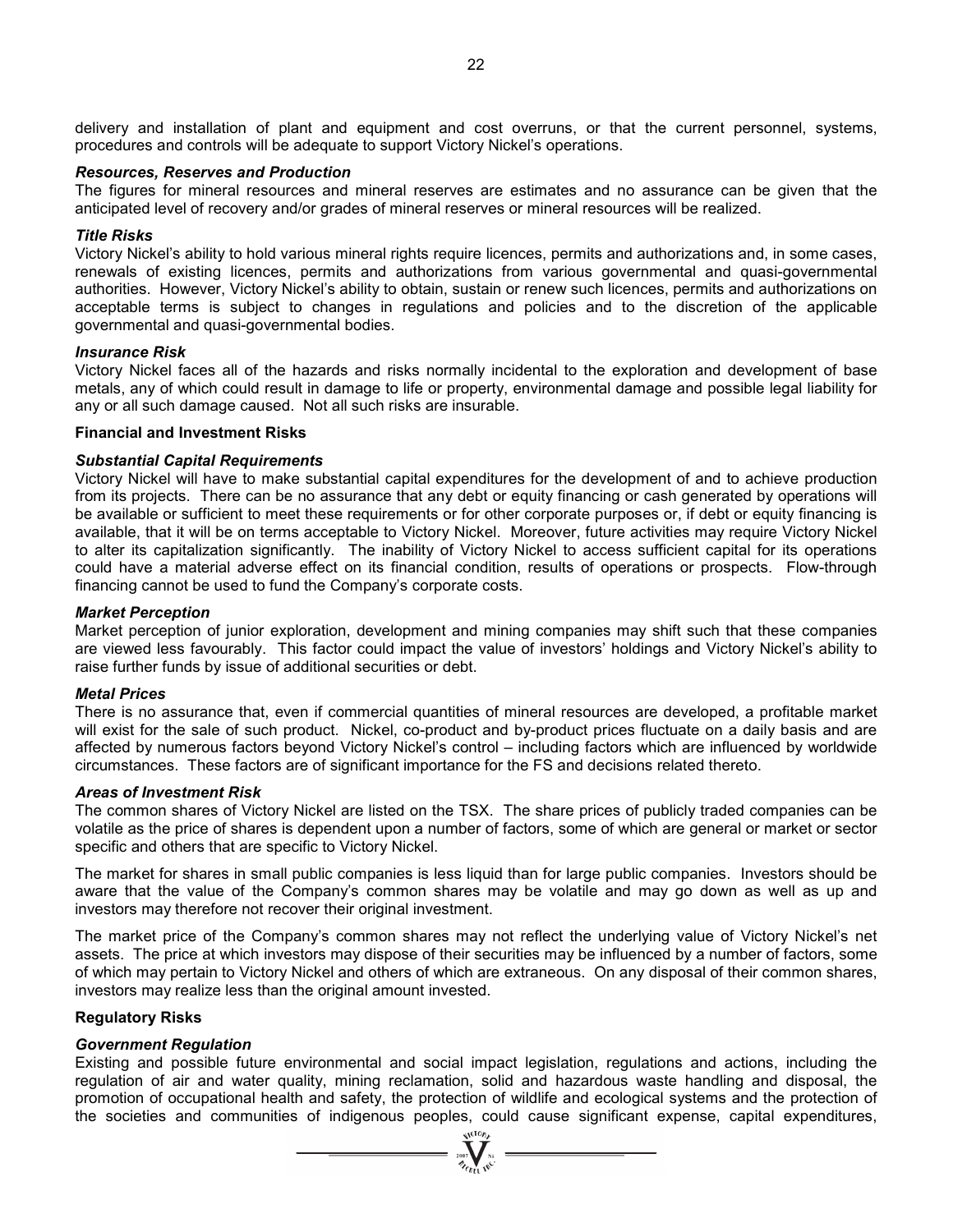delivery and installation of plant and equipment and cost overruns, or that the current personnel, systems, procedures and controls will be adequate to support Victory Nickel's operations.

***Resources, Reserves and Production***

The figures for mineral resources and mineral reserves are estimates and no assurance can be given that the anticipated level of recovery and/or grades of mineral reserves or mineral resources will be realized.

***Title Risks***

Victory Nickel's ability to hold various mineral rights require licences, permits and authorizations and, in some cases, renewals of existing licences, permits and authorizations from various governmental and quasi-governmental authorities. However, Victory Nickel's ability to obtain, sustain or renew such licences, permits and authorizations on acceptable terms is subject to changes in regulations and policies and to the discretion of the applicable governmental and quasi-governmental bodies.

***Insurance Risk***

Victory Nickel faces all of the hazards and risks normally incidental to the exploration and development of base metals, any of which could result in damage to life or property, environmental damage and possible legal liability for any or all such damage caused. Not all such risks are insurable.

**Financial and Investment Risks**

***Substantial Capital Requirements***

Victory Nickel will have to make substantial capital expenditures for the development of and to achieve production from its projects. There can be no assurance that any debt or equity financing or cash generated by operations will be available or sufficient to meet these requirements or for other corporate purposes or, if debt or equity financing is available, that it will be on terms acceptable to Victory Nickel. Moreover, future activities may require Victory Nickel to alter its capitalization significantly. The inability of Victory Nickel to access sufficient capital for its operations could have a material adverse effect on its financial condition, results of operations or prospects. Flow-through financing cannot be used to fund the Company's corporate costs.

***Market Perception***

Market perception of junior exploration, development and mining companies may shift such that these companies are viewed less favourably. This factor could impact the value of investors' holdings and Victory Nickel's ability to raise further funds by issue of additional securities or debt.

***Metal Prices***

There is no assurance that, even if commercial quantities of mineral resources are developed, a profitable market will exist for the sale of such product. Nickel, co-product and by-product prices fluctuate on a daily basis and are affected by numerous factors beyond Victory Nickel's control – including factors which are influenced by worldwide circumstances. These factors are of significant importance for the FS and decisions related thereto.

***Areas of Investment Risk***

The common shares of Victory Nickel are listed on the TSX. The share prices of publicly traded companies can be volatile as the price of shares is dependent upon a number of factors, some of which are general or market or sector specific and others that are specific to Victory Nickel.

The market for shares in small public companies is less liquid than for large public companies. Investors should be aware that the value of the Company's common shares may be volatile and may go down as well as up and investors may therefore not recover their original investment.

The market price of the Company's common shares may not reflect the underlying value of Victory Nickel's net assets. The price at which investors may dispose of their securities may be influenced by a number of factors, some of which may pertain to Victory Nickel and others of which are extraneous. On any disposal of their common shares, investors may realize less than the original amount invested.

**Regulatory Risks**

***Government Regulation***

Existing and possible future environmental and social impact legislation, regulations and actions, including the regulation of air and water quality, mining reclamation, solid and hazardous waste handling and disposal, the promotion of occupational health and safety, the protection of wildlife and ecological systems and the protection of the societies and communities of indigenous peoples, could cause significant expense, capital expenditures,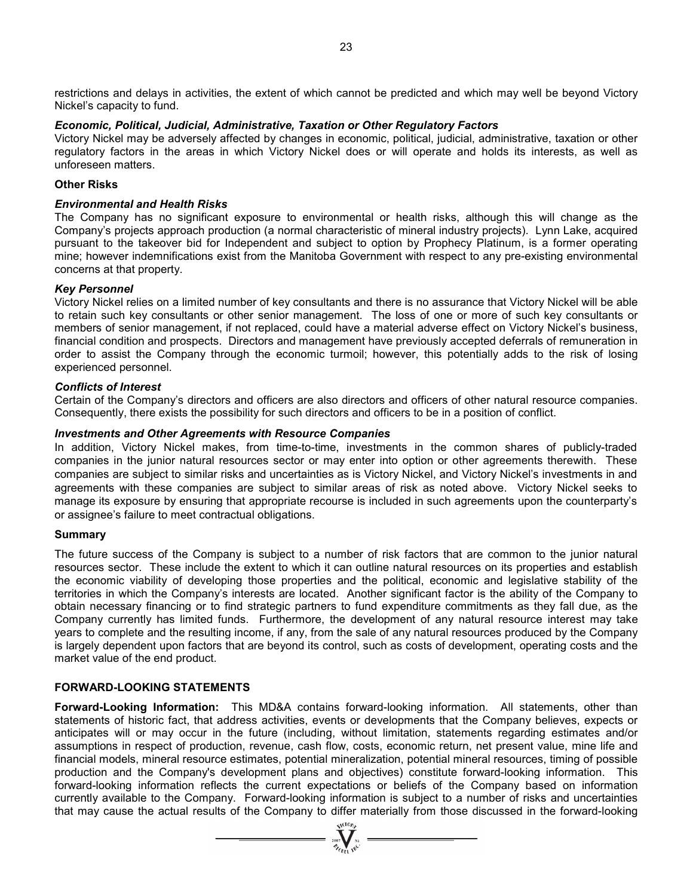restrictions and delays in activities, the extent of which cannot be predicted and which may well be beyond Victory Nickel's capacity to fund.

***Economic, Political, Judicial, Administrative, Taxation or Other Regulatory Factors***

Victory Nickel may be adversely affected by changes in economic, political, judicial, administrative, taxation or other regulatory factors in the areas in which Victory Nickel does or will operate and holds its interests, as well as unforeseen matters.

**Other Risks**

***Environmental and Health Risks***

The Company has no significant exposure to environmental or health risks, although this will change as the Company's projects approach production (a normal characteristic of mineral industry projects). Lynn Lake, acquired pursuant to the takeover bid for Independent and subject to option by Prophecy Platinum, is a former operating mine; however indemnifications exist from the Manitoba Government with respect to any pre-existing environmental concerns at that property.

***Key Personnel***

Victory Nickel relies on a limited number of key consultants and there is no assurance that Victory Nickel will be able to retain such key consultants or other senior management. The loss of one or more of such key consultants or members of senior management, if not replaced, could have a material adverse effect on Victory Nickel's business, financial condition and prospects. Directors and management have previously accepted deferrals of remuneration in order to assist the Company through the economic turmoil; however, this potentially adds to the risk of losing experienced personnel.

***Conflicts of Interest***

Certain of the Company's directors and officers are also directors and officers of other natural resource companies. Consequently, there exists the possibility for such directors and officers to be in a position of conflict.

***Investments and Other Agreements with Resource Companies***

In addition, Victory Nickel makes, from time-to-time, investments in the common shares of publicly-traded companies in the junior natural resources sector or may enter into option or other agreements therewith. These companies are subject to similar risks and uncertainties as is Victory Nickel, and Victory Nickel's investments in and agreements with these companies are subject to similar areas of risk as noted above. Victory Nickel seeks to manage its exposure by ensuring that appropriate recourse is included in such agreements upon the counterparty's or assignee's failure to meet contractual obligations.

**Summary**

The future success of the Company is subject to a number of risk factors that are common to the junior natural resources sector. These include the extent to which it can outline natural resources on its properties and establish the economic viability of developing those properties and the political, economic and legislative stability of the territories in which the Company's interests are located. Another significant factor is the ability of the Company to obtain necessary financing or to find strategic partners to fund expenditure commitments as they fall due, as the Company currently has limited funds. Furthermore, the development of any natural resource interest may take years to complete and the resulting income, if any, from the sale of any natural resources produced by the Company is largely dependent upon factors that are beyond its control, such as costs of development, operating costs and the market value of the end product.

## FORWARD-LOOKING STATEMENTS

**Forward-Looking Information:** This MD&A contains forward-looking information. All statements, other than statements of historic fact, that address activities, events or developments that the Company believes, expects or anticipates will or may occur in the future (including, without limitation, statements regarding estimates and/or assumptions in respect of production, revenue, cash flow, costs, economic return, net present value, mine life and financial models, mineral resource estimates, potential mineralization, potential mineral resources, timing of possible production and the Company's development plans and objectives) constitute forward-looking information. This forward-looking information reflects the current expectations or beliefs of the Company based on information currently available to the Company. Forward-looking information is subject to a number of risks and uncertainties that may cause the actual results of the Company to differ materially from those discussed in the forward-looking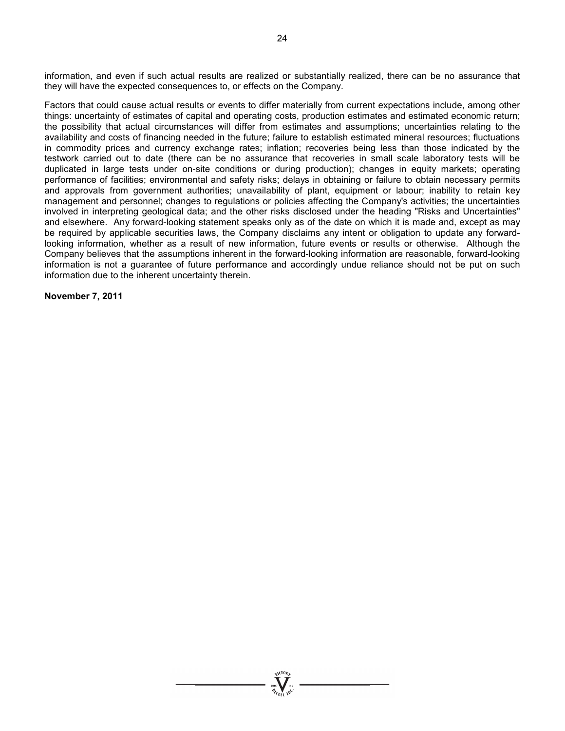information, and even if such actual results are realized or substantially realized, there can be no assurance that they will have the expected consequences to, or effects on the Company.

Factors that could cause actual results or events to differ materially from current expectations include, among other things: uncertainty of estimates of capital and operating costs, production estimates and estimated economic return; the possibility that actual circumstances will differ from estimates and assumptions; uncertainties relating to the availability and costs of financing needed in the future; failure to establish estimated mineral resources; fluctuations in commodity prices and currency exchange rates; inflation; recoveries being less than those indicated by the testwork carried out to date (there can be no assurance that recoveries in small scale laboratory tests will be duplicated in large tests under on-site conditions or during production); changes in equity markets; operating performance of facilities; environmental and safety risks; delays in obtaining or failure to obtain necessary permits and approvals from government authorities; unavailability of plant, equipment or labour; inability to retain key management and personnel; changes to regulations or policies affecting the Company's activities; the uncertainties involved in interpreting geological data; and the other risks disclosed under the heading "Risks and Uncertainties" and elsewhere. Any forward-looking statement speaks only as of the date on which it is made and, except as may be required by applicable securities laws, the Company disclaims any intent or obligation to update any forward-looking information, whether as a result of new information, future events or results or otherwise. Although the Company believes that the assumptions inherent in the forward-looking information are reasonable, forward-looking information is not a guarantee of future performance and accordingly undue reliance should not be put on such information due to the inherent uncertainty therein.

**November 7, 2011**